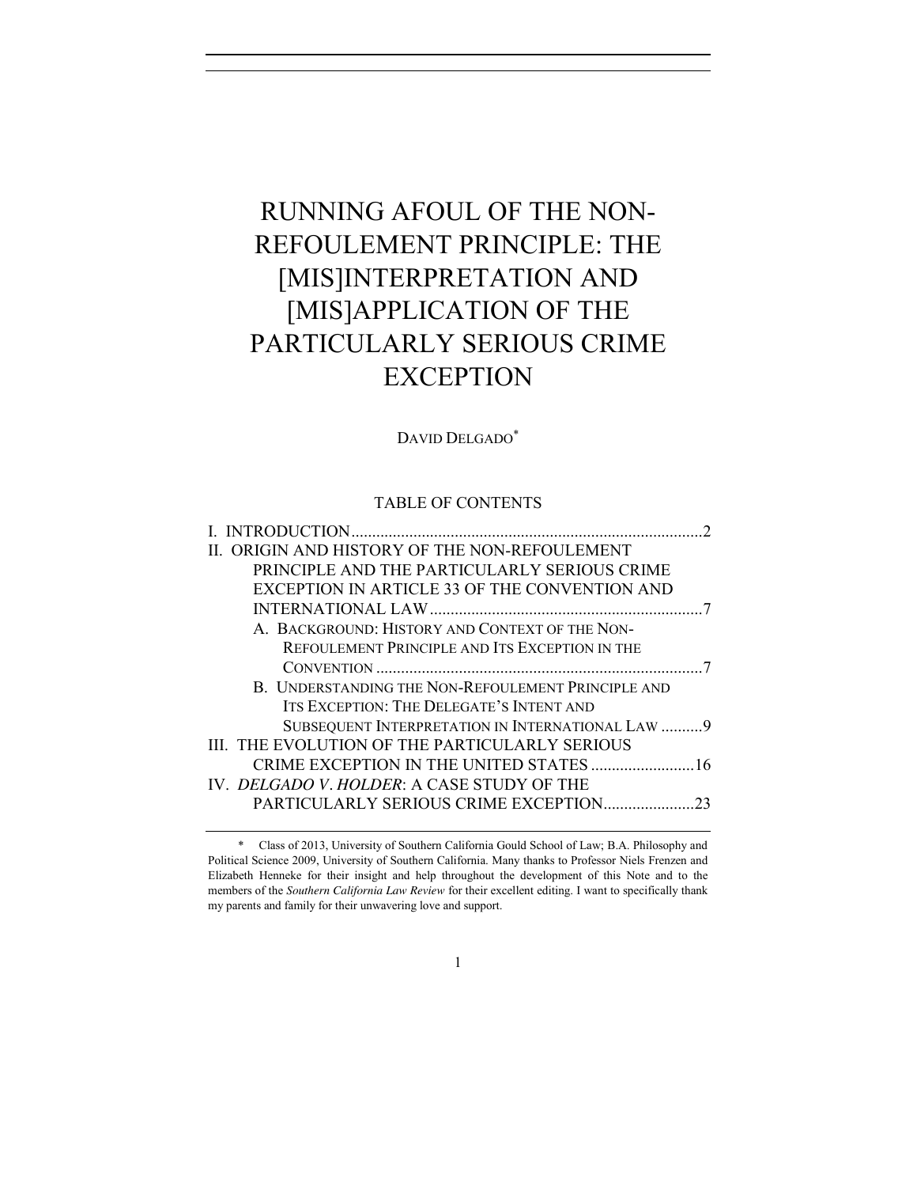# RUNNING AFOUL OF THE NON-REFOULEMENT PRINCIPLE: THE [MIS]INTERPRETATION AND [MIS]APPLICATION OF THE PARTICULARLY SERIOUS CRIME EXCEPTION

DAVID DELGADO*

TABLE OF CONTENTS

I. INTRODUCTION ....................................................................................2

II. ORIGIN AND HISTORY OF THE NON-REFOULEMENT PRINCIPLE AND THE PARTICULARLY SERIOUS CRIME EXCEPTION IN ARTICLE 33 OF THE CONVENTION AND INTERNATIONAL LAW ..................................................................7

- A. BACKGROUND: HISTORY AND CONTEXT OF THE NON-REFOULEMENT PRINCIPLE AND ITS EXCEPTION IN THE CONVENTION ...............................................................................7
- B. UNDERSTANDING THE NON-REFOULEMENT PRINCIPLE AND ITS EXCEPTION: THE DELEGATE'S INTENT AND SUBSEQUENT INTERPRETATION IN INTERNATIONAL LAW ..........9

III. THE EVOLUTION OF THE PARTICULARLY SERIOUS CRIME EXCEPTION IN THE UNITED STATES .........................16

IV. *DELGADO V. HOLDER*: A CASE STUDY OF THE PARTICULARLY SERIOUS CRIME EXCEPTION......................23

---

\* Class of 2013, University of Southern California Gould School of Law; B.A. Philosophy and Political Science 2009, University of Southern California. Many thanks to Professor Niels Frenzen and Elizabeth Henneke for their insight and help throughout the development of this Note and to the members of the *Southern California Law Review* for their excellent editing. I want to specifically thank my parents and family for their unwavering love and support.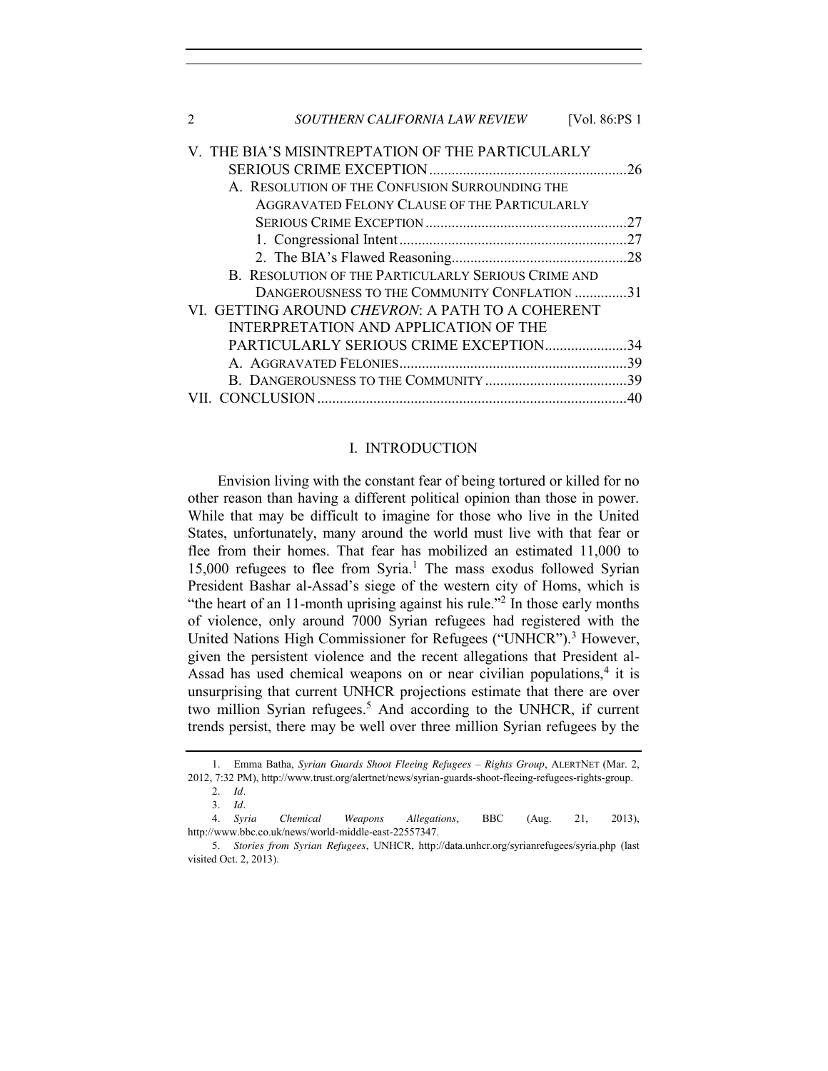V. THE BIA'S MISINTREPTATION OF THE PARTICULARLY SERIOUS CRIME EXCEPTION ..................... 26
  A. RESOLUTION OF THE CONFUSION SURROUNDING THE AGGRAVATED FELONY CLAUSE OF THE PARTICULARLY SERIOUS CRIME EXCEPTION ..................... 27
    1. Congressional Intent ..................... 27
    2. The BIA's Flawed Reasoning ..................... 28
  B. RESOLUTION OF THE PARTICULARLY SERIOUS CRIME AND DANGEROUSNESS TO THE COMMUNITY CONFLATION ..................... 31

VI. GETTING AROUND *CHEVRON*: A PATH TO A COHERENT INTERPRETATION AND APPLICATION OF THE PARTICULARLY SERIOUS CRIME EXCEPTION ..................... 34
  A. AGGRAVATED FELONIES ..................... 39
  B. DANGEROUSNESS TO THE COMMUNITY ..................... 39

VII. CONCLUSION ..................... 40

# I. INTRODUCTION

Envision living with the constant fear of being tortured or killed for no other reason than having a different political opinion than those in power. While that may be difficult to imagine for those who live in the United States, unfortunately, many around the world must live with that fear or flee from their homes. That fear has mobilized an estimated 11,000 to 15,000 refugees to flee from Syria.[1] The mass exodus followed Syrian President Bashar al-Assad's siege of the western city of Homs, which is "the heart of an 11-month uprising against his rule."[2] In those early months of violence, only around 7000 Syrian refugees had registered with the United Nations High Commissioner for Refugees ("UNHCR").[3] However, given the persistent violence and the recent allegations that President al-Assad has used chemical weapons on or near civilian populations,[4] it is unsurprising that current UNHCR projections estimate that there are over two million Syrian refugees.[5] And according to the UNHCR, if current trends persist, there may be well over three million Syrian refugees by the

---

1. Emma Batha, *Syrian Guards Shoot Fleeing Refugees – Rights Group*, ALERTNET (Mar. 2, 2012, 7:32 PM), http://www.trust.org/alertnet/news/syrian-guards-shoot-fleeing-refugees-rights-group.

2. *Id*.

3. *Id*.

4. *Syria Chemical Weapons Allegations*, BBC (Aug. 21, 2013), http://www.bbc.co.uk/news/world-middle-east-22557347.

5. *Stories from Syrian Refugees*, UNHCR, http://data.unhcr.org/syrianrefugees/syria.php (last visited Oct. 2, 2013).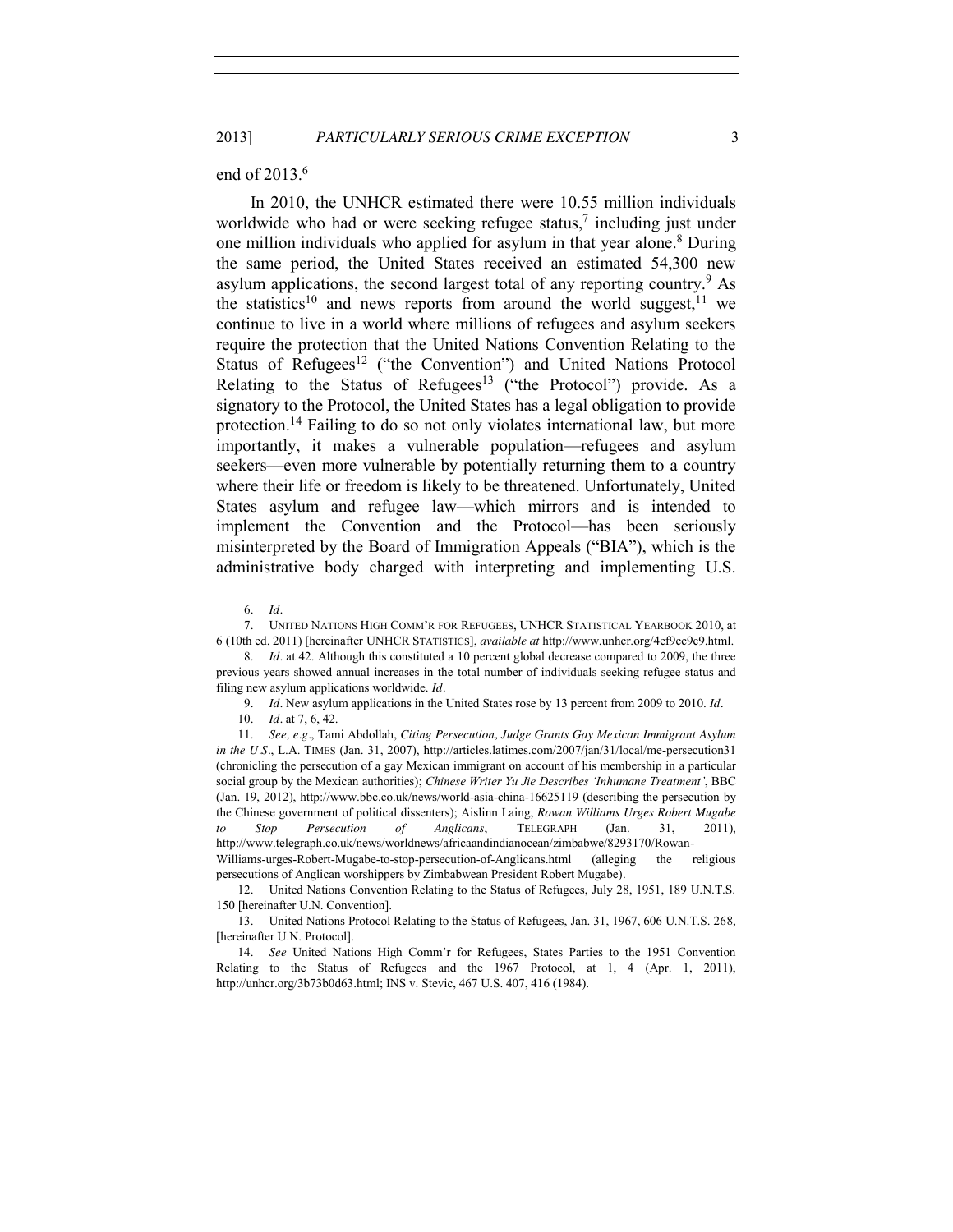end of 2013.[6]

In 2010, the UNHCR estimated there were 10.55 million individuals worldwide who had or were seeking refugee status,[7] including just under one million individuals who applied for asylum in that year alone.[8] During the same period, the United States received an estimated 54,300 new asylum applications, the second largest total of any reporting country.[9] As the statistics[10] and news reports from around the world suggest,[11] we continue to live in a world where millions of refugees and asylum seekers require the protection that the United Nations Convention Relating to the Status of Refugees[12] ("the Convention") and United Nations Protocol Relating to the Status of Refugees[13] ("the Protocol") provide. As a signatory to the Protocol, the United States has a legal obligation to provide protection.[14] Failing to do so not only violates international law, but more importantly, it makes a vulnerable population—refugees and asylum seekers—even more vulnerable by potentially returning them to a country where their life or freedom is likely to be threatened. Unfortunately, United States asylum and refugee law—which mirrors and is intended to implement the Convention and the Protocol—has been seriously misinterpreted by the Board of Immigration Appeals ("BIA"), which is the administrative body charged with interpreting and implementing U.S.

---

6. *Id*.

7. UNITED NATIONS HIGH COMM'R FOR REFUGEES, UNHCR STATISTICAL YEARBOOK 2010, at 6 (10th ed. 2011) [hereinafter UNHCR STATISTICS], *available at* http://www.unhcr.org/4ef9cc9c9.html.

8. *Id*. at 42. Although this constituted a 10 percent global decrease compared to 2009, the three previous years showed annual increases in the total number of individuals seeking refugee status and filing new asylum applications worldwide. *Id*.

9. *Id*. New asylum applications in the United States rose by 13 percent from 2009 to 2010. *Id*.

10. *Id*. at 7, 6, 42.

11. *See, e.g*., Tami Abdollah, *Citing Persecution, Judge Grants Gay Mexican Immigrant Asylum in the U.S*., L.A. TIMES (Jan. 31, 2007), http://articles.latimes.com/2007/jan/31/local/me-persecution31 (chronicling the persecution of a gay Mexican immigrant on account of his membership in a particular social group by the Mexican authorities); *Chinese Writer Yu Jie Describes 'Inhumane Treatment'*, BBC (Jan. 19, 2012), http://www.bbc.co.uk/news/world-asia-china-16625119 (describing the persecution by the Chinese government of political dissenters); Aislinn Laing, *Rowan Williams Urges Robert Mugabe to Stop Persecution of Anglicans*, TELEGRAPH (Jan. 31, 2011), http://www.telegraph.co.uk/news/worldnews/africaandindianocean/zimbabwe/8293170/Rowan-Williams-urges-Robert-Mugabe-to-stop-persecution-of-Anglicans.html (alleging the religious persecutions of Anglican worshippers by Zimbabwean President Robert Mugabe).

12. United Nations Convention Relating to the Status of Refugees, July 28, 1951, 189 U.N.T.S. 150 [hereinafter U.N. Convention].

13. United Nations Protocol Relating to the Status of Refugees, Jan. 31, 1967, 606 U.N.T.S. 268, [hereinafter U.N. Protocol].

14. *See* United Nations High Comm'r for Refugees, States Parties to the 1951 Convention Relating to the Status of Refugees and the 1967 Protocol, at 1, 4 (Apr. 1, 2011), http://unhcr.org/3b73b0d63.html; INS v. Stevic, 467 U.S. 407, 416 (1984).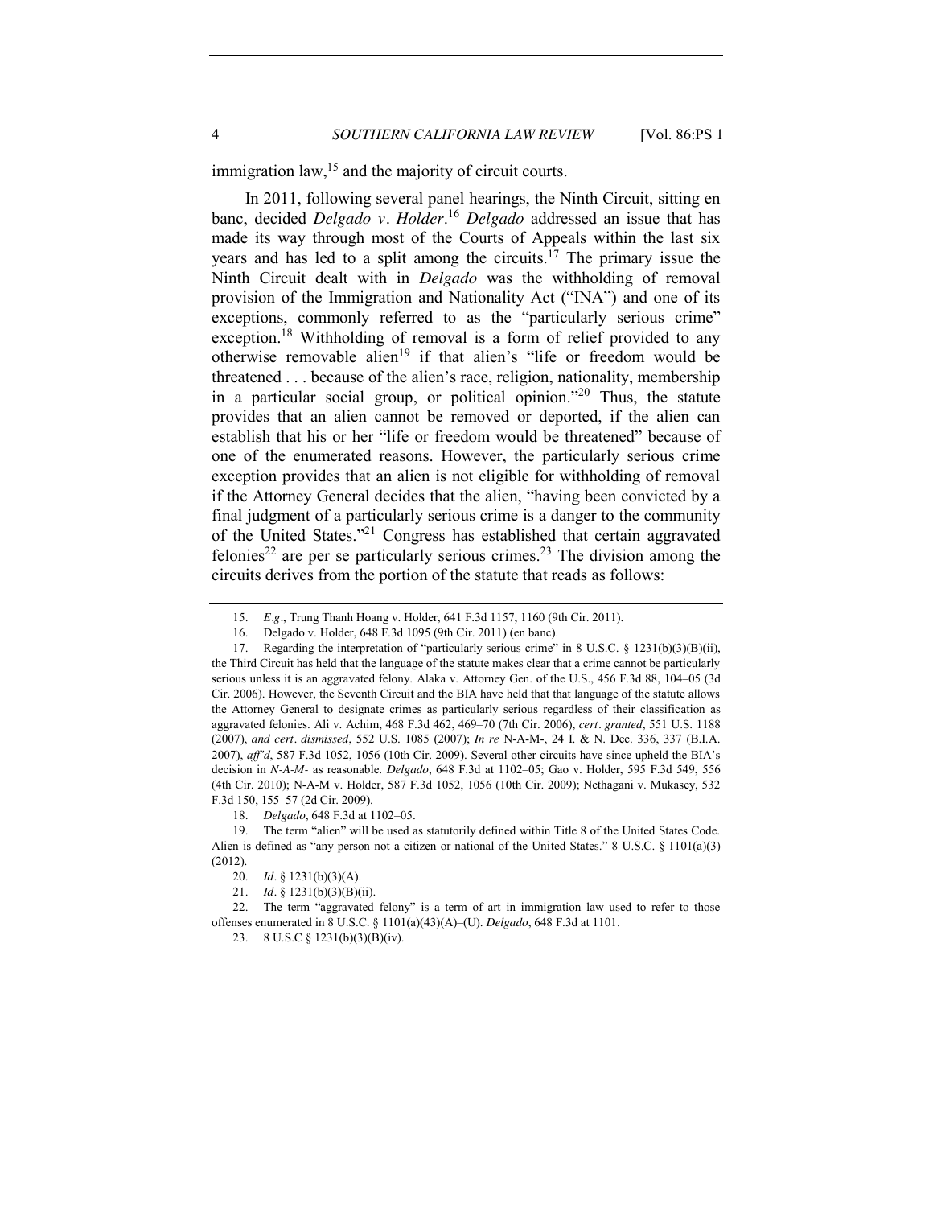immigration law,[15] and the majority of circuit courts.

In 2011, following several panel hearings, the Ninth Circuit, sitting en banc, decided *Delgado v. Holder*.[16] *Delgado* addressed an issue that has made its way through most of the Courts of Appeals within the last six years and has led to a split among the circuits.[17] The primary issue the Ninth Circuit dealt with in *Delgado* was the withholding of removal provision of the Immigration and Nationality Act ("INA") and one of its exceptions, commonly referred to as the "particularly serious crime" exception.[18] Withholding of removal is a form of relief provided to any otherwise removable alien[19] if that alien's "life or freedom would be threatened . . . because of the alien's race, religion, nationality, membership in a particular social group, or political opinion."[20] Thus, the statute provides that an alien cannot be removed or deported, if the alien can establish that his or her "life or freedom would be threatened" because of one of the enumerated reasons. However, the particularly serious crime exception provides that an alien is not eligible for withholding of removal if the Attorney General decides that the alien, "having been convicted by a final judgment of a particularly serious crime is a danger to the community of the United States."[21] Congress has established that certain aggravated felonies[22] are per se particularly serious crimes.[23] The division among the circuits derives from the portion of the statute that reads as follows:

---

15. *E.g.*, Trung Thanh Hoang v. Holder, 641 F.3d 1157, 1160 (9th Cir. 2011).

16. Delgado v. Holder, 648 F.3d 1095 (9th Cir. 2011) (en banc).

17. Regarding the interpretation of "particularly serious crime" in 8 U.S.C. § 1231(b)(3)(B)(ii), the Third Circuit has held that the language of the statute makes clear that a crime cannot be particularly serious unless it is an aggravated felony. Alaka v. Attorney Gen. of the U.S., 456 F.3d 88, 104–05 (3d Cir. 2006). However, the Seventh Circuit and the BIA have held that that language of the statute allows the Attorney General to designate crimes as particularly serious regardless of their classification as aggravated felonies. Ali v. Achim, 468 F.3d 462, 469–70 (7th Cir. 2006), *cert. granted*, 551 U.S. 1188 (2007), *and cert. dismissed*, 552 U.S. 1085 (2007); *In re* N-A-M-, 24 I. & N. Dec. 336, 337 (B.I.A. 2007), *aff'd*, 587 F.3d 1052, 1056 (10th Cir. 2009). Several other circuits have since upheld the BIA's decision in *N-A-M-* as reasonable. *Delgado*, 648 F.3d at 1102–05; Gao v. Holder, 595 F.3d 549, 556 (4th Cir. 2010); N-A-M v. Holder, 587 F.3d 1052, 1056 (10th Cir. 2009); Nethagani v. Mukasey, 532 F.3d 150, 155–57 (2d Cir. 2009).

18. *Delgado*, 648 F.3d at 1102–05.

19. The term "alien" will be used as statutorily defined within Title 8 of the United States Code. Alien is defined as "any person not a citizen or national of the United States." 8 U.S.C. § 1101(a)(3) (2012).

20. *Id*. § 1231(b)(3)(A).

21. *Id*. § 1231(b)(3)(B)(ii).

22. The term "aggravated felony" is a term of art in immigration law used to refer to those offenses enumerated in 8 U.S.C. § 1101(a)(43)(A)–(U). *Delgado*, 648 F.3d at 1101.

23. 8 U.S.C § 1231(b)(3)(B)(iv).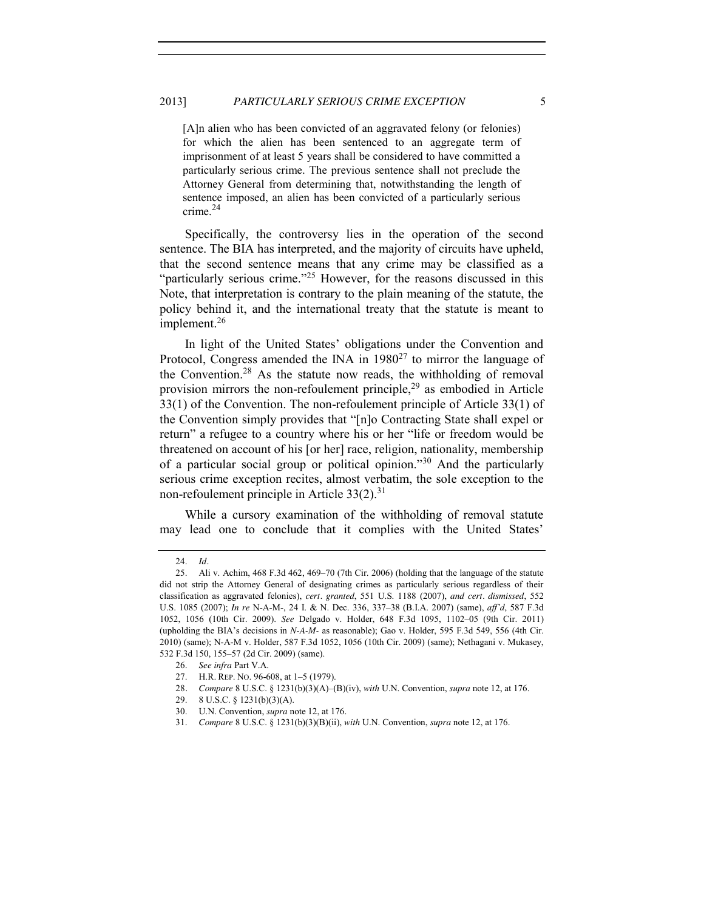> [A]n alien who has been convicted of an aggravated felony (or felonies) for which the alien has been sentenced to an aggregate term of imprisonment of at least 5 years shall be considered to have committed a particularly serious crime. The previous sentence shall not preclude the Attorney General from determining that, notwithstanding the length of sentence imposed, an alien has been convicted of a particularly serious crime.[24]

Specifically, the controversy lies in the operation of the second sentence. The BIA has interpreted, and the majority of circuits have upheld, that the second sentence means that any crime may be classified as a "particularly serious crime."[25] However, for the reasons discussed in this Note, that interpretation is contrary to the plain meaning of the statute, the policy behind it, and the international treaty that the statute is meant to implement.[26]

In light of the United States' obligations under the Convention and Protocol, Congress amended the INA in 1980[27] to mirror the language of the Convention.[28] As the statute now reads, the withholding of removal provision mirrors the non-refoulement principle,[29] as embodied in Article 33(1) of the Convention. The non-refoulement principle of Article 33(1) of the Convention simply provides that "[n]o Contracting State shall expel or return" a refugee to a country where his or her "life or freedom would be threatened on account of his [or her] race, religion, nationality, membership of a particular social group or political opinion."[30] And the particularly serious crime exception recites, almost verbatim, the sole exception to the non-refoulement principle in Article 33(2).[31]

While a cursory examination of the withholding of removal statute may lead one to conclude that it complies with the United States'

---

24. *Id*.

25. Ali v. Achim, 468 F.3d 462, 469–70 (7th Cir. 2006) (holding that the language of the statute did not strip the Attorney General of designating crimes as particularly serious regardless of their classification as aggravated felonies), *cert*. *granted*, 551 U.S. 1188 (2007), *and cert*. *dismissed*, 552 U.S. 1085 (2007); *In re* N-A-M-, 24 I. & N. Dec. 336, 337–38 (B.I.A. 2007) (same), *aff'd*, 587 F.3d 1052, 1056 (10th Cir. 2009). *See* Delgado v. Holder, 648 F.3d 1095, 1102–05 (9th Cir. 2011) (upholding the BIA's decisions in *N-A-M-* as reasonable); Gao v. Holder, 595 F.3d 549, 556 (4th Cir. 2010) (same); N-A-M v. Holder, 587 F.3d 1052, 1056 (10th Cir. 2009) (same); Nethagani v. Mukasey, 532 F.3d 150, 155–57 (2d Cir. 2009) (same).

26. *See infra* Part V.A.

27. H.R. REP. NO. 96-608, at 1–5 (1979).

28. *Compare* 8 U.S.C. § 1231(b)(3)(A)–(B)(iv), *with* U.N. Convention, *supra* note 12, at 176.

29. 8 U.S.C. § 1231(b)(3)(A).

30. U.N. Convention, *supra* note 12, at 176.

31. *Compare* 8 U.S.C. § 1231(b)(3)(B)(ii), *with* U.N. Convention, *supra* note 12, at 176.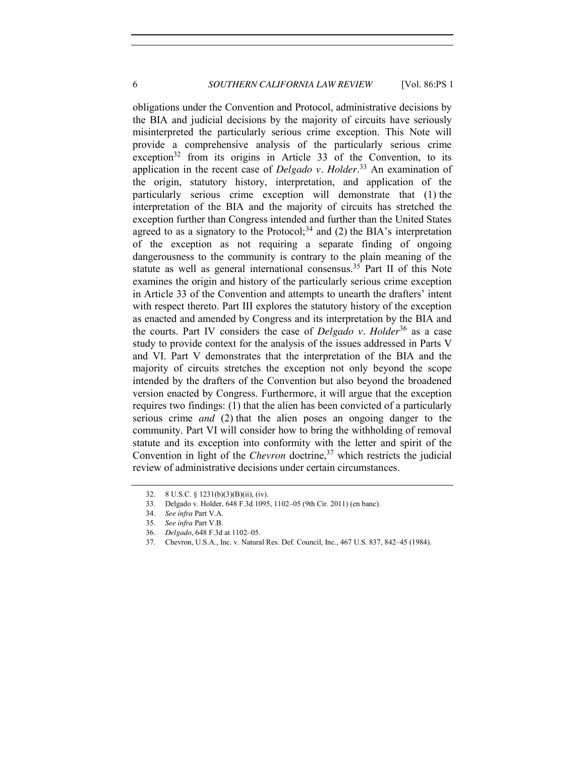obligations under the Convention and Protocol, administrative decisions by the BIA and judicial decisions by the majority of circuits have seriously misinterpreted the particularly serious crime exception. This Note will provide a comprehensive analysis of the particularly serious crime exception[32] from its origins in Article 33 of the Convention, to its application in the recent case of *Delgado v. Holder*.[33] An examination of the origin, statutory history, interpretation, and application of the particularly serious crime exception will demonstrate that (1) the interpretation of the BIA and the majority of circuits has stretched the exception further than Congress intended and further than the United States agreed to as a signatory to the Protocol;[34] and (2) the BIA's interpretation of the exception as not requiring a separate finding of ongoing dangerousness to the community is contrary to the plain meaning of the statute as well as general international consensus.[35] Part II of this Note examines the origin and history of the particularly serious crime exception in Article 33 of the Convention and attempts to unearth the drafters' intent with respect thereto. Part III explores the statutory history of the exception as enacted and amended by Congress and its interpretation by the BIA and the courts. Part IV considers the case of *Delgado v. Holder*[36] as a case study to provide context for the analysis of the issues addressed in Parts V and VI. Part V demonstrates that the interpretation of the BIA and the majority of circuits stretches the exception not only beyond the scope intended by the drafters of the Convention but also beyond the broadened version enacted by Congress. Furthermore, it will argue that the exception requires two findings: (1) that the alien has been convicted of a particularly serious crime *and* (2) that the alien poses an ongoing danger to the community. Part VI will consider how to bring the withholding of removal statute and its exception into conformity with the letter and spirit of the Convention in light of the *Chevron* doctrine,[37] which restricts the judicial review of administrative decisions under certain circumstances.

32. 8 U.S.C. § 1231(b)(3)(B)(ii), (iv).

33. Delgado v. Holder, 648 F.3d 1095, 1102–05 (9th Cir. 2011) (en banc).

34. *See infra* Part V.A.

35. *See infra* Part V.B.

36. *Delgado*, 648 F.3d at 1102–05.

37. Chevron, U.S.A., Inc. v. Natural Res. Def. Council, Inc., 467 U.S. 837, 842–45 (1984).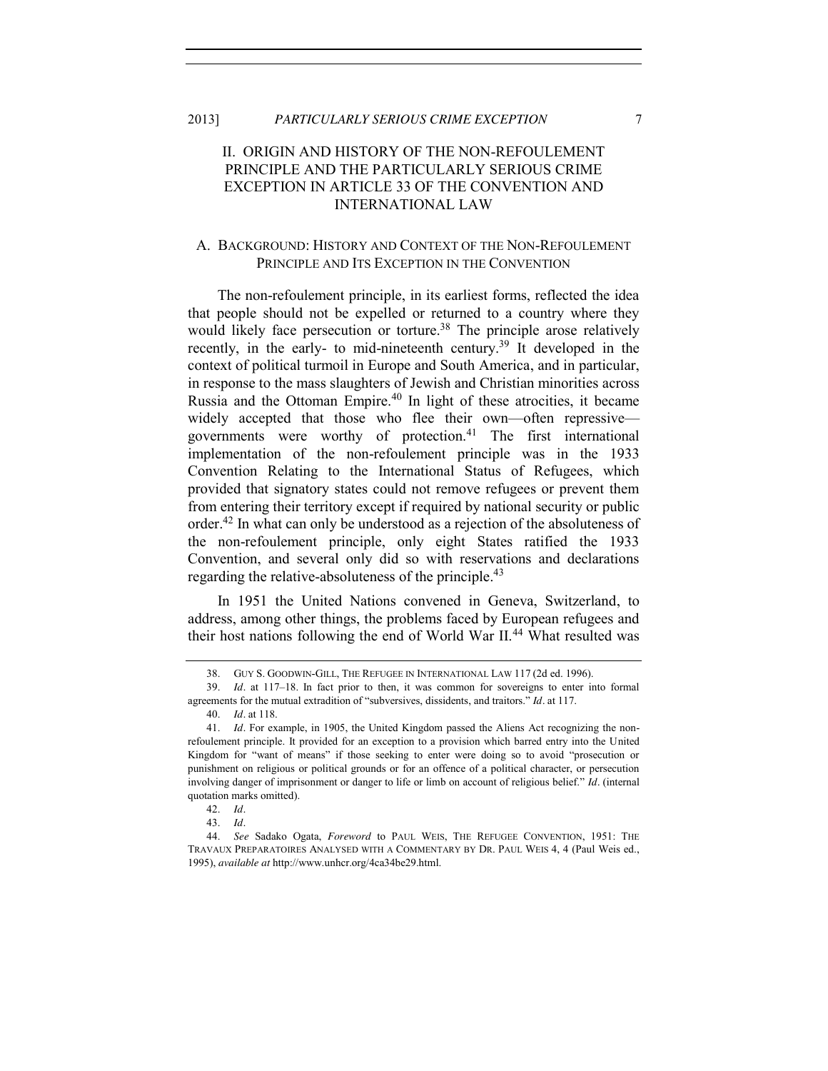## II. ORIGIN AND HISTORY OF THE NON-REFOULEMENT PRINCIPLE AND THE PARTICULARLY SERIOUS CRIME EXCEPTION IN ARTICLE 33 OF THE CONVENTION AND INTERNATIONAL LAW

### A. BACKGROUND: HISTORY AND CONTEXT OF THE NON-REFOULEMENT PRINCIPLE AND ITS EXCEPTION IN THE CONVENTION

The non-refoulement principle, in its earliest forms, reflected the idea that people should not be expelled or returned to a country where they would likely face persecution or torture.[38] The principle arose relatively recently, in the early- to mid-nineteenth century.[39] It developed in the context of political turmoil in Europe and South America, and in particular, in response to the mass slaughters of Jewish and Christian minorities across Russia and the Ottoman Empire.[40] In light of these atrocities, it became widely accepted that those who flee their own—often repressive—governments were worthy of protection.[41] The first international implementation of the non-refoulement principle was in the 1933 Convention Relating to the International Status of Refugees, which provided that signatory states could not remove refugees or prevent them from entering their territory except if required by national security or public order.[42] In what can only be understood as a rejection of the absoluteness of the non-refoulement principle, only eight States ratified the 1933 Convention, and several only did so with reservations and declarations regarding the relative-absoluteness of the principle.[43]

In 1951 the United Nations convened in Geneva, Switzerland, to address, among other things, the problems faced by European refugees and their host nations following the end of World War II.[44] What resulted was

---

38. GUY S. GOODWIN-GILL, THE REFUGEE IN INTERNATIONAL LAW 117 (2d ed. 1996).

39. *Id*. at 117–18. In fact prior to then, it was common for sovereigns to enter into formal agreements for the mutual extradition of "subversives, dissidents, and traitors." *Id*. at 117.

40. *Id*. at 118.

41. *Id*. For example, in 1905, the United Kingdom passed the Aliens Act recognizing the non-refoulement principle. It provided for an exception to a provision which barred entry into the United Kingdom for "want of means" if those seeking to enter were doing so to avoid "prosecution or punishment on religious or political grounds or for an offence of a political character, or persecution involving danger of imprisonment or danger to life or limb on account of religious belief." *Id*. (internal quotation marks omitted).

42. *Id*.

43. *Id*.

44. *See* Sadako Ogata, *Foreword* to PAUL WEIS, THE REFUGEE CONVENTION, 1951: THE TRAVAUX PREPARATOIRES ANALYSED WITH A COMMENTARY BY DR. PAUL WEIS 4, 4 (Paul Weis ed., 1995), *available at* http://www.unhcr.org/4ca34be29.html.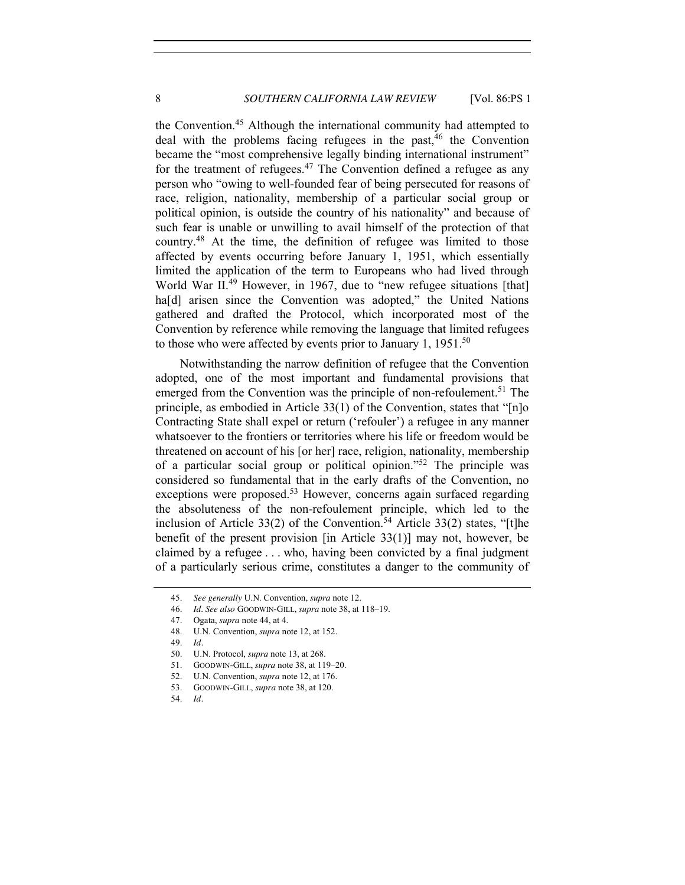the Convention.[45] Although the international community had attempted to deal with the problems facing refugees in the past,[46] the Convention became the "most comprehensive legally binding international instrument" for the treatment of refugees.[47] The Convention defined a refugee as any person who "owing to well-founded fear of being persecuted for reasons of race, religion, nationality, membership of a particular social group or political opinion, is outside the country of his nationality" and because of such fear is unable or unwilling to avail himself of the protection of that country.[48] At the time, the definition of refugee was limited to those affected by events occurring before January 1, 1951, which essentially limited the application of the term to Europeans who had lived through World War II.[49] However, in 1967, due to "new refugee situations [that] ha[d] arisen since the Convention was adopted," the United Nations gathered and drafted the Protocol, which incorporated most of the Convention by reference while removing the language that limited refugees to those who were affected by events prior to January 1, 1951.[50]

Notwithstanding the narrow definition of refugee that the Convention adopted, one of the most important and fundamental provisions that emerged from the Convention was the principle of non-refoulement.[51] The principle, as embodied in Article 33(1) of the Convention, states that "[n]o Contracting State shall expel or return ('refouler') a refugee in any manner whatsoever to the frontiers or territories where his life or freedom would be threatened on account of his [or her] race, religion, nationality, membership of a particular social group or political opinion."[52] The principle was considered so fundamental that in the early drafts of the Convention, no exceptions were proposed.[53] However, concerns again surfaced regarding the absoluteness of the non-refoulement principle, which led to the inclusion of Article 33(2) of the Convention.[54] Article 33(2) states, "[t]he benefit of the present provision [in Article 33(1)] may not, however, be claimed by a refugee . . . who, having been convicted by a final judgment of a particularly serious crime, constitutes a danger to the community of

45. *See generally* U.N. Convention, *supra* note 12.

46. *Id*. *See also* GOODWIN-GILL, *supra* note 38, at 118–19.

47. Ogata, *supra* note 44, at 4.

48. U.N. Convention, *supra* note 12, at 152.

49. *Id*.

50. U.N. Protocol, *supra* note 13, at 268.

51. GOODWIN-GILL, *supra* note 38, at 119–20.

52. U.N. Convention, *supra* note 12, at 176.

53. GOODWIN-GILL, *supra* note 38, at 120.

54. *Id*.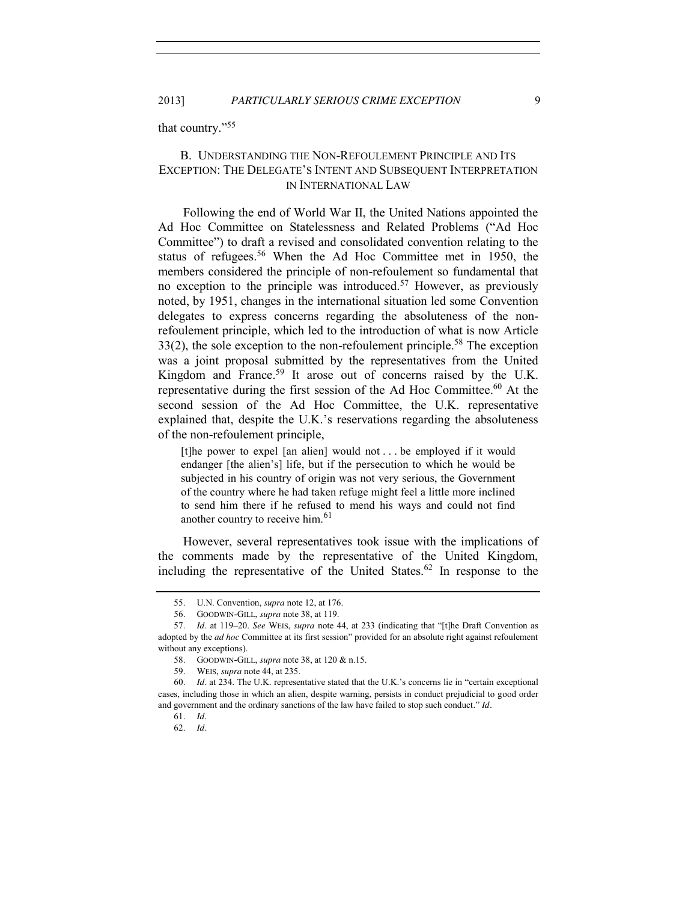that country."[55]

### B. Understanding the Non-Refoulement Principle and Its Exception: The Delegate's Intent and Subsequent Interpretation in International Law

Following the end of World War II, the United Nations appointed the Ad Hoc Committee on Statelessness and Related Problems ("Ad Hoc Committee") to draft a revised and consolidated convention relating to the status of refugees.[56] When the Ad Hoc Committee met in 1950, the members considered the principle of non-refoulement so fundamental that no exception to the principle was introduced.[57] However, as previously noted, by 1951, changes in the international situation led some Convention delegates to express concerns regarding the absoluteness of the non-refoulement principle, which led to the introduction of what is now Article 33(2), the sole exception to the non-refoulement principle.[58] The exception was a joint proposal submitted by the representatives from the United Kingdom and France.[59] It arose out of concerns raised by the U.K. representative during the first session of the Ad Hoc Committee.[60] At the second session of the Ad Hoc Committee, the U.K. representative explained that, despite the U.K.'s reservations regarding the absoluteness of the non-refoulement principle,

> [t]he power to expel [an alien] would not . . . be employed if it would endanger [the alien's] life, but if the persecution to which he would be subjected in his country of origin was not very serious, the Government of the country where he had taken refuge might feel a little more inclined to send him there if he refused to mend his ways and could not find another country to receive him.[61]

However, several representatives took issue with the implications of the comments made by the representative of the United Kingdom, including the representative of the United States.[62] In response to the

---

55. U.N. Convention, *supra* note 12, at 176.

56. Goodwin-Gill, *supra* note 38, at 119.

57. *Id*. at 119–20. *See* Weis, *supra* note 44, at 233 (indicating that "[t]he Draft Convention as adopted by the *ad hoc* Committee at its first session" provided for an absolute right against refoulement without any exceptions).

58. Goodwin-Gill, *supra* note 38, at 120 & n.15.

59. Weis, *supra* note 44, at 235.

60. *Id*. at 234. The U.K. representative stated that the U.K.'s concerns lie in "certain exceptional cases, including those in which an alien, despite warning, persists in conduct prejudicial to good order and government and the ordinary sanctions of the law have failed to stop such conduct." *Id*.

61. *Id*.

62. *Id*.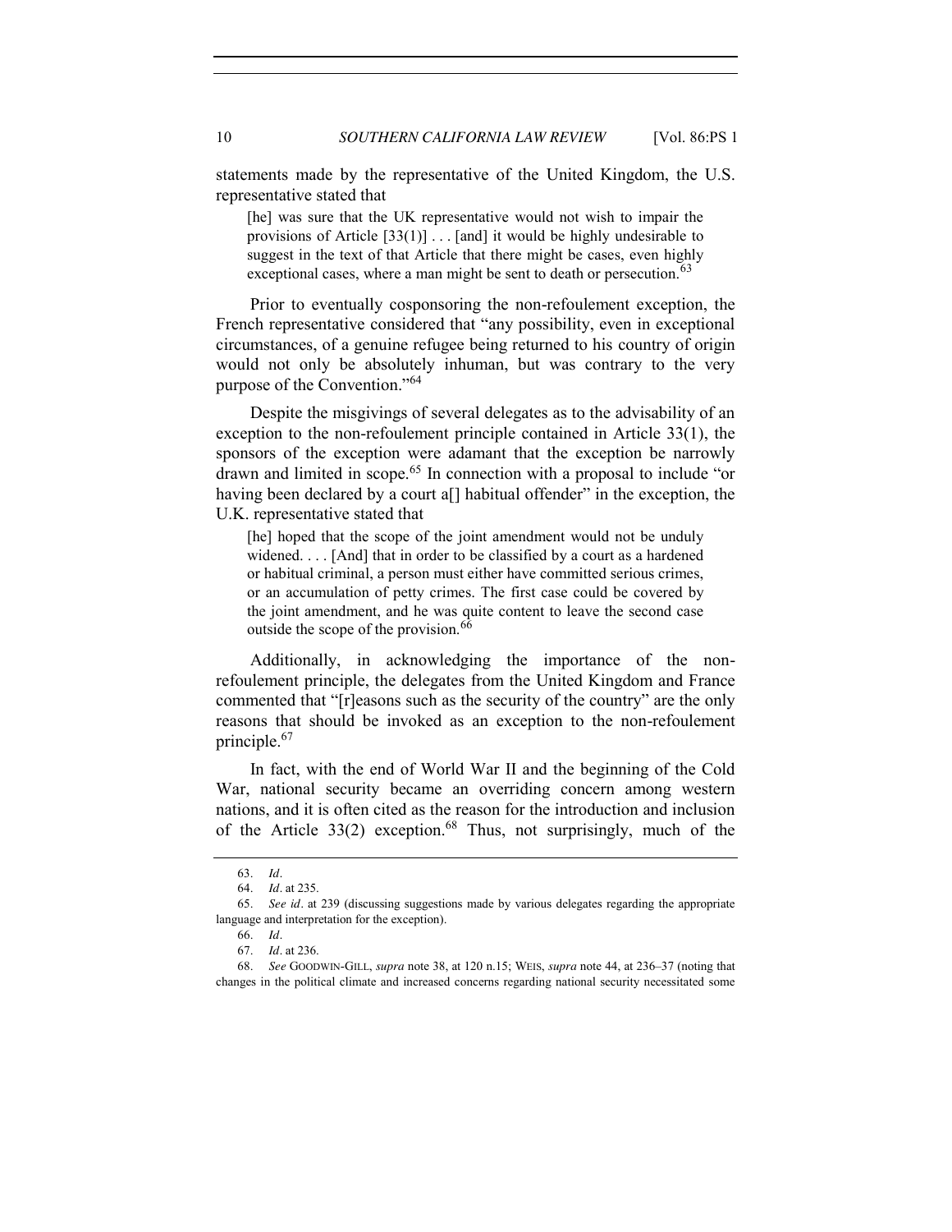statements made by the representative of the United Kingdom, the U.S. representative stated that

> [he] was sure that the UK representative would not wish to impair the provisions of Article [33(1)] . . . [and] it would be highly undesirable to suggest in the text of that Article that there might be cases, even highly exceptional cases, where a man might be sent to death or persecution.[63]

Prior to eventually cosponsoring the non-refoulement exception, the French representative considered that "any possibility, even in exceptional circumstances, of a genuine refugee being returned to his country of origin would not only be absolutely inhuman, but was contrary to the very purpose of the Convention."[64]

Despite the misgivings of several delegates as to the advisability of an exception to the non-refoulement principle contained in Article 33(1), the sponsors of the exception were adamant that the exception be narrowly drawn and limited in scope.[65] In connection with a proposal to include "or having been declared by a court a[] habitual offender" in the exception, the U.K. representative stated that

> [he] hoped that the scope of the joint amendment would not be unduly widened. . . . [And] that in order to be classified by a court as a hardened or habitual criminal, a person must either have committed serious crimes, or an accumulation of petty crimes. The first case could be covered by the joint amendment, and he was quite content to leave the second case outside the scope of the provision.[66]

Additionally, in acknowledging the importance of the non-refoulement principle, the delegates from the United Kingdom and France commented that "[r]easons such as the security of the country" are the only reasons that should be invoked as an exception to the non-refoulement principle.[67]

In fact, with the end of World War II and the beginning of the Cold War, national security became an overriding concern among western nations, and it is often cited as the reason for the introduction and inclusion of the Article 33(2) exception.[68] Thus, not surprisingly, much of the

---

63. *Id*.

64. *Id*. at 235.

65. *See id*. at 239 (discussing suggestions made by various delegates regarding the appropriate language and interpretation for the exception).

66. *Id*.

67. *Id*. at 236.

68. *See* GOODWIN-GILL, *supra* note 38, at 120 n.15; WEIS, *supra* note 44, at 236–37 (noting that changes in the political climate and increased concerns regarding national security necessitated some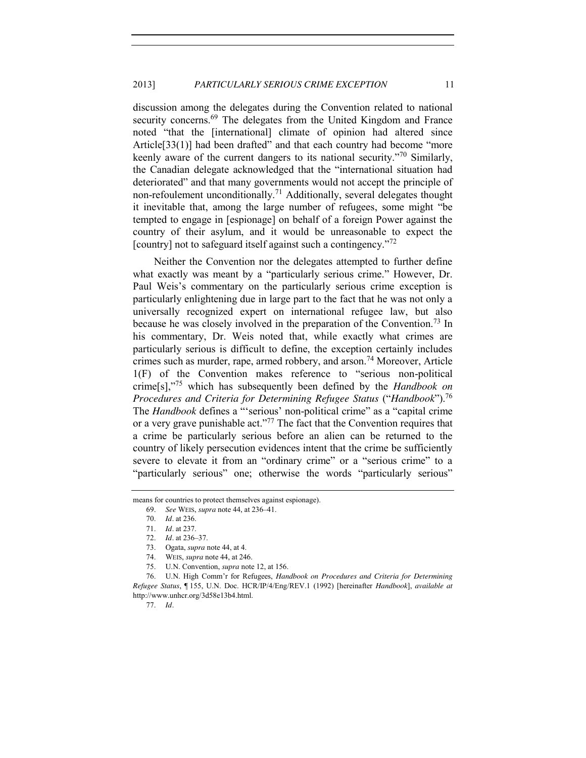discussion among the delegates during the Convention related to national security concerns.[69] The delegates from the United Kingdom and France noted "that the [international] climate of opinion had altered since Article[33(1)] had been drafted" and that each country had become "more keenly aware of the current dangers to its national security."[70] Similarly, the Canadian delegate acknowledged that the "international situation had deteriorated" and that many governments would not accept the principle of non-refoulement unconditionally.[71] Additionally, several delegates thought it inevitable that, among the large number of refugees, some might "be tempted to engage in [espionage] on behalf of a foreign Power against the country of their asylum, and it would be unreasonable to expect the [country] not to safeguard itself against such a contingency."[72]

Neither the Convention nor the delegates attempted to further define what exactly was meant by a "particularly serious crime." However, Dr. Paul Weis's commentary on the particularly serious crime exception is particularly enlightening due in large part to the fact that he was not only a universally recognized expert on international refugee law, but also because he was closely involved in the preparation of the Convention.[73] In his commentary, Dr. Weis noted that, while exactly what crimes are particularly serious is difficult to define, the exception certainly includes crimes such as murder, rape, armed robbery, and arson.[74] Moreover, Article 1(F) of the Convention makes reference to "serious non-political crime[s],"[75] which has subsequently been defined by the *Handbook on Procedures and Criteria for Determining Refugee Status* ("*Handbook*").[76] The *Handbook* defines a "'serious' non-political crime" as a "capital crime or a very grave punishable act."[77] The fact that the Convention requires that a crime be particularly serious before an alien can be returned to the country of likely persecution evidences intent that the crime be sufficiently severe to elevate it from an "ordinary crime" or a "serious crime" to a "particularly serious" one; otherwise the words "particularly serious"

---

means for countries to protect themselves against espionage).

69. *See* WEIS, *supra* note 44, at 236–41.

70. *Id*. at 236.

71. *Id*. at 237.

72. *Id*. at 236–37.

73. Ogata, *supra* note 44, at 4.

74. WEIS, *supra* note 44, at 246.

75. U.N. Convention, *supra* note 12, at 156.

76. U.N. High Comm'r for Refugees, *Handbook on Procedures and Criteria for Determining Refugee Status*, ¶ 155, U.N. Doc. HCR/IP/4/Eng/REV.1 (1992) [hereinafter *Handbook*], *available at* http://www.unhcr.org/3d58e13b4.html.

77. *Id*.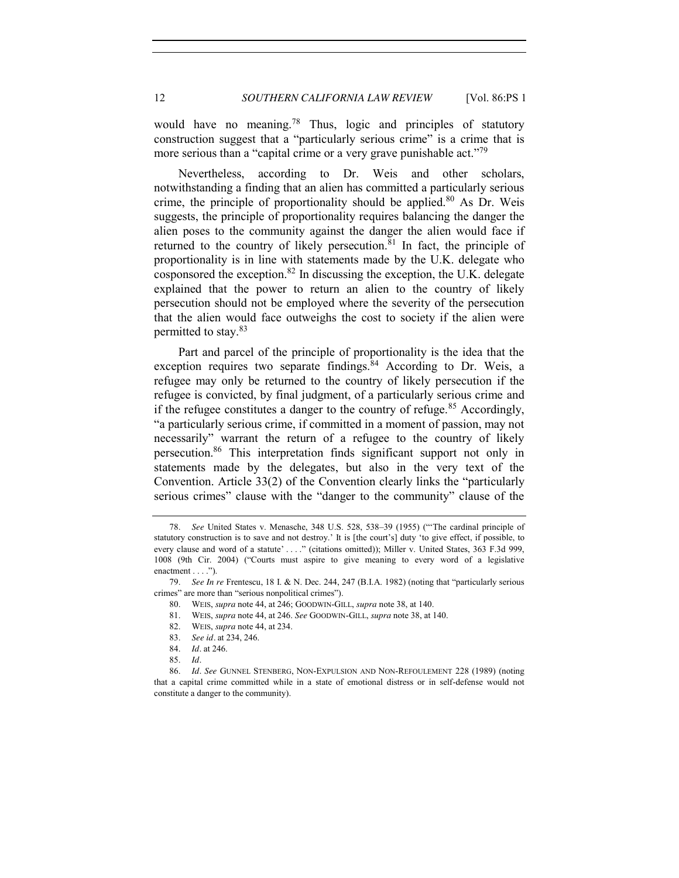would have no meaning.[78] Thus, logic and principles of statutory construction suggest that a "particularly serious crime" is a crime that is more serious than a "capital crime or a very grave punishable act."[79]

Nevertheless, according to Dr. Weis and other scholars, notwithstanding a finding that an alien has committed a particularly serious crime, the principle of proportionality should be applied.[80] As Dr. Weis suggests, the principle of proportionality requires balancing the danger the alien poses to the community against the danger the alien would face if returned to the country of likely persecution.[81] In fact, the principle of proportionality is in line with statements made by the U.K. delegate who cosponsored the exception.[82] In discussing the exception, the U.K. delegate explained that the power to return an alien to the country of likely persecution should not be employed where the severity of the persecution that the alien would face outweighs the cost to society if the alien were permitted to stay.[83]

Part and parcel of the principle of proportionality is the idea that the exception requires two separate findings.[84] According to Dr. Weis, a refugee may only be returned to the country of likely persecution if the refugee is convicted, by final judgment, of a particularly serious crime and if the refugee constitutes a danger to the country of refuge.[85] Accordingly, "a particularly serious crime, if committed in a moment of passion, may not necessarily" warrant the return of a refugee to the country of likely persecution.[86] This interpretation finds significant support not only in statements made by the delegates, but also in the very text of the Convention. Article 33(2) of the Convention clearly links the "particularly serious crimes" clause with the "danger to the community" clause of the

---

78. *See* United States v. Menasche, 348 U.S. 528, 538–39 (1955) ("'The cardinal principle of statutory construction is to save and not destroy.' It is [the court's] duty 'to give effect, if possible, to every clause and word of a statute' . . . ." (citations omitted)); Miller v. United States, 363 F.3d 999, 1008 (9th Cir. 2004) ("Courts must aspire to give meaning to every word of a legislative enactment . . . .").

79. *See In re* Frentescu, 18 I. & N. Dec. 244, 247 (B.I.A. 1982) (noting that "particularly serious crimes" are more than "serious nonpolitical crimes").

80. WEIS, *supra* note 44, at 246; GOODWIN-GILL, *supra* note 38, at 140.

81. WEIS, *supra* note 44, at 246. *See* GOODWIN-GILL, *supra* note 38, at 140.

82. WEIS, *supra* note 44, at 234.

83. *See id*. at 234, 246.

84. *Id*. at 246.

85. *Id*.

86. *Id*. *See* GUNNEL STENBERG, NON-EXPULSION AND NON-REFOULEMENT 228 (1989) (noting that a capital crime committed while in a state of emotional distress or in self-defense would not constitute a danger to the community).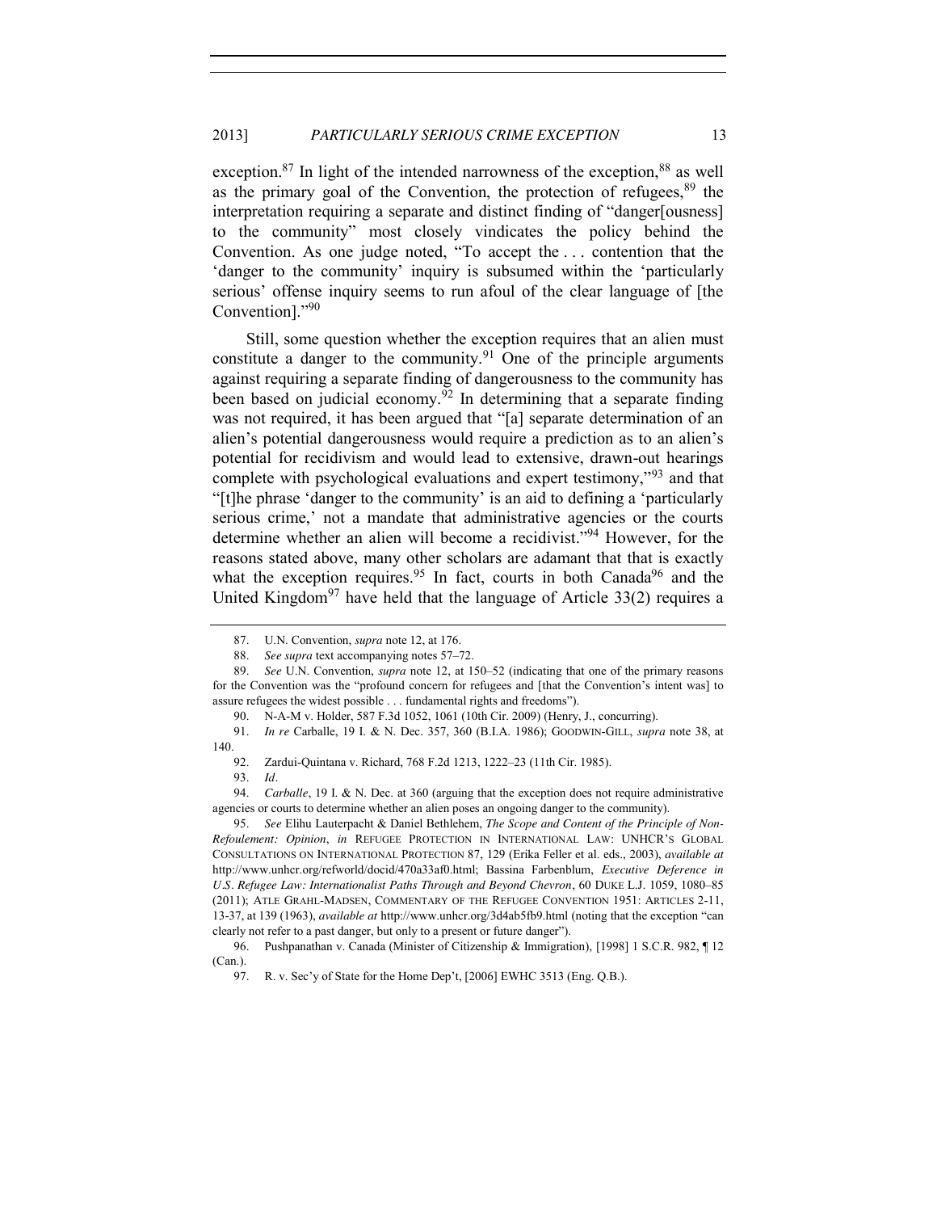exception.[87] In light of the intended narrowness of the exception,[88] as well as the primary goal of the Convention, the protection of refugees,[89] the interpretation requiring a separate and distinct finding of "danger[ousness] to the community" most closely vindicates the policy behind the Convention. As one judge noted, "To accept the . . . contention that the 'danger to the community' inquiry is subsumed within the 'particularly serious' offense inquiry seems to run afoul of the clear language of [the Convention]."[90]

Still, some question whether the exception requires that an alien must constitute a danger to the community.[91] One of the principle arguments against requiring a separate finding of dangerousness to the community has been based on judicial economy.[92] In determining that a separate finding was not required, it has been argued that "[a] separate determination of an alien's potential dangerousness would require a prediction as to an alien's potential for recidivism and would lead to extensive, drawn-out hearings complete with psychological evaluations and expert testimony,"[93] and that "[t]he phrase 'danger to the community' is an aid to defining a 'particularly serious crime,' not a mandate that administrative agencies or the courts determine whether an alien will become a recidivist."[94] However, for the reasons stated above, many other scholars are adamant that that is exactly what the exception requires.[95] In fact, courts in both Canada[96] and the United Kingdom[97] have held that the language of Article 33(2) requires a

---

87. U.N. Convention, *supra* note 12, at 176.

88. *See supra* text accompanying notes 57–72.

89. *See* U.N. Convention, *supra* note 12, at 150–52 (indicating that one of the primary reasons for the Convention was the "profound concern for refugees and [that the Convention's intent was] to assure refugees the widest possible . . . fundamental rights and freedoms").

90. N-A-M v. Holder, 587 F.3d 1052, 1061 (10th Cir. 2009) (Henry, J., concurring).

91. *In re* Carballe, 19 I. & N. Dec. 357, 360 (B.I.A. 1986); GOODWIN-GILL, *supra* note 38, at 140.

92. Zardui-Quintana v. Richard, 768 F.2d 1213, 1222–23 (11th Cir. 1985).

93. *Id*.

94. *Carballe*, 19 I. & N. Dec. at 360 (arguing that the exception does not require administrative agencies or courts to determine whether an alien poses an ongoing danger to the community).

95. *See* Elihu Lauterpacht & Daniel Bethlehem, *The Scope and Content of the Principle of Non-Refoulement: Opinion*, *in* REFUGEE PROTECTION IN INTERNATIONAL LAW: UNHCR'S GLOBAL CONSULTATIONS ON INTERNATIONAL PROTECTION 87, 129 (Erika Feller et al. eds., 2003), *available at* http://www.unhcr.org/refworld/docid/470a33af0.html; Bassina Farbenblum, *Executive Deference in U.S. Refugee Law: Internationalist Paths Through and Beyond Chevron*, 60 DUKE L.J. 1059, 1080–85 (2011); ATLE GRAHL-MADSEN, COMMENTARY OF THE REFUGEE CONVENTION 1951: ARTICLES 2-11, 13-37, at 139 (1963), *available at* http://www.unhcr.org/3d4ab5fb9.html (noting that the exception "can clearly not refer to a past danger, but only to a present or future danger").

96. Pushpanathan v. Canada (Minister of Citizenship & Immigration), [1998] 1 S.C.R. 982, ¶ 12 (Can.).

97. R. v. Sec'y of State for the Home Dep't, [2006] EWHC 3513 (Eng. Q.B.).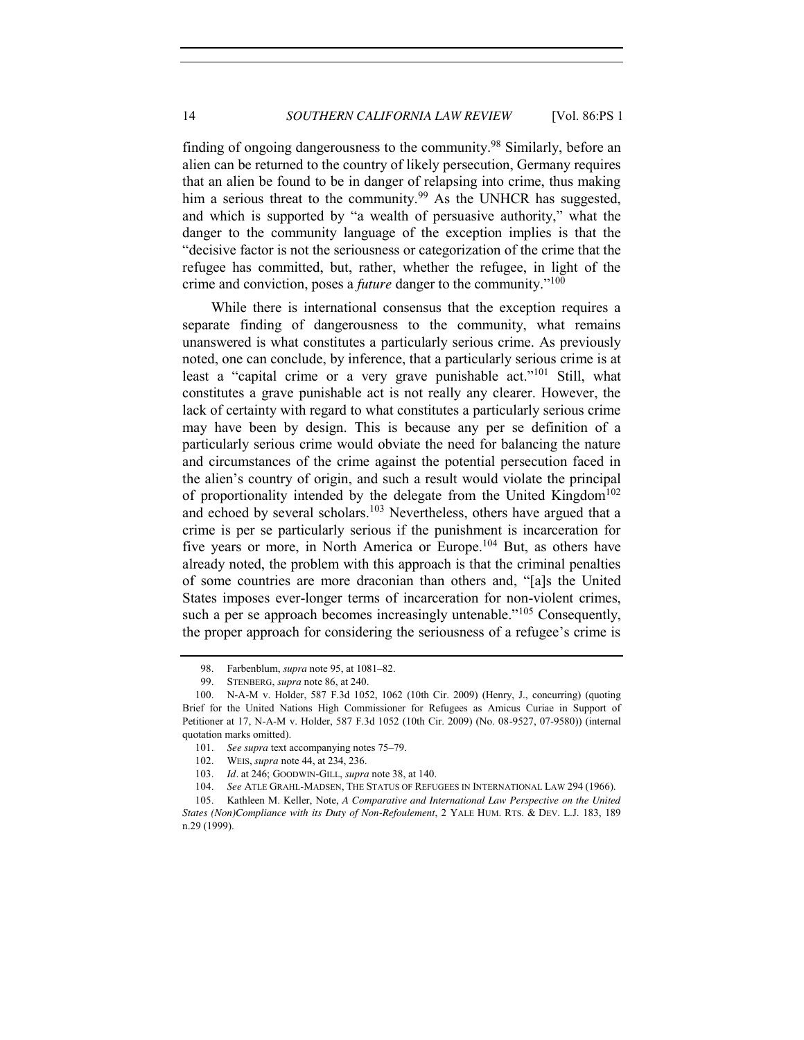finding of ongoing dangerousness to the community.[98] Similarly, before an alien can be returned to the country of likely persecution, Germany requires that an alien be found to be in danger of relapsing into crime, thus making him a serious threat to the community.[99] As the UNHCR has suggested, and which is supported by "a wealth of persuasive authority," what the danger to the community language of the exception implies is that the "decisive factor is not the seriousness or categorization of the crime that the refugee has committed, but, rather, whether the refugee, in light of the crime and conviction, poses a *future* danger to the community."[100]

While there is international consensus that the exception requires a separate finding of dangerousness to the community, what remains unanswered is what constitutes a particularly serious crime. As previously noted, one can conclude, by inference, that a particularly serious crime is at least a "capital crime or a very grave punishable act."[101] Still, what constitutes a grave punishable act is not really any clearer. However, the lack of certainty with regard to what constitutes a particularly serious crime may have been by design. This is because any per se definition of a particularly serious crime would obviate the need for balancing the nature and circumstances of the crime against the potential persecution faced in the alien's country of origin, and such a result would violate the principal of proportionality intended by the delegate from the United Kingdom[102] and echoed by several scholars.[103] Nevertheless, others have argued that a crime is per se particularly serious if the punishment is incarceration for five years or more, in North America or Europe.[104] But, as others have already noted, the problem with this approach is that the criminal penalties of some countries are more draconian than others and, "[a]s the United States imposes ever-longer terms of incarceration for non-violent crimes, such a per se approach becomes increasingly untenable."[105] Consequently, the proper approach for considering the seriousness of a refugee's crime is

98. Farbenblum, *supra* note 95, at 1081–82.

99. STENBERG, *supra* note 86, at 240.

100. N-A-M v. Holder, 587 F.3d 1052, 1062 (10th Cir. 2009) (Henry, J., concurring) (quoting Brief for the United Nations High Commissioner for Refugees as Amicus Curiae in Support of Petitioner at 17, N-A-M v. Holder, 587 F.3d 1052 (10th Cir. 2009) (No. 08-9527, 07-9580)) (internal quotation marks omitted).

101. *See supra* text accompanying notes 75–79.

102. WEIS, *supra* note 44, at 234, 236.

103. *Id*. at 246; GOODWIN-GILL, *supra* note 38, at 140.

104. *See* ATLE GRAHL-MADSEN, THE STATUS OF REFUGEES IN INTERNATIONAL LAW 294 (1966).

105. Kathleen M. Keller, Note, *A Comparative and International Law Perspective on the United States (Non)Compliance with its Duty of Non-Refoulement*, 2 YALE HUM. RTS. & DEV. L.J. 183, 189 n.29 (1999).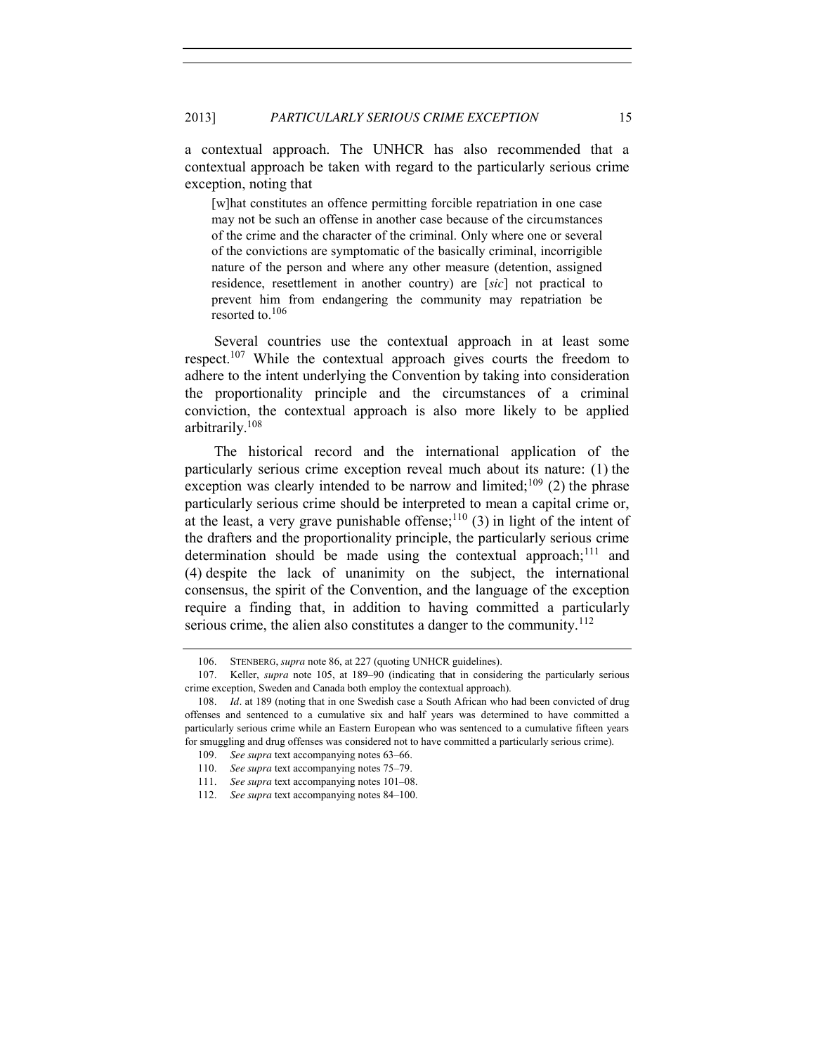a contextual approach. The UNHCR has also recommended that a contextual approach be taken with regard to the particularly serious crime exception, noting that

> [w]hat constitutes an offence permitting forcible repatriation in one case may not be such an offense in another case because of the circumstances of the crime and the character of the criminal. Only where one or several of the convictions are symptomatic of the basically criminal, incorrigible nature of the person and where any other measure (detention, assigned residence, resettlement in another country) are [*sic*] not practical to prevent him from endangering the community may repatriation be resorted to.[106]

Several countries use the contextual approach in at least some respect.[107] While the contextual approach gives courts the freedom to adhere to the intent underlying the Convention by taking into consideration the proportionality principle and the circumstances of a criminal conviction, the contextual approach is also more likely to be applied arbitrarily.[108]

The historical record and the international application of the particularly serious crime exception reveal much about its nature: (1) the exception was clearly intended to be narrow and limited;[109] (2) the phrase particularly serious crime should be interpreted to mean a capital crime or, at the least, a very grave punishable offense;[110] (3) in light of the intent of the drafters and the proportionality principle, the particularly serious crime determination should be made using the contextual approach;[111] and (4) despite the lack of unanimity on the subject, the international consensus, the spirit of the Convention, and the language of the exception require a finding that, in addition to having committed a particularly serious crime, the alien also constitutes a danger to the community.[112]

---

106. STENBERG, *supra* note 86, at 227 (quoting UNHCR guidelines).

107. Keller, *supra* note 105, at 189–90 (indicating that in considering the particularly serious crime exception, Sweden and Canada both employ the contextual approach).

108. *Id*. at 189 (noting that in one Swedish case a South African who had been convicted of drug offenses and sentenced to a cumulative six and half years was determined to have committed a particularly serious crime while an Eastern European who was sentenced to a cumulative fifteen years for smuggling and drug offenses was considered not to have committed a particularly serious crime).

109. *See supra* text accompanying notes 63–66.

110. *See supra* text accompanying notes 75–79.

111. *See supra* text accompanying notes 101–08.

112. *See supra* text accompanying notes 84–100.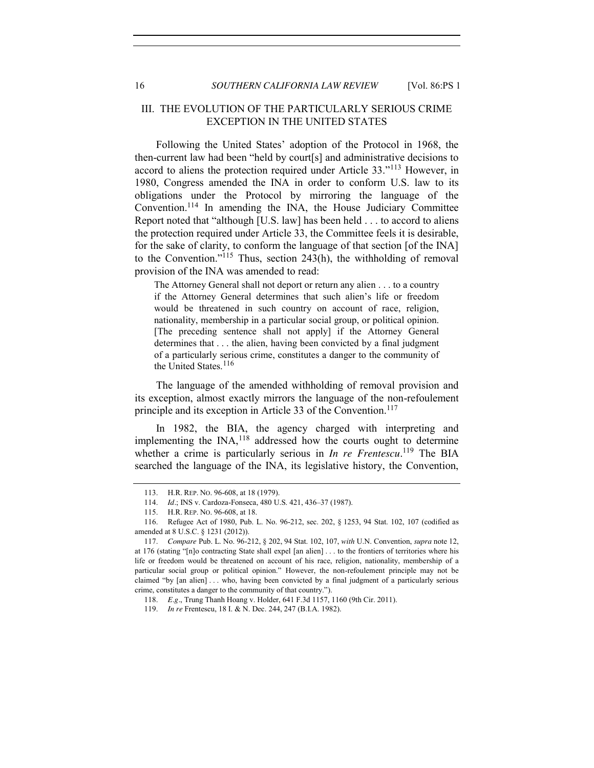## III. THE EVOLUTION OF THE PARTICULARLY SERIOUS CRIME EXCEPTION IN THE UNITED STATES

Following the United States' adoption of the Protocol in 1968, the then-current law had been "held by court[s] and administrative decisions to accord to aliens the protection required under Article 33."[113] However, in 1980, Congress amended the INA in order to conform U.S. law to its obligations under the Protocol by mirroring the language of the Convention.[114] In amending the INA, the House Judiciary Committee Report noted that "although [U.S. law] has been held . . . to accord to aliens the protection required under Article 33, the Committee feels it is desirable, for the sake of clarity, to conform the language of that section [of the INA] to the Convention."[115] Thus, section 243(h), the withholding of removal provision of the INA was amended to read:

> The Attorney General shall not deport or return any alien . . . to a country if the Attorney General determines that such alien's life or freedom would be threatened in such country on account of race, religion, nationality, membership in a particular social group, or political opinion. [The preceding sentence shall not apply] if the Attorney General determines that . . . the alien, having been convicted by a final judgment of a particularly serious crime, constitutes a danger to the community of the United States.[116]

The language of the amended withholding of removal provision and its exception, almost exactly mirrors the language of the non-refoulement principle and its exception in Article 33 of the Convention.[117]

In 1982, the BIA, the agency charged with interpreting and implementing the INA,[118] addressed how the courts ought to determine whether a crime is particularly serious in *In re Frentescu*.[119] The BIA searched the language of the INA, its legislative history, the Convention,

---

113. H.R. REP. NO. 96-608, at 18 (1979).

114. *Id*.; INS v. Cardoza-Fonseca, 480 U.S. 421, 436–37 (1987).

115. H.R. REP. NO. 96-608, at 18.

116. Refugee Act of 1980, Pub. L. No. 96-212, sec. 202, § 1253, 94 Stat. 102, 107 (codified as amended at 8 U.S.C. § 1231 (2012)).

117. *Compare* Pub. L. No. 96-212, § 202, 94 Stat. 102, 107, *with* U.N. Convention, *supra* note 12, at 176 (stating "[n]o contracting State shall expel [an alien] . . . to the frontiers of territories where his life or freedom would be threatened on account of his race, religion, nationality, membership of a particular social group or political opinion." However, the non-refoulement principle may not be claimed "by [an alien] . . . who, having been convicted by a final judgment of a particularly serious crime, constitutes a danger to the community of that country.").

118. *E.g*., Trung Thanh Hoang v. Holder, 641 F.3d 1157, 1160 (9th Cir. 2011).

119. *In re* Frentescu, 18 I. & N. Dec. 244, 247 (B.I.A. 1982).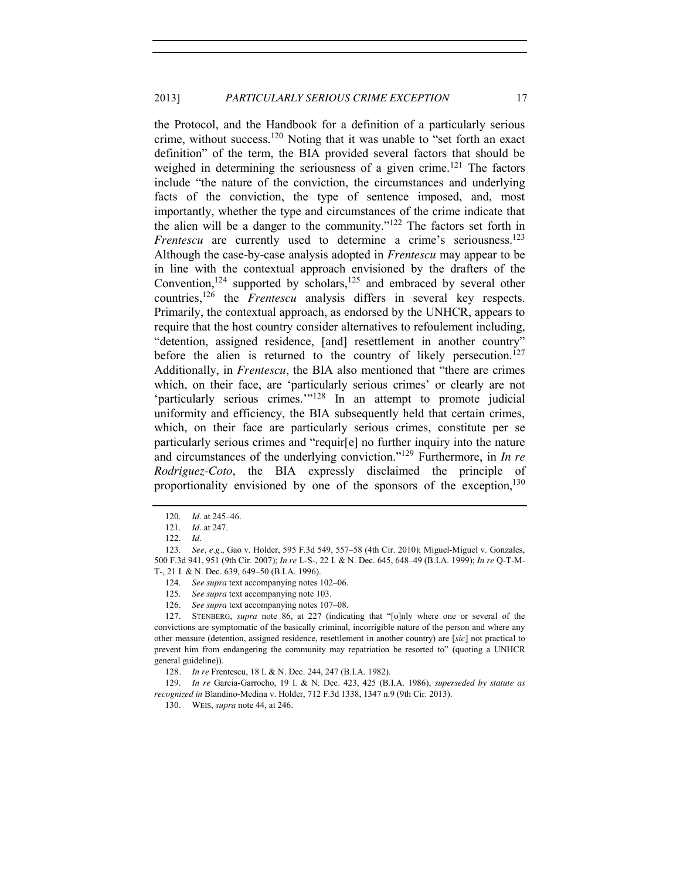the Protocol, and the Handbook for a definition of a particularly serious crime, without success.[120] Noting that it was unable to "set forth an exact definition" of the term, the BIA provided several factors that should be weighed in determining the seriousness of a given crime.[121] The factors include "the nature of the conviction, the circumstances and underlying facts of the conviction, the type of sentence imposed, and, most importantly, whether the type and circumstances of the crime indicate that the alien will be a danger to the community."[122] The factors set forth in *Frentescu* are currently used to determine a crime's seriousness.[123] Although the case-by-case analysis adopted in *Frentescu* may appear to be in line with the contextual approach envisioned by the drafters of the Convention,[124] supported by scholars,[125] and embraced by several other countries,[126] the *Frentescu* analysis differs in several key respects. Primarily, the contextual approach, as endorsed by the UNHCR, appears to require that the host country consider alternatives to refoulement including, "detention, assigned residence, [and] resettlement in another country" before the alien is returned to the country of likely persecution.[127] Additionally, in *Frentescu*, the BIA also mentioned that "there are crimes which, on their face, are 'particularly serious crimes' or clearly are not 'particularly serious crimes.'"[128] In an attempt to promote judicial uniformity and efficiency, the BIA subsequently held that certain crimes, which, on their face are particularly serious crimes, constitute per se particularly serious crimes and "requir[e] no further inquiry into the nature and circumstances of the underlying conviction."[129] Furthermore, in *In re Rodriguez-Coto*, the BIA expressly disclaimed the principle of proportionality envisioned by one of the sponsors of the exception,[130]

---

120. *Id*. at 245–46.

121. *Id*. at 247.

122. *Id*.

123. *See, e.g*., Gao v. Holder, 595 F.3d 549, 557–58 (4th Cir. 2010); Miguel-Miguel v. Gonzales, 500 F.3d 941, 951 (9th Cir. 2007); *In re* L-S-, 22 I. & N. Dec. 645, 648–49 (B.I.A. 1999); *In re* Q-T-M-T-, 21 I. & N. Dec. 639, 649–50 (B.I.A. 1996).

124. *See supra* text accompanying notes 102–06.

125. *See supra* text accompanying note 103.

126. *See supra* text accompanying notes 107–08.

127. STENBERG, *supra* note 86, at 227 (indicating that "[o]nly where one or several of the convictions are symptomatic of the basically criminal, incorrigible nature of the person and where any other measure (detention, assigned residence, resettlement in another country) are [*sic*] not practical to prevent him from endangering the community may repatriation be resorted to" (quoting a UNHCR general guideline)).

128. *In re* Frentescu, 18 I. & N. Dec. 244, 247 (B.I.A. 1982).

129. *In re* Garcia-Garrocho, 19 I. & N. Dec. 423, 425 (B.I.A. 1986), *superseded by statute as recognized in* Blandino-Medina v. Holder, 712 F.3d 1338, 1347 n.9 (9th Cir. 2013).

130. WEIS, *supra* note 44, at 246.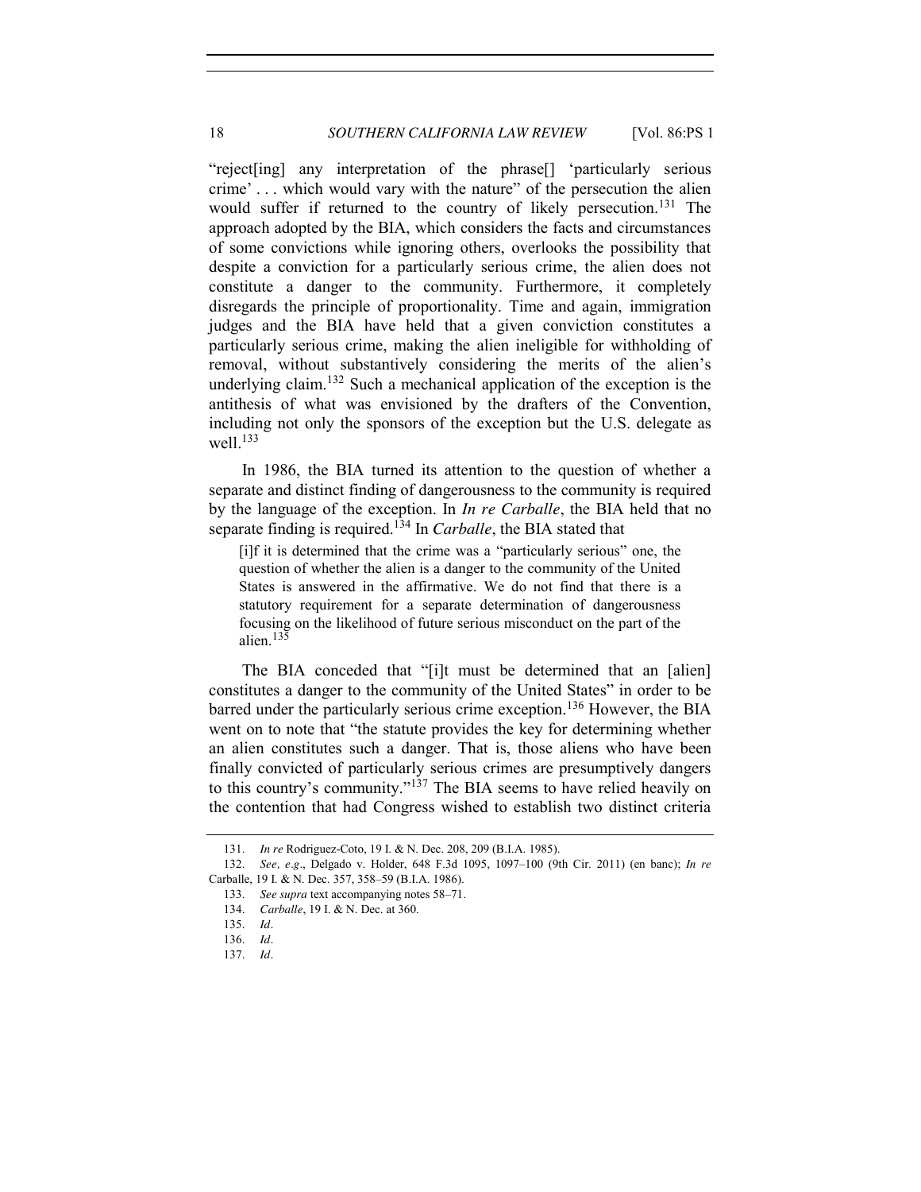"reject[ing] any interpretation of the phrase[] 'particularly serious crime' . . . which would vary with the nature" of the persecution the alien would suffer if returned to the country of likely persecution.[131] The approach adopted by the BIA, which considers the facts and circumstances of some convictions while ignoring others, overlooks the possibility that despite a conviction for a particularly serious crime, the alien does not constitute a danger to the community. Furthermore, it completely disregards the principle of proportionality. Time and again, immigration judges and the BIA have held that a given conviction constitutes a particularly serious crime, making the alien ineligible for withholding of removal, without substantively considering the merits of the alien's underlying claim.[132] Such a mechanical application of the exception is the antithesis of what was envisioned by the drafters of the Convention, including not only the sponsors of the exception but the U.S. delegate as well.[133]

In 1986, the BIA turned its attention to the question of whether a separate and distinct finding of dangerousness to the community is required by the language of the exception. In *In re Carballe*, the BIA held that no separate finding is required.[134] In *Carballe*, the BIA stated that

> [i]f it is determined that the crime was a "particularly serious" one, the question of whether the alien is a danger to the community of the United States is answered in the affirmative. We do not find that there is a statutory requirement for a separate determination of dangerousness focusing on the likelihood of future serious misconduct on the part of the alien.[135]

The BIA conceded that "[i]t must be determined that an [alien] constitutes a danger to the community of the United States" in order to be barred under the particularly serious crime exception.[136] However, the BIA went on to note that "the statute provides the key for determining whether an alien constitutes such a danger. That is, those aliens who have been finally convicted of particularly serious crimes are presumptively dangers to this country's community."[137] The BIA seems to have relied heavily on the contention that had Congress wished to establish two distinct criteria

---

131. *In re* Rodriguez-Coto, 19 I. & N. Dec. 208, 209 (B.I.A. 1985).

132. *See, e.g.*, Delgado v. Holder, 648 F.3d 1095, 1097–100 (9th Cir. 2011) (en banc); *In re* Carballe, 19 I. & N. Dec. 357, 358–59 (B.I.A. 1986).

133. *See supra* text accompanying notes 58–71.

134. *Carballe*, 19 I. & N. Dec. at 360.

135. *Id*.

136. *Id*.

137. *Id*.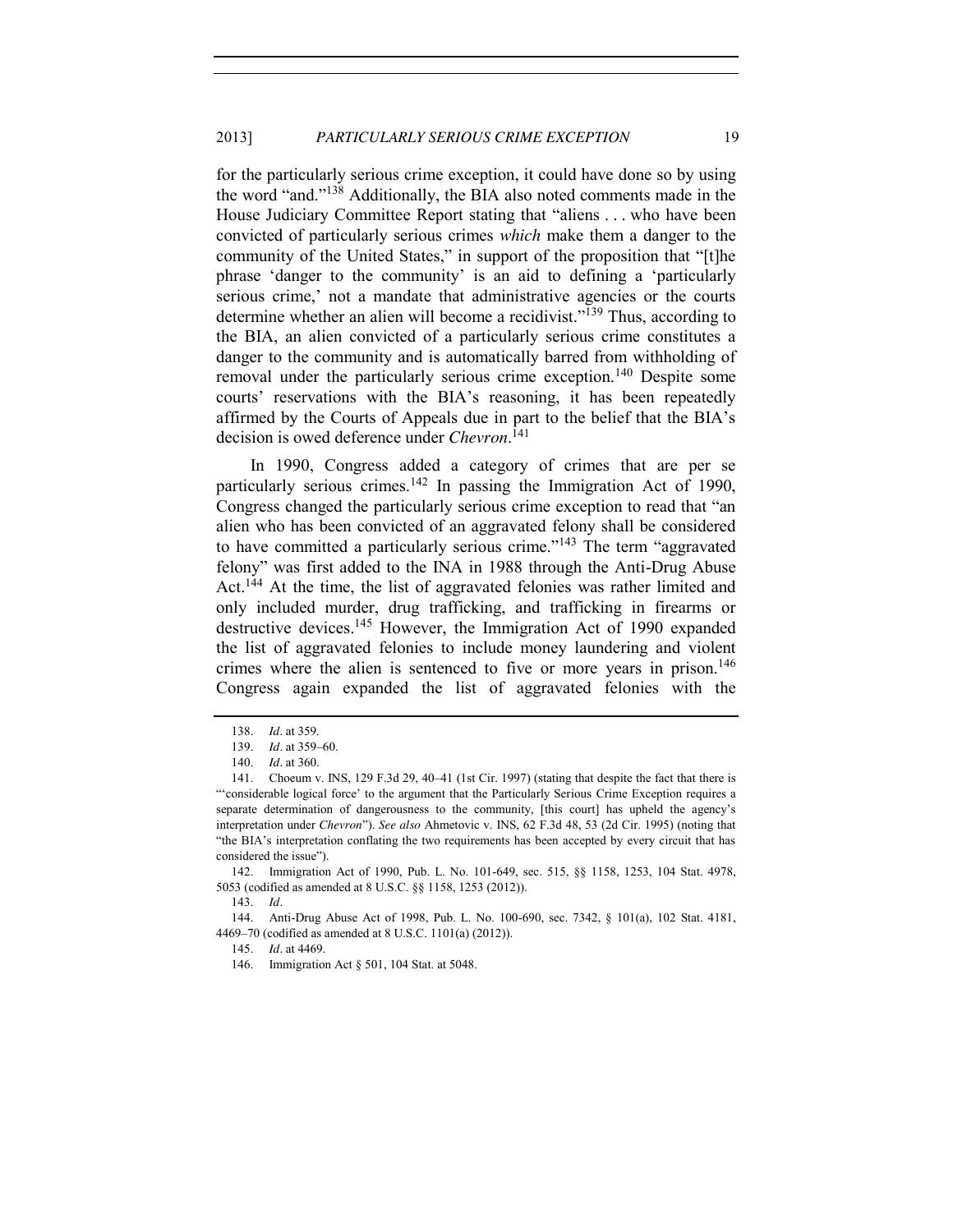for the particularly serious crime exception, it could have done so by using the word "and."[138] Additionally, the BIA also noted comments made in the House Judiciary Committee Report stating that "aliens . . . who have been convicted of particularly serious crimes *which* make them a danger to the community of the United States," in support of the proposition that "[t]he phrase 'danger to the community' is an aid to defining a 'particularly serious crime,' not a mandate that administrative agencies or the courts determine whether an alien will become a recidivist."[139] Thus, according to the BIA, an alien convicted of a particularly serious crime constitutes a danger to the community and is automatically barred from withholding of removal under the particularly serious crime exception.[140] Despite some courts' reservations with the BIA's reasoning, it has been repeatedly affirmed by the Courts of Appeals due in part to the belief that the BIA's decision is owed deference under *Chevron*.[141]

In 1990, Congress added a category of crimes that are per se particularly serious crimes.[142] In passing the Immigration Act of 1990, Congress changed the particularly serious crime exception to read that "an alien who has been convicted of an aggravated felony shall be considered to have committed a particularly serious crime."[143] The term "aggravated felony" was first added to the INA in 1988 through the Anti-Drug Abuse Act.[144] At the time, the list of aggravated felonies was rather limited and only included murder, drug trafficking, and trafficking in firearms or destructive devices.[145] However, the Immigration Act of 1990 expanded the list of aggravated felonies to include money laundering and violent crimes where the alien is sentenced to five or more years in prison.[146] Congress again expanded the list of aggravated felonies with the

138. *Id*. at 359.

139. *Id*. at 359–60.

140. *Id*. at 360.

141. Choeum v. INS, 129 F.3d 29, 40–41 (1st Cir. 1997) (stating that despite the fact that there is "'considerable logical force' to the argument that the Particularly Serious Crime Exception requires a separate determination of dangerousness to the community, [this court] has upheld the agency's interpretation under *Chevron*"). *See also* Ahmetovic v. INS, 62 F.3d 48, 53 (2d Cir. 1995) (noting that "the BIA's interpretation conflating the two requirements has been accepted by every circuit that has considered the issue").

142. Immigration Act of 1990, Pub. L. No. 101-649, sec. 515, §§ 1158, 1253, 104 Stat. 4978, 5053 (codified as amended at 8 U.S.C. §§ 1158, 1253 (2012)).

143. *Id*.

144. Anti-Drug Abuse Act of 1998, Pub. L. No. 100-690, sec. 7342, § 101(a), 102 Stat. 4181, 4469–70 (codified as amended at 8 U.S.C. 1101(a) (2012)).

145. *Id*. at 4469.

146. Immigration Act § 501, 104 Stat. at 5048.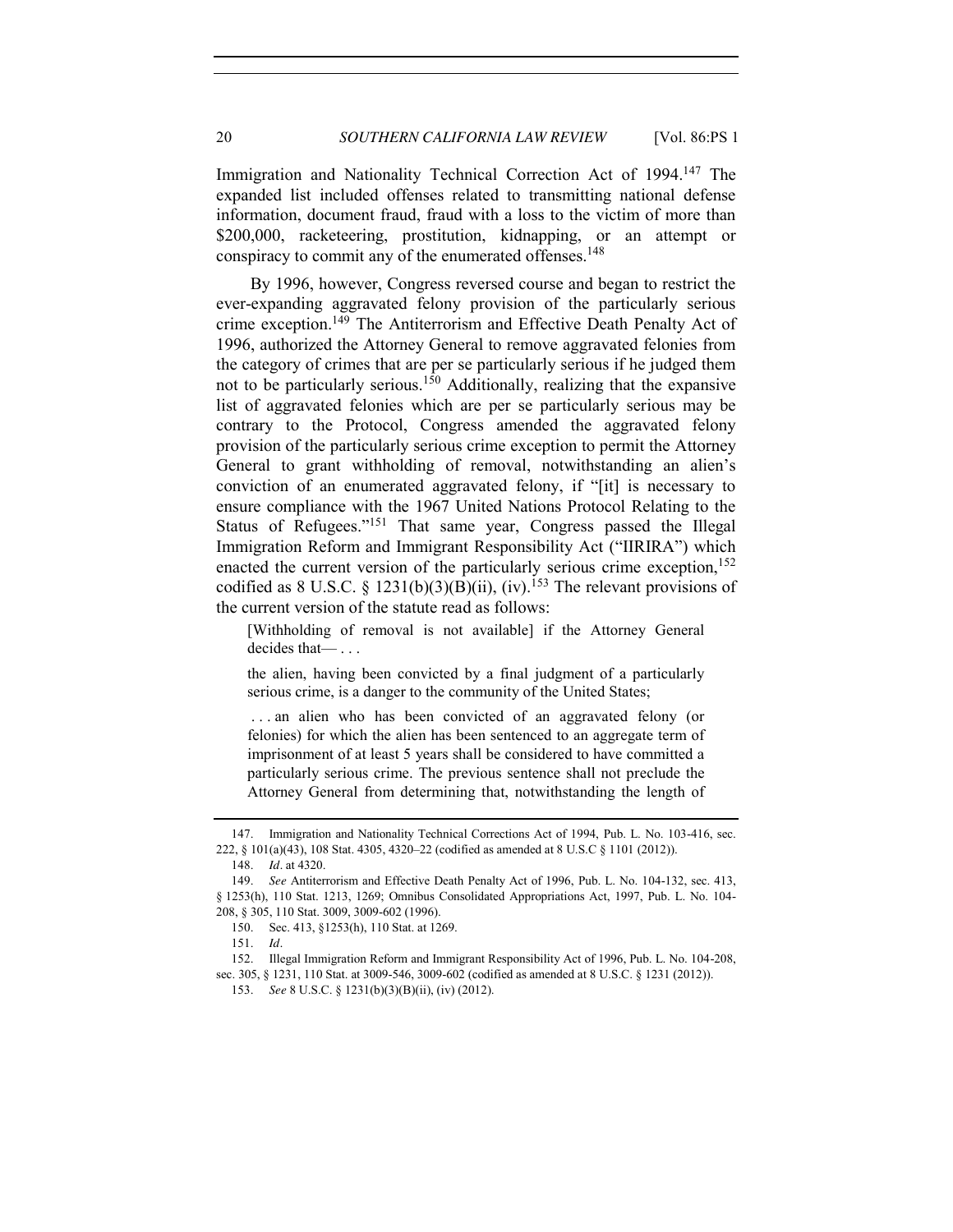Immigration and Nationality Technical Correction Act of 1994.[147] The expanded list included offenses related to transmitting national defense information, document fraud, fraud with a loss to the victim of more than $200,000, racketeering, prostitution, kidnapping, or an attempt or conspiracy to commit any of the enumerated offenses.[148]

By 1996, however, Congress reversed course and began to restrict the ever-expanding aggravated felony provision of the particularly serious crime exception.[149] The Antiterrorism and Effective Death Penalty Act of 1996, authorized the Attorney General to remove aggravated felonies from the category of crimes that are per se particularly serious if he judged them not to be particularly serious.[150] Additionally, realizing that the expansive list of aggravated felonies which are per se particularly serious may be contrary to the Protocol, Congress amended the aggravated felony provision of the particularly serious crime exception to permit the Attorney General to grant withholding of removal, notwithstanding an alien's conviction of an enumerated aggravated felony, if "[it] is necessary to ensure compliance with the 1967 United Nations Protocol Relating to the Status of Refugees."[151] That same year, Congress passed the Illegal Immigration Reform and Immigrant Responsibility Act ("IIRIRA") which enacted the current version of the particularly serious crime exception,[152] codified as 8 U.S.C. § 1231(b)(3)(B)(ii), (iv).[153] The relevant provisions of the current version of the statute read as follows:

> [Withholding of removal is not available] if the Attorney General decides that— . . .
>
> the alien, having been convicted by a final judgment of a particularly serious crime, is a danger to the community of the United States;
>
> . . . an alien who has been convicted of an aggravated felony (or felonies) for which the alien has been sentenced to an aggregate term of imprisonment of at least 5 years shall be considered to have committed a particularly serious crime. The previous sentence shall not preclude the Attorney General from determining that, notwithstanding the length of

---

147. Immigration and Nationality Technical Corrections Act of 1994, Pub. L. No. 103-416, sec. 222, § 101(a)(43), 108 Stat. 4305, 4320–22 (codified as amended at 8 U.S.C § 1101 (2012)).

148. *Id*. at 4320.

149. *See* Antiterrorism and Effective Death Penalty Act of 1996, Pub. L. No. 104-132, sec. 413, § 1253(h), 110 Stat. 1213, 1269; Omnibus Consolidated Appropriations Act, 1997, Pub. L. No. 104-208, § 305, 110 Stat. 3009, 3009-602 (1996).

150. Sec. 413, §1253(h), 110 Stat. at 1269.

151. *Id*.

152. Illegal Immigration Reform and Immigrant Responsibility Act of 1996, Pub. L. No. 104-208, sec. 305, § 1231, 110 Stat. at 3009-546, 3009-602 (codified as amended at 8 U.S.C. § 1231 (2012)).

153. *See* 8 U.S.C. § 1231(b)(3)(B)(ii), (iv) (2012).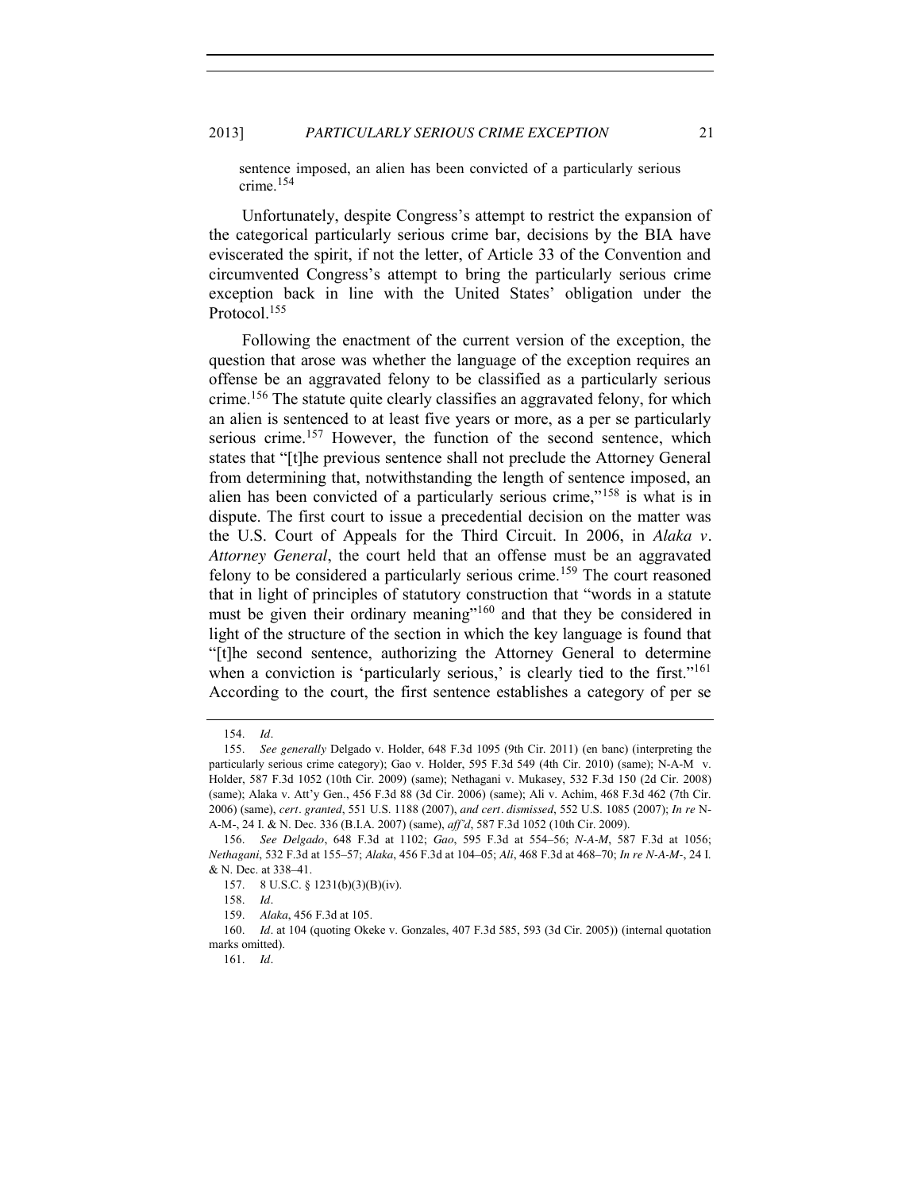sentence imposed, an alien has been convicted of a particularly serious crime.[154]

Unfortunately, despite Congress's attempt to restrict the expansion of the categorical particularly serious crime bar, decisions by the BIA have eviscerated the spirit, if not the letter, of Article 33 of the Convention and circumvented Congress's attempt to bring the particularly serious crime exception back in line with the United States' obligation under the Protocol.[155]

Following the enactment of the current version of the exception, the question that arose was whether the language of the exception requires an offense be an aggravated felony to be classified as a particularly serious crime.[156] The statute quite clearly classifies an aggravated felony, for which an alien is sentenced to at least five years or more, as a per se particularly serious crime.[157] However, the function of the second sentence, which states that "[t]he previous sentence shall not preclude the Attorney General from determining that, notwithstanding the length of sentence imposed, an alien has been convicted of a particularly serious crime,"[158] is what is in dispute. The first court to issue a precedential decision on the matter was the U.S. Court of Appeals for the Third Circuit. In 2006, in *Alaka v. Attorney General*, the court held that an offense must be an aggravated felony to be considered a particularly serious crime.[159] The court reasoned that in light of principles of statutory construction that "words in a statute must be given their ordinary meaning"[160] and that they be considered in light of the structure of the section in which the key language is found that "[t]he second sentence, authorizing the Attorney General to determine when a conviction is 'particularly serious,' is clearly tied to the first."[161] According to the court, the first sentence establishes a category of per se

---

154. *Id*.

155. *See generally* Delgado v. Holder, 648 F.3d 1095 (9th Cir. 2011) (en banc) (interpreting the particularly serious crime category); Gao v. Holder, 595 F.3d 549 (4th Cir. 2010) (same); N-A-M v. Holder, 587 F.3d 1052 (10th Cir. 2009) (same); Nethagani v. Mukasey, 532 F.3d 150 (2d Cir. 2008) (same); Alaka v. Att'y Gen., 456 F.3d 88 (3d Cir. 2006) (same); Ali v. Achim, 468 F.3d 462 (7th Cir. 2006) (same), *cert. granted*, 551 U.S. 1188 (2007), *and cert. dismissed*, 552 U.S. 1085 (2007); *In re* N-A-M-, 24 I. & N. Dec. 336 (B.I.A. 2007) (same), *aff'd*, 587 F.3d 1052 (10th Cir. 2009).

156. *See Delgado*, 648 F.3d at 1102; *Gao*, 595 F.3d at 554–56; *N-A-M*, 587 F.3d at 1056; *Nethagani*, 532 F.3d at 155–57; *Alaka*, 456 F.3d at 104–05; *Ali*, 468 F.3d at 468–70; *In re N-A-M-*, 24 I. & N. Dec. at 338–41.

157. 8 U.S.C. § 1231(b)(3)(B)(iv).

158. *Id*.

159. *Alaka*, 456 F.3d at 105.

160. *Id*. at 104 (quoting Okeke v. Gonzales, 407 F.3d 585, 593 (3d Cir. 2005)) (internal quotation marks omitted).

161. *Id*.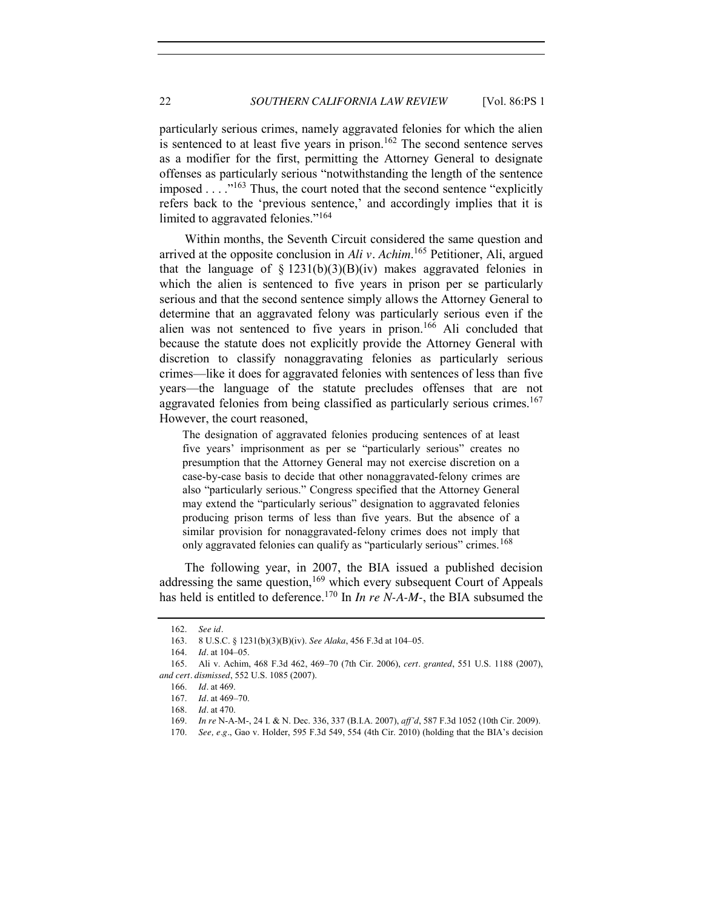particularly serious crimes, namely aggravated felonies for which the alien is sentenced to at least five years in prison.[162] The second sentence serves as a modifier for the first, permitting the Attorney General to designate offenses as particularly serious "notwithstanding the length of the sentence imposed . . . ."[163] Thus, the court noted that the second sentence "explicitly refers back to the 'previous sentence,' and accordingly implies that it is limited to aggravated felonies."[164]

Within months, the Seventh Circuit considered the same question and arrived at the opposite conclusion in *Ali v. Achim*.[165] Petitioner, Ali, argued that the language of § 1231(b)(3)(B)(iv) makes aggravated felonies in which the alien is sentenced to five years in prison per se particularly serious and that the second sentence simply allows the Attorney General to determine that an aggravated felony was particularly serious even if the alien was not sentenced to five years in prison.[166] Ali concluded that because the statute does not explicitly provide the Attorney General with discretion to classify nonaggravating felonies as particularly serious crimes—like it does for aggravated felonies with sentences of less than five years—the language of the statute precludes offenses that are not aggravated felonies from being classified as particularly serious crimes.[167] However, the court reasoned,

> The designation of aggravated felonies producing sentences of at least five years' imprisonment as per se "particularly serious" creates no presumption that the Attorney General may not exercise discretion on a case-by-case basis to decide that other nonaggravated-felony crimes are also "particularly serious." Congress specified that the Attorney General may extend the "particularly serious" designation to aggravated felonies producing prison terms of less than five years. But the absence of a similar provision for nonaggravated-felony crimes does not imply that only aggravated felonies can qualify as "particularly serious" crimes.[168]

The following year, in 2007, the BIA issued a published decision addressing the same question,[169] which every subsequent Court of Appeals has held is entitled to deference.[170] In *In re N-A-M-*, the BIA subsumed the

---

162. *See id*.

163. 8 U.S.C. § 1231(b)(3)(B)(iv). *See Alaka*, 456 F.3d at 104–05.

164. *Id*. at 104–05.

165. Ali v. Achim, 468 F.3d 462, 469–70 (7th Cir. 2006), *cert. granted*, 551 U.S. 1188 (2007), *and cert. dismissed*, 552 U.S. 1085 (2007).

166. *Id*. at 469.

167. *Id*. at 469–70.

168. *Id*. at 470.

169. *In re* N-A-M-, 24 I. & N. Dec. 336, 337 (B.I.A. 2007), *aff'd*, 587 F.3d 1052 (10th Cir. 2009).

170. *See, e.g*., Gao v. Holder, 595 F.3d 549, 554 (4th Cir. 2010) (holding that the BIA's decision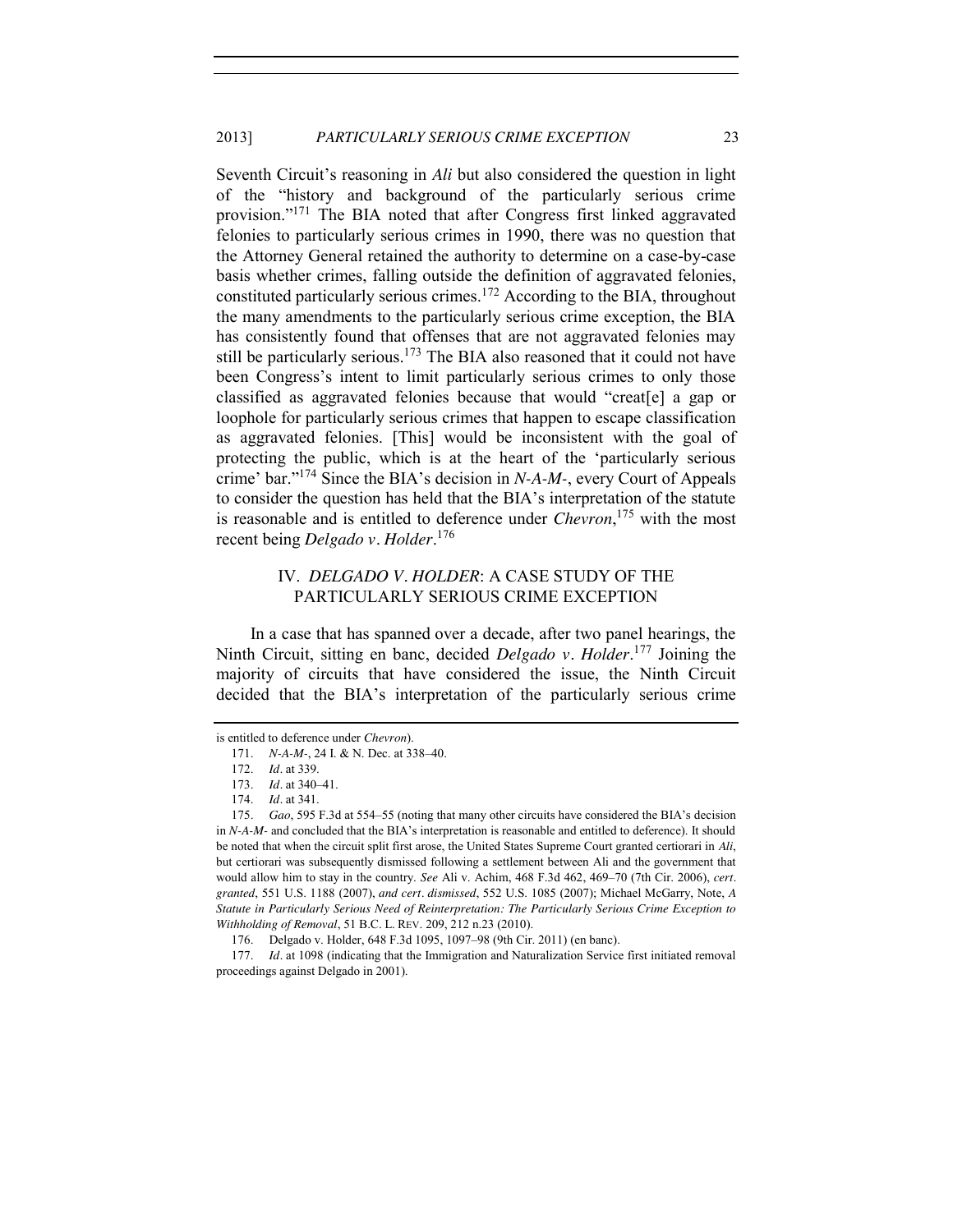Seventh Circuit's reasoning in *Ali* but also considered the question in light of the "history and background of the particularly serious crime provision."[171] The BIA noted that after Congress first linked aggravated felonies to particularly serious crimes in 1990, there was no question that the Attorney General retained the authority to determine on a case-by-case basis whether crimes, falling outside the definition of aggravated felonies, constituted particularly serious crimes.[172] According to the BIA, throughout the many amendments to the particularly serious crime exception, the BIA has consistently found that offenses that are not aggravated felonies may still be particularly serious.[173] The BIA also reasoned that it could not have been Congress's intent to limit particularly serious crimes to only those classified as aggravated felonies because that would "creat[e] a gap or loophole for particularly serious crimes that happen to escape classification as aggravated felonies. [This] would be inconsistent with the goal of protecting the public, which is at the heart of the 'particularly serious crime' bar."[174] Since the BIA's decision in *N-A-M-*, every Court of Appeals to consider the question has held that the BIA's interpretation of the statute is reasonable and is entitled to deference under *Chevron*,[175] with the most recent being *Delgado v. Holder*.[176]

## IV. *DELGADO V. HOLDER*: A CASE STUDY OF THE PARTICULARLY SERIOUS CRIME EXCEPTION

In a case that has spanned over a decade, after two panel hearings, the Ninth Circuit, sitting en banc, decided *Delgado v. Holder*.[177] Joining the majority of circuits that have considered the issue, the Ninth Circuit decided that the BIA's interpretation of the particularly serious crime

---

is entitled to deference under *Chevron*).

171. *N-A-M-*, 24 I. & N. Dec. at 338–40.

172. *Id*. at 339.

173. *Id*. at 340–41.

174. *Id*. at 341.

175. *Gao*, 595 F.3d at 554–55 (noting that many other circuits have considered the BIA's decision in *N-A-M-* and concluded that the BIA's interpretation is reasonable and entitled to deference). It should be noted that when the circuit split first arose, the United States Supreme Court granted certiorari in *Ali*, but certiorari was subsequently dismissed following a settlement between Ali and the government that would allow him to stay in the country. *See* Ali v. Achim, 468 F.3d 462, 469–70 (7th Cir. 2006), *cert. granted*, 551 U.S. 1188 (2007), *and cert. dismissed*, 552 U.S. 1085 (2007); Michael McGarry, Note, *A Statute in Particularly Serious Need of Reinterpretation: The Particularly Serious Crime Exception to Withholding of Removal*, 51 B.C. L. REV. 209, 212 n.23 (2010).

176. Delgado v. Holder, 648 F.3d 1095, 1097–98 (9th Cir. 2011) (en banc).

177. *Id*. at 1098 (indicating that the Immigration and Naturalization Service first initiated removal proceedings against Delgado in 2001).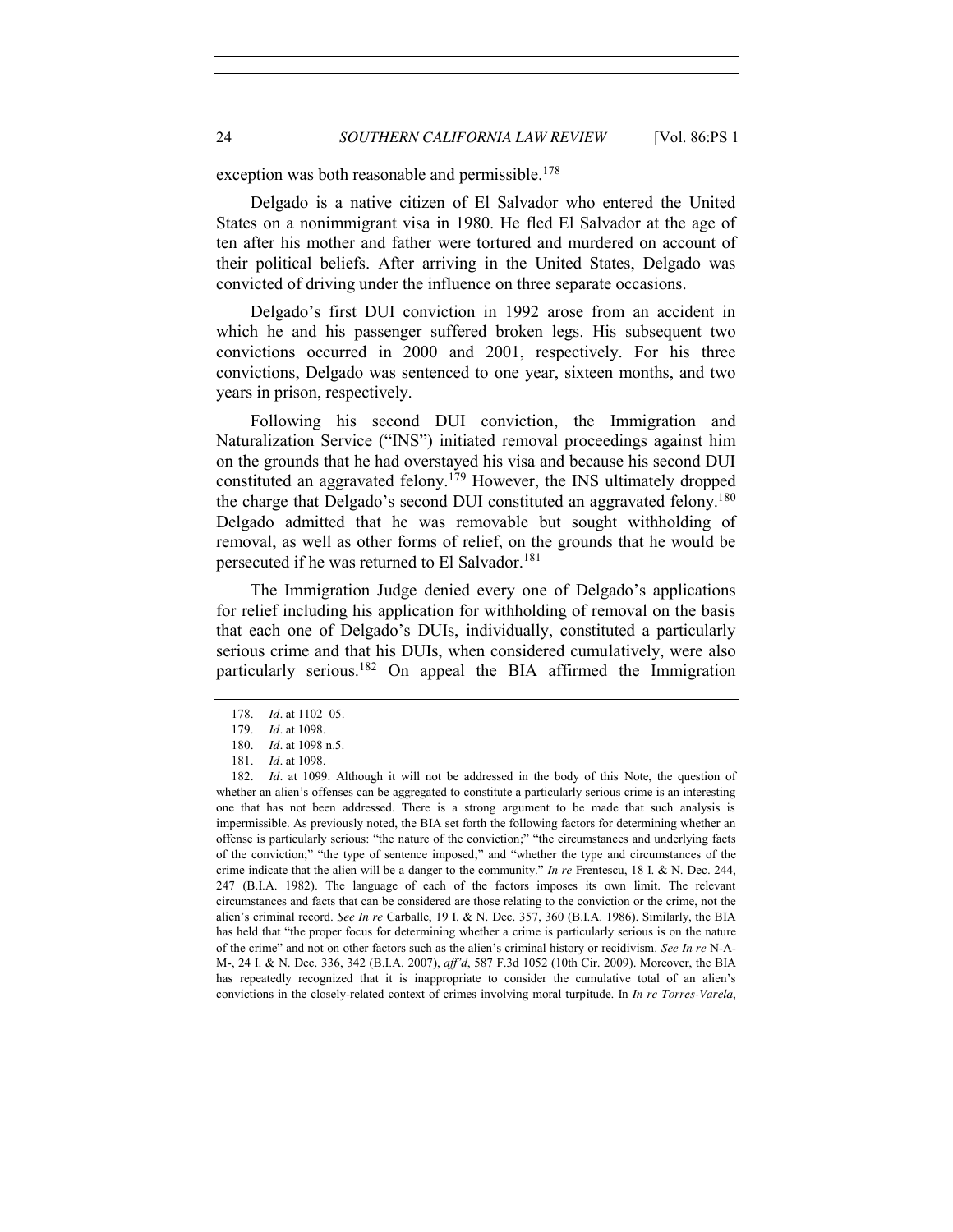exception was both reasonable and permissible.[178]

Delgado is a native citizen of El Salvador who entered the United States on a nonimmigrant visa in 1980. He fled El Salvador at the age of ten after his mother and father were tortured and murdered on account of their political beliefs. After arriving in the United States, Delgado was convicted of driving under the influence on three separate occasions.

Delgado's first DUI conviction in 1992 arose from an accident in which he and his passenger suffered broken legs. His subsequent two convictions occurred in 2000 and 2001, respectively. For his three convictions, Delgado was sentenced to one year, sixteen months, and two years in prison, respectively.

Following his second DUI conviction, the Immigration and Naturalization Service ("INS") initiated removal proceedings against him on the grounds that he had overstayed his visa and because his second DUI constituted an aggravated felony.[179] However, the INS ultimately dropped the charge that Delgado's second DUI constituted an aggravated felony.[180] Delgado admitted that he was removable but sought withholding of removal, as well as other forms of relief, on the grounds that he would be persecuted if he was returned to El Salvador.[181]

The Immigration Judge denied every one of Delgado's applications for relief including his application for withholding of removal on the basis that each one of Delgado's DUIs, individually, constituted a particularly serious crime and that his DUIs, when considered cumulatively, were also particularly serious.[182] On appeal the BIA affirmed the Immigration

---

178. *Id*. at 1102–05.

179. *Id*. at 1098.

180. *Id*. at 1098 n.5.

181. *Id*. at 1098.

182. *Id*. at 1099. Although it will not be addressed in the body of this Note, the question of whether an alien's offenses can be aggregated to constitute a particularly serious crime is an interesting one that has not been addressed. There is a strong argument to be made that such analysis is impermissible. As previously noted, the BIA set forth the following factors for determining whether an offense is particularly serious: "the nature of the conviction;" "the circumstances and underlying facts of the conviction;" "the type of sentence imposed;" and "whether the type and circumstances of the crime indicate that the alien will be a danger to the community." *In re* Frentescu, 18 I. & N. Dec. 244, 247 (B.I.A. 1982). The language of each of the factors imposes its own limit. The relevant circumstances and facts that can be considered are those relating to the conviction or the crime, not the alien's criminal record. *See In re* Carballe, 19 I. & N. Dec. 357, 360 (B.I.A. 1986). Similarly, the BIA has held that "the proper focus for determining whether a crime is particularly serious is on the nature of the crime" and not on other factors such as the alien's criminal history or recidivism. *See In re* N-A-M-, 24 I. & N. Dec. 336, 342 (B.I.A. 2007), *aff'd*, 587 F.3d 1052 (10th Cir. 2009). Moreover, the BIA has repeatedly recognized that it is inappropriate to consider the cumulative total of an alien's convictions in the closely-related context of crimes involving moral turpitude. In *In re Torres-Varela*,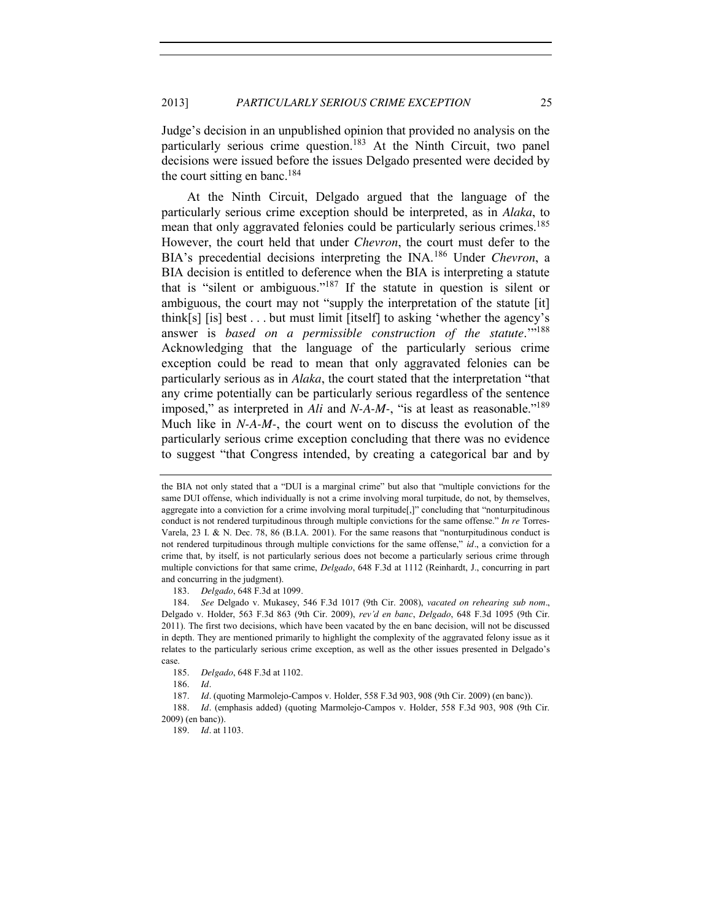Judge's decision in an unpublished opinion that provided no analysis on the particularly serious crime question.[183] At the Ninth Circuit, two panel decisions were issued before the issues Delgado presented were decided by the court sitting en banc.[184]

At the Ninth Circuit, Delgado argued that the language of the particularly serious crime exception should be interpreted, as in *Alaka*, to mean that only aggravated felonies could be particularly serious crimes.[185] However, the court held that under *Chevron*, the court must defer to the BIA's precedential decisions interpreting the INA.[186] Under *Chevron*, a BIA decision is entitled to deference when the BIA is interpreting a statute that is "silent or ambiguous."[187] If the statute in question is silent or ambiguous, the court may not "supply the interpretation of the statute [it] think[s] [is] best . . . but must limit [itself] to asking 'whether the agency's answer is *based on a permissible construction of the statute*.'"[188] Acknowledging that the language of the particularly serious crime exception could be read to mean that only aggravated felonies can be particularly serious as in *Alaka*, the court stated that the interpretation "that any crime potentially can be particularly serious regardless of the sentence imposed," as interpreted in *Ali* and *N-A-M-*, "is at least as reasonable."[189] Much like in *N-A-M-*, the court went on to discuss the evolution of the particularly serious crime exception concluding that there was no evidence to suggest "that Congress intended, by creating a categorical bar and by

---

the BIA not only stated that a "DUI is a marginal crime" but also that "multiple convictions for the same DUI offense, which individually is not a crime involving moral turpitude, do not, by themselves, aggregate into a conviction for a crime involving moral turpitude[,]" concluding that "nonturpitudinous conduct is not rendered turpitudinous through multiple convictions for the same offense." *In re* Torres-Varela, 23 I. & N. Dec. 78, 86 (B.I.A. 2001). For the same reasons that "nonturpitudinous conduct is not rendered turpitudinous through multiple convictions for the same offense," *id*., a conviction for a crime that, by itself, is not particularly serious does not become a particularly serious crime through multiple convictions for that same crime, *Delgado*, 648 F.3d at 1112 (Reinhardt, J., concurring in part and concurring in the judgment).

183. *Delgado*, 648 F.3d at 1099.

184. *See* Delgado v. Mukasey, 546 F.3d 1017 (9th Cir. 2008), *vacated on rehearing sub nom*., Delgado v. Holder, 563 F.3d 863 (9th Cir. 2009), *rev'd en banc*, *Delgado*, 648 F.3d 1095 (9th Cir. 2011). The first two decisions, which have been vacated by the en banc decision, will not be discussed in depth. They are mentioned primarily to highlight the complexity of the aggravated felony issue as it relates to the particularly serious crime exception, as well as the other issues presented in Delgado's case.

185. *Delgado*, 648 F.3d at 1102.

186. *Id*.

187. *Id*. (quoting Marmolejo-Campos v. Holder, 558 F.3d 903, 908 (9th Cir. 2009) (en banc)).

188. *Id*. (emphasis added) (quoting Marmolejo-Campos v. Holder, 558 F.3d 903, 908 (9th Cir. 2009) (en banc)).

189. *Id*. at 1103.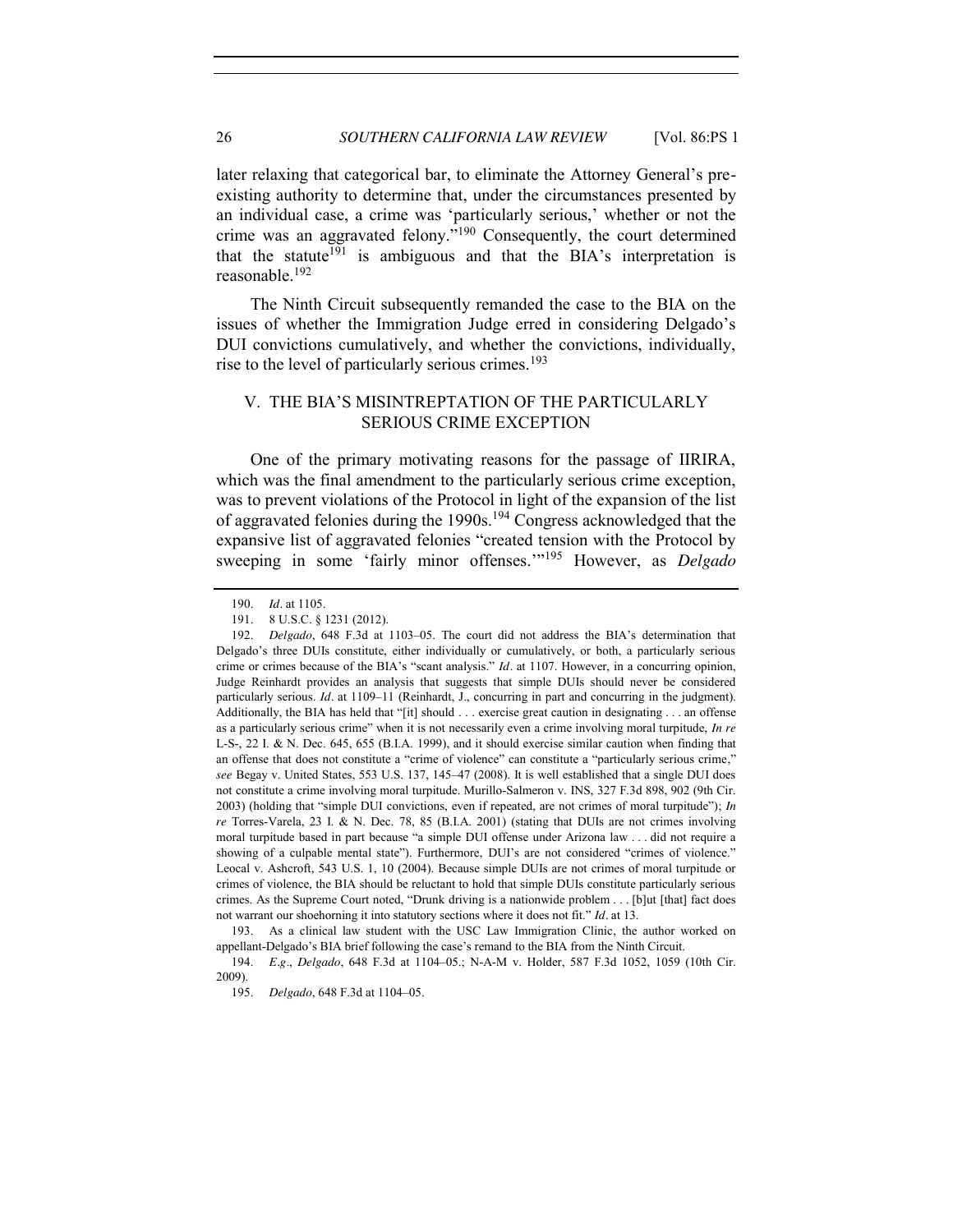later relaxing that categorical bar, to eliminate the Attorney General's pre-existing authority to determine that, under the circumstances presented by an individual case, a crime was 'particularly serious,' whether or not the crime was an aggravated felony."[190] Consequently, the court determined that the statute[191] is ambiguous and that the BIA's interpretation is reasonable.[192]

The Ninth Circuit subsequently remanded the case to the BIA on the issues of whether the Immigration Judge erred in considering Delgado's DUI convictions cumulatively, and whether the convictions, individually, rise to the level of particularly serious crimes.[193]

## V. THE BIA'S MISINTREPTATION OF THE PARTICULARLY SERIOUS CRIME EXCEPTION

One of the primary motivating reasons for the passage of IIRIRA, which was the final amendment to the particularly serious crime exception, was to prevent violations of the Protocol in light of the expansion of the list of aggravated felonies during the 1990s.[194] Congress acknowledged that the expansive list of aggravated felonies "created tension with the Protocol by sweeping in some 'fairly minor offenses.'"[195] However, as *Delgado*

---

190. *Id*. at 1105.

191. 8 U.S.C. § 1231 (2012).

192. *Delgado*, 648 F.3d at 1103–05. The court did not address the BIA's determination that Delgado's three DUIs constitute, either individually or cumulatively, or both, a particularly serious crime or crimes because of the BIA's "scant analysis." *Id*. at 1107. However, in a concurring opinion, Judge Reinhardt provides an analysis that suggests that simple DUIs should never be considered particularly serious. *Id*. at 1109–11 (Reinhardt, J., concurring in part and concurring in the judgment). Additionally, the BIA has held that "[it] should . . . exercise great caution in designating . . . an offense as a particularly serious crime" when it is not necessarily even a crime involving moral turpitude, *In re* L-S-, 22 I. & N. Dec. 645, 655 (B.I.A. 1999), and it should exercise similar caution when finding that an offense that does not constitute a "crime of violence" can constitute a "particularly serious crime," *see* Begay v. United States, 553 U.S. 137, 145–47 (2008). It is well established that a single DUI does not constitute a crime involving moral turpitude. Murillo-Salmeron v. INS, 327 F.3d 898, 902 (9th Cir. 2003) (holding that "simple DUI convictions, even if repeated, are not crimes of moral turpitude"); *In re* Torres-Varela, 23 I. & N. Dec. 78, 85 (B.I.A. 2001) (stating that DUIs are not crimes involving moral turpitude based in part because "a simple DUI offense under Arizona law . . . did not require a showing of a culpable mental state"). Furthermore, DUI's are not considered "crimes of violence." Leocal v. Ashcroft, 543 U.S. 1, 10 (2004). Because simple DUIs are not crimes of moral turpitude or crimes of violence, the BIA should be reluctant to hold that simple DUIs constitute particularly serious crimes. As the Supreme Court noted, "Drunk driving is a nationwide problem . . . [b]ut [that] fact does not warrant our shoehorning it into statutory sections where it does not fit." *Id*. at 13.

193. As a clinical law student with the USC Law Immigration Clinic, the author worked on appellant-Delgado's BIA brief following the case's remand to the BIA from the Ninth Circuit.

194. *E.g*., *Delgado*, 648 F.3d at 1104–05.; N-A-M v. Holder, 587 F.3d 1052, 1059 (10th Cir. 2009).

195. *Delgado*, 648 F.3d at 1104–05.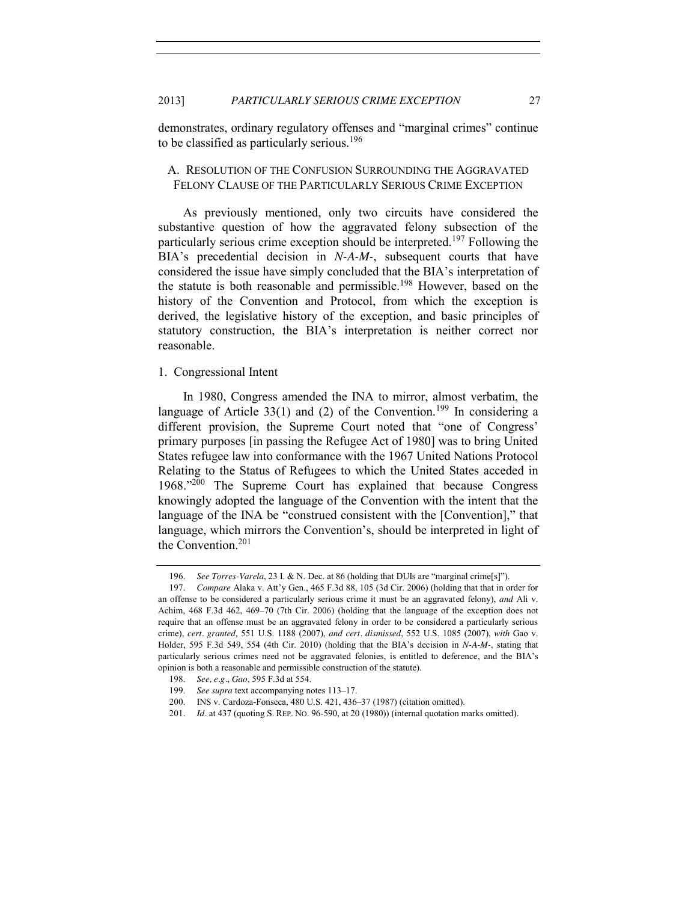demonstrates, ordinary regulatory offenses and "marginal crimes" continue to be classified as particularly serious.[196]

### A. Resolution of the Confusion Surrounding the Aggravated Felony Clause of the Particularly Serious Crime Exception

As previously mentioned, only two circuits have considered the substantive question of how the aggravated felony subsection of the particularly serious crime exception should be interpreted.[197] Following the BIA's precedential decision in *N-A-M-*, subsequent courts that have considered the issue have simply concluded that the BIA's interpretation of the statute is both reasonable and permissible.[198] However, based on the history of the Convention and Protocol, from which the exception is derived, the legislative history of the exception, and basic principles of statutory construction, the BIA's interpretation is neither correct nor reasonable.

#### 1. Congressional Intent

In 1980, Congress amended the INA to mirror, almost verbatim, the language of Article 33(1) and (2) of the Convention.[199] In considering a different provision, the Supreme Court noted that "one of Congress' primary purposes [in passing the Refugee Act of 1980] was to bring United States refugee law into conformance with the 1967 United Nations Protocol Relating to the Status of Refugees to which the United States acceded in 1968."[200] The Supreme Court has explained that because Congress knowingly adopted the language of the Convention with the intent that the language of the INA be "construed consistent with the [Convention]," that language, which mirrors the Convention's, should be interpreted in light of the Convention.[201]

---

196. *See Torres-Varela*, 23 I. & N. Dec. at 86 (holding that DUIs are "marginal crime[s]").

197. *Compare* Alaka v. Att'y Gen., 465 F.3d 88, 105 (3d Cir. 2006) (holding that that in order for an offense to be considered a particularly serious crime it must be an aggravated felony), *and* Ali v. Achim, 468 F.3d 462, 469–70 (7th Cir. 2006) (holding that the language of the exception does not require that an offense must be an aggravated felony in order to be considered a particularly serious crime), *cert. granted*, 551 U.S. 1188 (2007), *and cert. dismissed*, 552 U.S. 1085 (2007), *with* Gao v. Holder, 595 F.3d 549, 554 (4th Cir. 2010) (holding that the BIA's decision in *N-A-M-*, stating that particularly serious crimes need not be aggravated felonies, is entitled to deference, and the BIA's opinion is both a reasonable and permissible construction of the statute).

198. *See, e.g.*, *Gao*, 595 F.3d at 554.

199. *See supra* text accompanying notes 113–17.

200. INS v. Cardoza-Fonseca, 480 U.S. 421, 436–37 (1987) (citation omitted).

201. *Id*. at 437 (quoting S. REP. NO. 96-590, at 20 (1980)) (internal quotation marks omitted).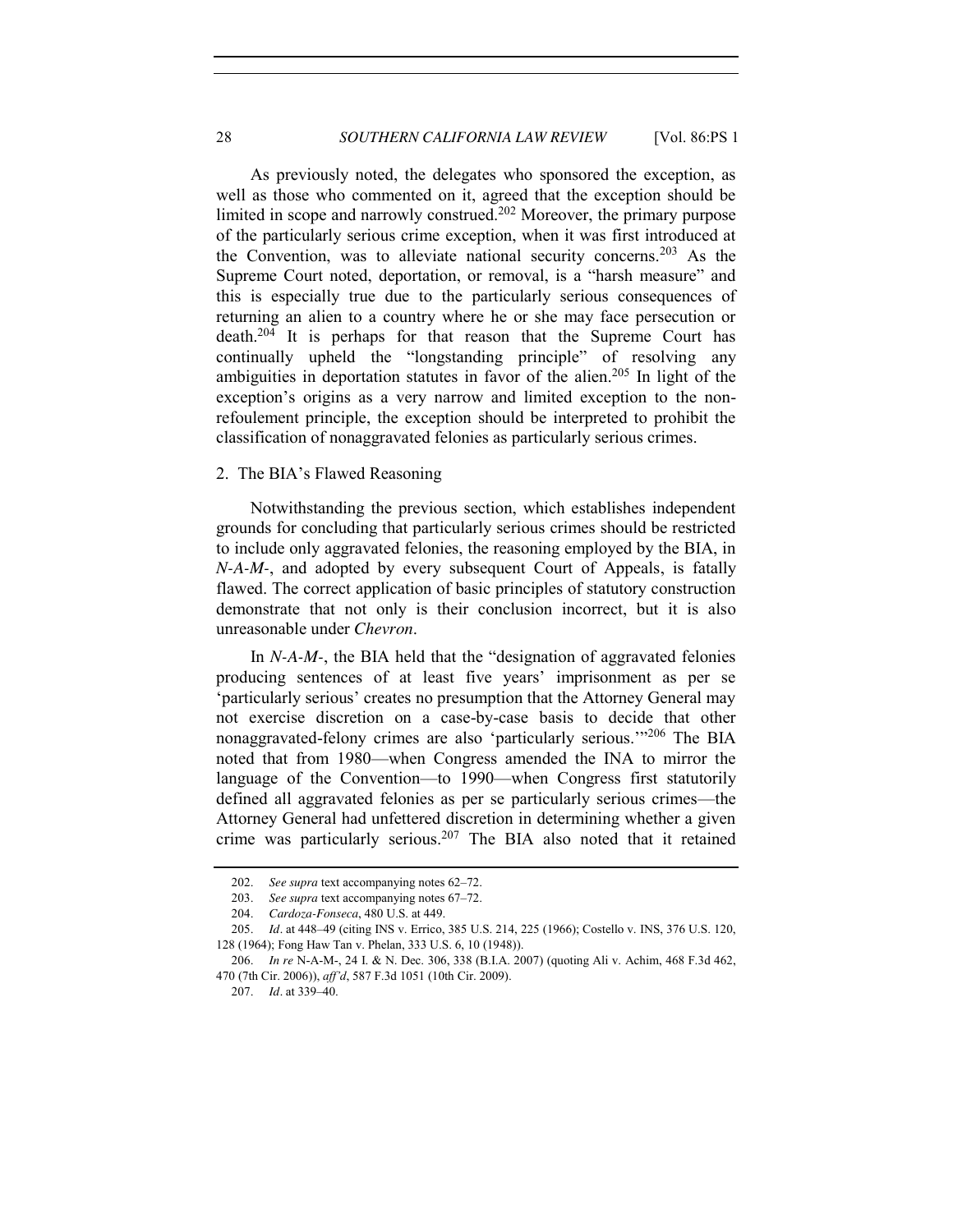As previously noted, the delegates who sponsored the exception, as well as those who commented on it, agreed that the exception should be limited in scope and narrowly construed.[202] Moreover, the primary purpose of the particularly serious crime exception, when it was first introduced at the Convention, was to alleviate national security concerns.[203] As the Supreme Court noted, deportation, or removal, is a "harsh measure" and this is especially true due to the particularly serious consequences of returning an alien to a country where he or she may face persecution or death.[204] It is perhaps for that reason that the Supreme Court has continually upheld the "longstanding principle" of resolving any ambiguities in deportation statutes in favor of the alien.[205] In light of the exception's origins as a very narrow and limited exception to the non-refoulement principle, the exception should be interpreted to prohibit the classification of nonaggravated felonies as particularly serious crimes.

### 2. The BIA's Flawed Reasoning

Notwithstanding the previous section, which establishes independent grounds for concluding that particularly serious crimes should be restricted to include only aggravated felonies, the reasoning employed by the BIA, in *N-A-M-*, and adopted by every subsequent Court of Appeals, is fatally flawed. The correct application of basic principles of statutory construction demonstrate that not only is their conclusion incorrect, but it is also unreasonable under *Chevron*.

In *N-A-M-*, the BIA held that the "designation of aggravated felonies producing sentences of at least five years' imprisonment as per se 'particularly serious' creates no presumption that the Attorney General may not exercise discretion on a case-by-case basis to decide that other nonaggravated-felony crimes are also 'particularly serious.'"[206] The BIA noted that from 1980—when Congress amended the INA to mirror the language of the Convention—to 1990—when Congress first statutorily defined all aggravated felonies as per se particularly serious crimes—the Attorney General had unfettered discretion in determining whether a given crime was particularly serious.[207] The BIA also noted that it retained

---

202. *See supra* text accompanying notes 62–72.

203. *See supra* text accompanying notes 67–72.

204. *Cardoza-Fonseca*, 480 U.S. at 449.

205. *Id*. at 448–49 (citing INS v. Errico, 385 U.S. 214, 225 (1966); Costello v. INS, 376 U.S. 120, 128 (1964); Fong Haw Tan v. Phelan, 333 U.S. 6, 10 (1948)).

206. *In re* N-A-M-, 24 I. & N. Dec. 306, 338 (B.I.A. 2007) (quoting Ali v. Achim, 468 F.3d 462, 470 (7th Cir. 2006)), *aff'd*, 587 F.3d 1051 (10th Cir. 2009).

207. *Id*. at 339–40.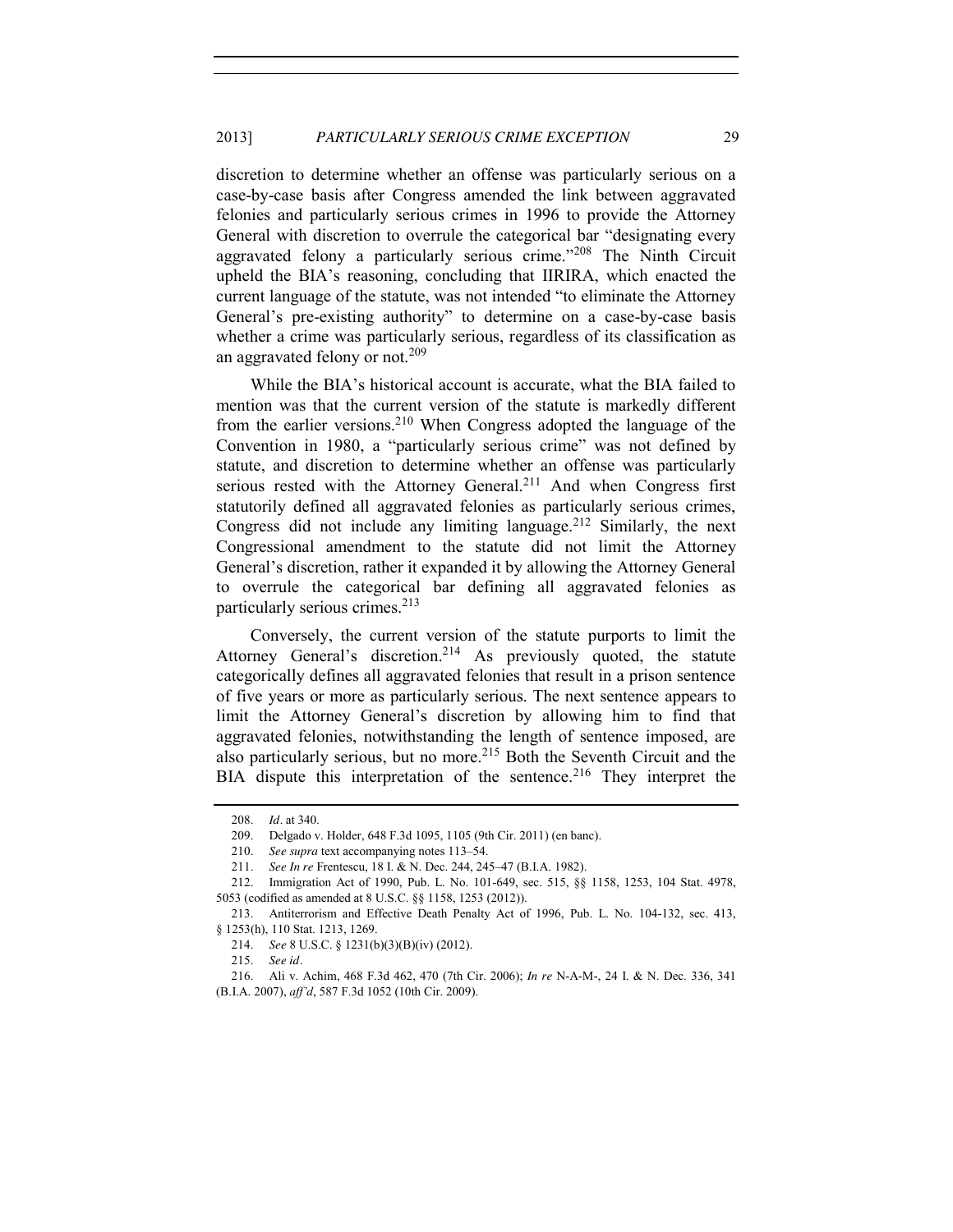discretion to determine whether an offense was particularly serious on a case-by-case basis after Congress amended the link between aggravated felonies and particularly serious crimes in 1996 to provide the Attorney General with discretion to overrule the categorical bar "designating every aggravated felony a particularly serious crime."[208] The Ninth Circuit upheld the BIA's reasoning, concluding that IIRIRA, which enacted the current language of the statute, was not intended "to eliminate the Attorney General's pre-existing authority" to determine on a case-by-case basis whether a crime was particularly serious, regardless of its classification as an aggravated felony or not.[209]

While the BIA's historical account is accurate, what the BIA failed to mention was that the current version of the statute is markedly different from the earlier versions.[210] When Congress adopted the language of the Convention in 1980, a "particularly serious crime" was not defined by statute, and discretion to determine whether an offense was particularly serious rested with the Attorney General.[211] And when Congress first statutorily defined all aggravated felonies as particularly serious crimes, Congress did not include any limiting language.[212] Similarly, the next Congressional amendment to the statute did not limit the Attorney General's discretion, rather it expanded it by allowing the Attorney General to overrule the categorical bar defining all aggravated felonies as particularly serious crimes.[213]

Conversely, the current version of the statute purports to limit the Attorney General's discretion.[214] As previously quoted, the statute categorically defines all aggravated felonies that result in a prison sentence of five years or more as particularly serious. The next sentence appears to limit the Attorney General's discretion by allowing him to find that aggravated felonies, notwithstanding the length of sentence imposed, are also particularly serious, but no more.[215] Both the Seventh Circuit and the BIA dispute this interpretation of the sentence.[216] They interpret the

---

208. *Id*. at 340.

209. Delgado v. Holder, 648 F.3d 1095, 1105 (9th Cir. 2011) (en banc).

210. *See supra* text accompanying notes 113–54.

211. *See In re* Frentescu, 18 I. & N. Dec. 244, 245–47 (B.I.A. 1982).

212. Immigration Act of 1990, Pub. L. No. 101-649, sec. 515, §§ 1158, 1253, 104 Stat. 4978, 5053 (codified as amended at 8 U.S.C. §§ 1158, 1253 (2012)).

213. Antiterrorism and Effective Death Penalty Act of 1996, Pub. L. No. 104-132, sec. 413, § 1253(h), 110 Stat. 1213, 1269.

214. *See* 8 U.S.C. § 1231(b)(3)(B)(iv) (2012).

215. *See id*.

216. Ali v. Achim, 468 F.3d 462, 470 (7th Cir. 2006); *In re* N-A-M-, 24 I. & N. Dec. 336, 341 (B.I.A. 2007), *aff'd*, 587 F.3d 1052 (10th Cir. 2009).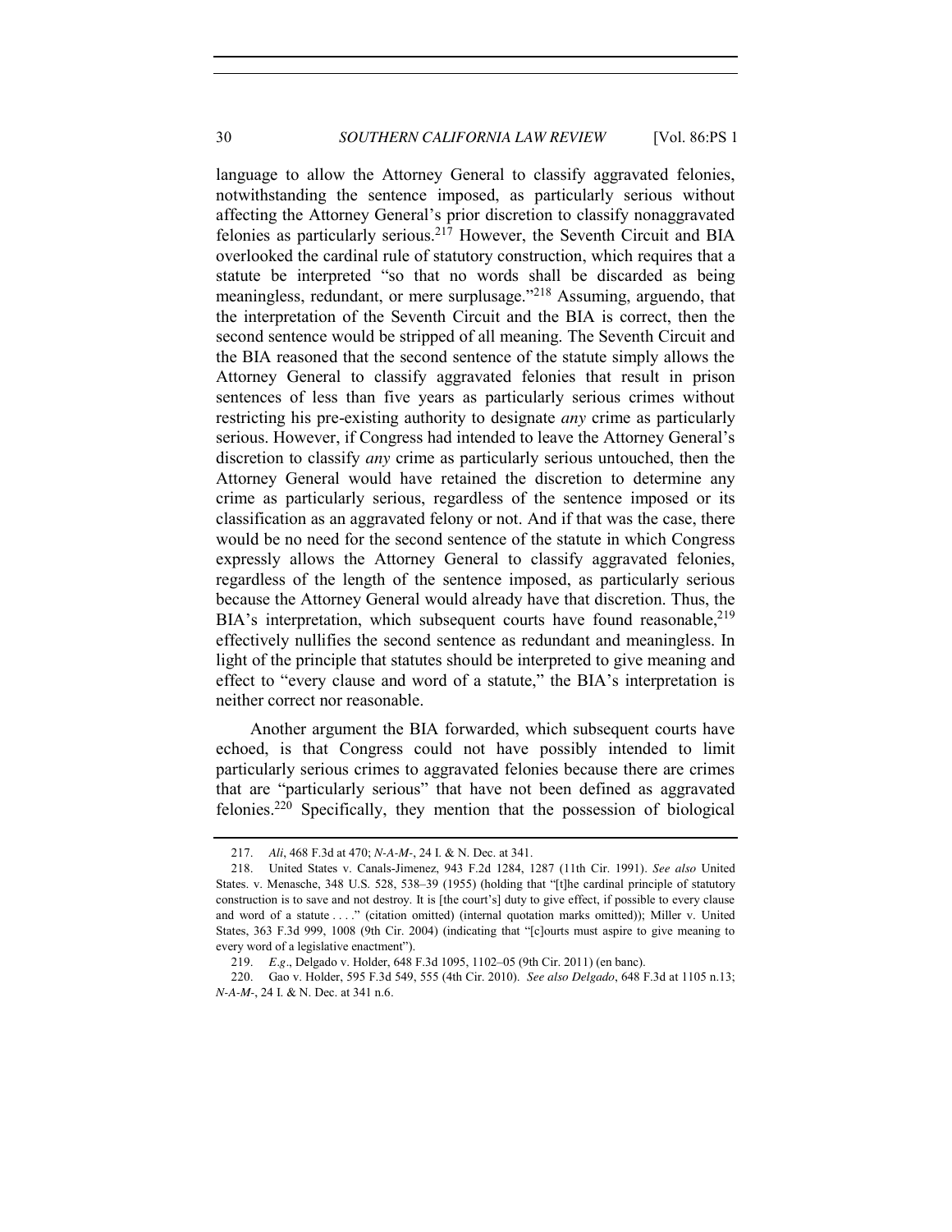language to allow the Attorney General to classify aggravated felonies, notwithstanding the sentence imposed, as particularly serious without affecting the Attorney General's prior discretion to classify nonaggravated felonies as particularly serious.[217] However, the Seventh Circuit and BIA overlooked the cardinal rule of statutory construction, which requires that a statute be interpreted "so that no words shall be discarded as being meaningless, redundant, or mere surplusage."[218] Assuming, arguendo, that the interpretation of the Seventh Circuit and the BIA is correct, then the second sentence would be stripped of all meaning. The Seventh Circuit and the BIA reasoned that the second sentence of the statute simply allows the Attorney General to classify aggravated felonies that result in prison sentences of less than five years as particularly serious crimes without restricting his pre-existing authority to designate *any* crime as particularly serious. However, if Congress had intended to leave the Attorney General's discretion to classify *any* crime as particularly serious untouched, then the Attorney General would have retained the discretion to determine any crime as particularly serious, regardless of the sentence imposed or its classification as an aggravated felony or not. And if that was the case, there would be no need for the second sentence of the statute in which Congress expressly allows the Attorney General to classify aggravated felonies, regardless of the length of the sentence imposed, as particularly serious because the Attorney General would already have that discretion. Thus, the BIA's interpretation, which subsequent courts have found reasonable,[219] effectively nullifies the second sentence as redundant and meaningless. In light of the principle that statutes should be interpreted to give meaning and effect to "every clause and word of a statute," the BIA's interpretation is neither correct nor reasonable.

Another argument the BIA forwarded, which subsequent courts have echoed, is that Congress could not have possibly intended to limit particularly serious crimes to aggravated felonies because there are crimes that are "particularly serious" that have not been defined as aggravated felonies.[220] Specifically, they mention that the possession of biological

---

217. *Ali*, 468 F.3d at 470; *N-A-M-*, 24 I. & N. Dec. at 341.

218. United States v. Canals-Jimenez, 943 F.2d 1284, 1287 (11th Cir. 1991). *See also* United States. v. Menasche, 348 U.S. 528, 538–39 (1955) (holding that "[t]he cardinal principle of statutory construction is to save and not destroy. It is [the court's] duty to give effect, if possible to every clause and word of a statute . . . ." (citation omitted) (internal quotation marks omitted)); Miller v. United States, 363 F.3d 999, 1008 (9th Cir. 2004) (indicating that "[c]ourts must aspire to give meaning to every word of a legislative enactment").

219. *E.g*., Delgado v. Holder, 648 F.3d 1095, 1102–05 (9th Cir. 2011) (en banc).

220. Gao v. Holder, 595 F.3d 549, 555 (4th Cir. 2010). *See also Delgado*, 648 F.3d at 1105 n.13; *N-A-M-*, 24 I. & N. Dec. at 341 n.6.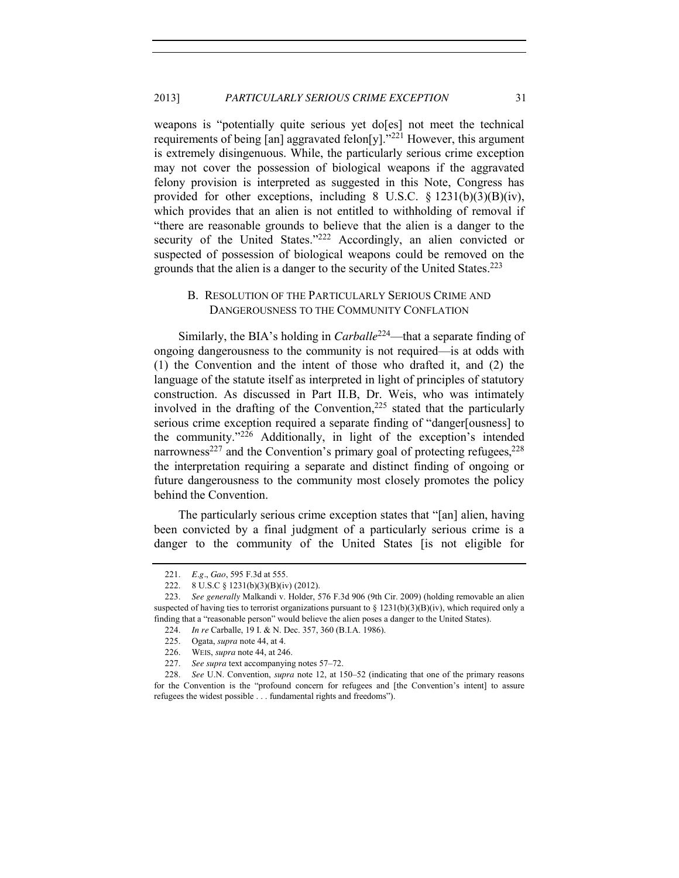weapons is "potentially quite serious yet do[es] not meet the technical requirements of being [an] aggravated felon[y]."[221] However, this argument is extremely disingenuous. While, the particularly serious crime exception may not cover the possession of biological weapons if the aggravated felony provision is interpreted as suggested in this Note, Congress has provided for other exceptions, including 8 U.S.C. § 1231(b)(3)(B)(iv), which provides that an alien is not entitled to withholding of removal if "there are reasonable grounds to believe that the alien is a danger to the security of the United States."[222] Accordingly, an alien convicted or suspected of possession of biological weapons could be removed on the grounds that the alien is a danger to the security of the United States.[223]

### B. Resolution of the Particularly Serious Crime and Dangerousness to the Community Conflation

Similarly, the BIA's holding in *Carballe*[224]—that a separate finding of ongoing dangerousness to the community is not required—is at odds with (1) the Convention and the intent of those who drafted it, and (2) the language of the statute itself as interpreted in light of principles of statutory construction. As discussed in Part II.B, Dr. Weis, who was intimately involved in the drafting of the Convention,[225] stated that the particularly serious crime exception required a separate finding of "danger[ousness] to the community."[226] Additionally, in light of the exception's intended narrowness[227] and the Convention's primary goal of protecting refugees,[228] the interpretation requiring a separate and distinct finding of ongoing or future dangerousness to the community most closely promotes the policy behind the Convention.

The particularly serious crime exception states that "[an] alien, having been convicted by a final judgment of a particularly serious crime is a danger to the community of the United States [is not eligible for

---

221. *E.g*., *Gao*, 595 F.3d at 555.

222. 8 U.S.C § 1231(b)(3)(B)(iv) (2012).

223. *See generally* Malkandi v. Holder, 576 F.3d 906 (9th Cir. 2009) (holding removable an alien suspected of having ties to terrorist organizations pursuant to § 1231(b)(3)(B)(iv), which required only a finding that a "reasonable person" would believe the alien poses a danger to the United States).

224. *In re* Carballe, 19 I. & N. Dec. 357, 360 (B.I.A. 1986).

225. Ogata, *supra* note 44, at 4.

226. Weis, *supra* note 44, at 246.

227. *See supra* text accompanying notes 57–72.

228. *See* U.N. Convention, *supra* note 12, at 150–52 (indicating that one of the primary reasons for the Convention is the "profound concern for refugees and [the Convention's intent] to assure refugees the widest possible . . . fundamental rights and freedoms").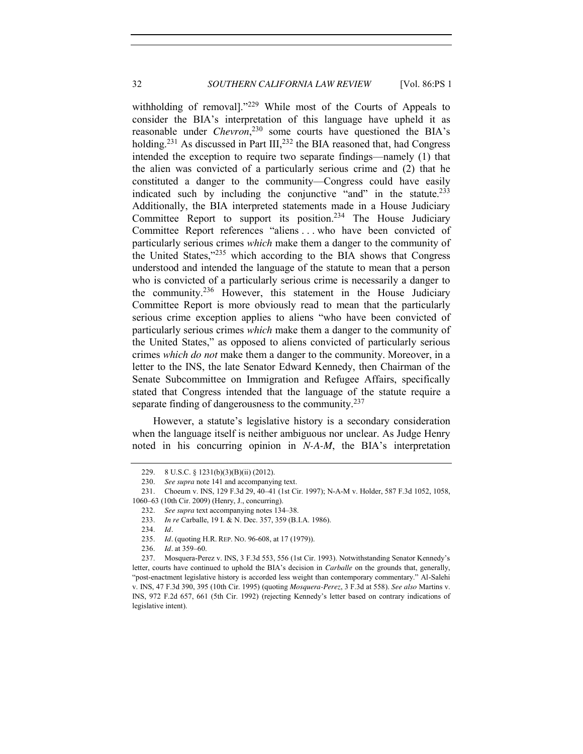withholding of removal]."[229] While most of the Courts of Appeals to consider the BIA's interpretation of this language have upheld it as reasonable under *Chevron*,[230] some courts have questioned the BIA's holding.[231] As discussed in Part III,[232] the BIA reasoned that, had Congress intended the exception to require two separate findings—namely (1) that the alien was convicted of a particularly serious crime and (2) that he constituted a danger to the community—Congress could have easily indicated such by including the conjunctive "and" in the statute.[233] Additionally, the BIA interpreted statements made in a House Judiciary Committee Report to support its position.[234] The House Judiciary Committee Report references "aliens . . . who have been convicted of particularly serious crimes *which* make them a danger to the community of the United States,"[235] which according to the BIA shows that Congress understood and intended the language of the statute to mean that a person who is convicted of a particularly serious crime is necessarily a danger to the community.[236] However, this statement in the House Judiciary Committee Report is more obviously read to mean that the particularly serious crime exception applies to aliens "who have been convicted of particularly serious crimes *which* make them a danger to the community of the United States," as opposed to aliens convicted of particularly serious crimes *which do not* make them a danger to the community. Moreover, in a letter to the INS, the late Senator Edward Kennedy, then Chairman of the Senate Subcommittee on Immigration and Refugee Affairs, specifically stated that Congress intended that the language of the statute require a separate finding of dangerousness to the community.[237]

However, a statute's legislative history is a secondary consideration when the language itself is neither ambiguous nor unclear. As Judge Henry noted in his concurring opinion in *N-A-M*, the BIA's interpretation

---

229. 8 U.S.C. § 1231(b)(3)(B)(ii) (2012).

230. *See supra* note 141 and accompanying text.

231. Choeum v. INS, 129 F.3d 29, 40–41 (1st Cir. 1997); N-A-M v. Holder, 587 F.3d 1052, 1058, 1060–63 (10th Cir. 2009) (Henry, J., concurring).

232. *See supra* text accompanying notes 134–38.

233. *In re* Carballe, 19 I. & N. Dec. 357, 359 (B.I.A. 1986).

234. *Id*.

235. *Id*. (quoting H.R. REP. NO. 96-608, at 17 (1979)).

236. *Id*. at 359–60.

237. Mosquera-Perez v. INS, 3 F.3d 553, 556 (1st Cir. 1993). Notwithstanding Senator Kennedy's letter, courts have continued to uphold the BIA's decision in *Carballe* on the grounds that, generally, "post-enactment legislative history is accorded less weight than contemporary commentary." Al-Salehi v. INS, 47 F.3d 390, 395 (10th Cir. 1995) (quoting *Mosquera-Perez*, 3 F.3d at 558). *See also* Martins v. INS, 972 F.2d 657, 661 (5th Cir. 1992) (rejecting Kennedy's letter based on contrary indications of legislative intent).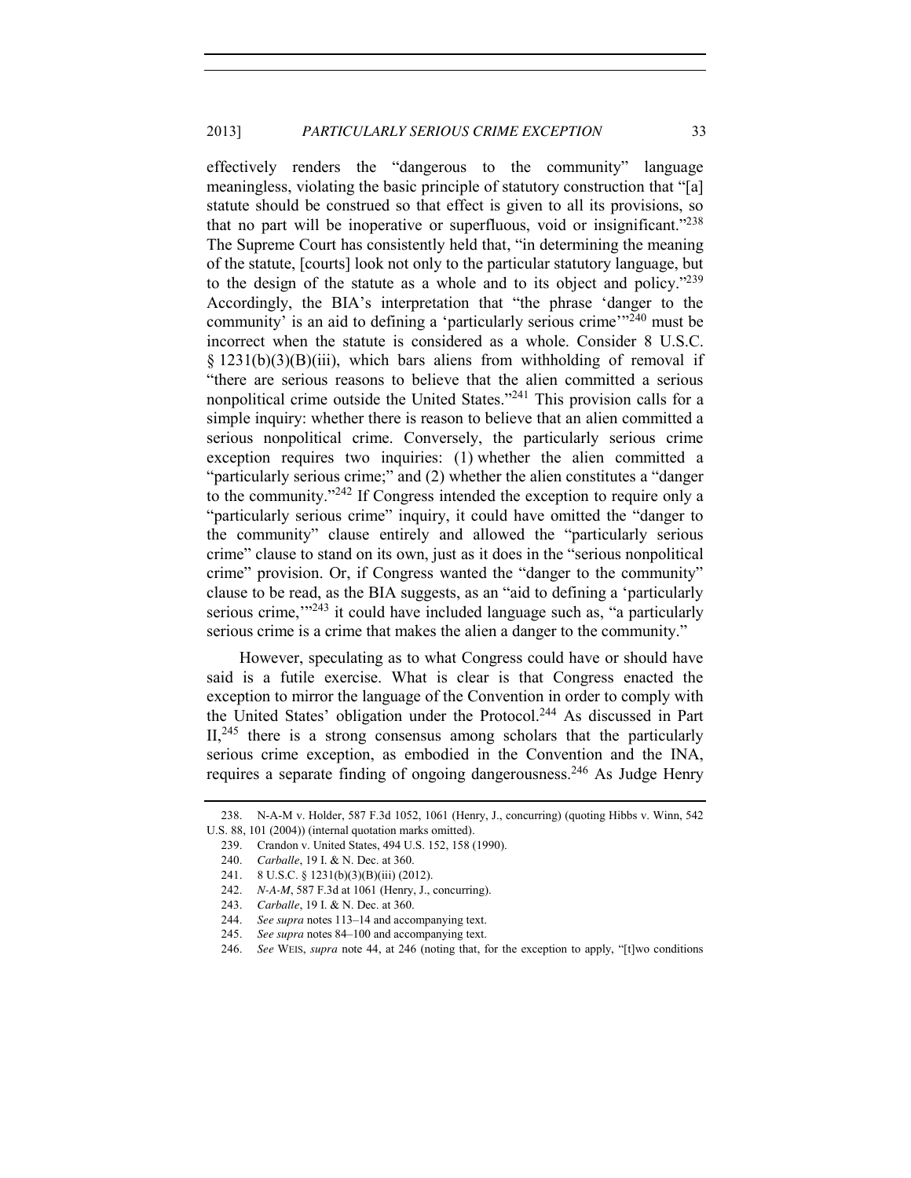effectively renders the "dangerous to the community" language meaningless, violating the basic principle of statutory construction that "[a] statute should be construed so that effect is given to all its provisions, so that no part will be inoperative or superfluous, void or insignificant."[238] The Supreme Court has consistently held that, "in determining the meaning of the statute, [courts] look not only to the particular statutory language, but to the design of the statute as a whole and to its object and policy."[239] Accordingly, the BIA's interpretation that "the phrase 'danger to the community' is an aid to defining a 'particularly serious crime'"[240] must be incorrect when the statute is considered as a whole. Consider 8 U.S.C. § 1231(b)(3)(B)(iii), which bars aliens from withholding of removal if "there are serious reasons to believe that the alien committed a serious nonpolitical crime outside the United States."[241] This provision calls for a simple inquiry: whether there is reason to believe that an alien committed a serious nonpolitical crime. Conversely, the particularly serious crime exception requires two inquiries: (1) whether the alien committed a "particularly serious crime;" and (2) whether the alien constitutes a "danger to the community."[242] If Congress intended the exception to require only a "particularly serious crime" inquiry, it could have omitted the "danger to the community" clause entirely and allowed the "particularly serious crime" clause to stand on its own, just as it does in the "serious nonpolitical crime" provision. Or, if Congress wanted the "danger to the community" clause to be read, as the BIA suggests, as an "aid to defining a 'particularly serious crime,'"[243] it could have included language such as, "a particularly serious crime is a crime that makes the alien a danger to the community."

However, speculating as to what Congress could have or should have said is a futile exercise. What is clear is that Congress enacted the exception to mirror the language of the Convention in order to comply with the United States' obligation under the Protocol.[244] As discussed in Part II,[245] there is a strong consensus among scholars that the particularly serious crime exception, as embodied in the Convention and the INA, requires a separate finding of ongoing dangerousness.[246] As Judge Henry

238. N-A-M v. Holder, 587 F.3d 1052, 1061 (Henry, J., concurring) (quoting Hibbs v. Winn, 542 U.S. 88, 101 (2004)) (internal quotation marks omitted).

239. Crandon v. United States, 494 U.S. 152, 158 (1990).

240. *Carballe*, 19 I. & N. Dec. at 360.

241. 8 U.S.C. § 1231(b)(3)(B)(iii) (2012).

242. *N-A-M*, 587 F.3d at 1061 (Henry, J., concurring).

243. *Carballe*, 19 I. & N. Dec. at 360.

244. *See supra* notes 113–14 and accompanying text.

245. *See supra* notes 84–100 and accompanying text.

246. *See* WEIS, *supra* note 44, at 246 (noting that, for the exception to apply, "[t]wo conditions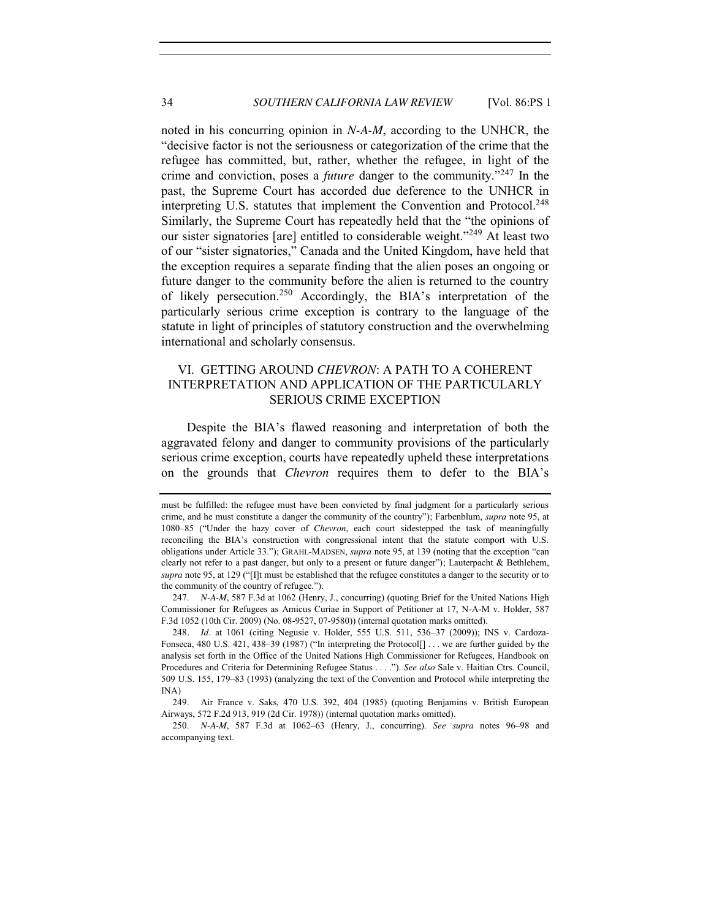noted in his concurring opinion in *N-A-M*, according to the UNHCR, the "decisive factor is not the seriousness or categorization of the crime that the refugee has committed, but, rather, whether the refugee, in light of the crime and conviction, poses a *future* danger to the community."[247] In the past, the Supreme Court has accorded due deference to the UNHCR in interpreting U.S. statutes that implement the Convention and Protocol.[248] Similarly, the Supreme Court has repeatedly held that the "the opinions of our sister signatories [are] entitled to considerable weight."[249] At least two of our "sister signatories," Canada and the United Kingdom, have held that the exception requires a separate finding that the alien poses an ongoing or future danger to the community before the alien is returned to the country of likely persecution.[250] Accordingly, the BIA's interpretation of the particularly serious crime exception is contrary to the language of the statute in light of principles of statutory construction and the overwhelming international and scholarly consensus.

## VI. GETTING AROUND *CHEVRON*: A PATH TO A COHERENT INTERPRETATION AND APPLICATION OF THE PARTICULARLY SERIOUS CRIME EXCEPTION

Despite the BIA's flawed reasoning and interpretation of both the aggravated felony and danger to community provisions of the particularly serious crime exception, courts have repeatedly upheld these interpretations on the grounds that *Chevron* requires them to defer to the BIA's

---

must be fulfilled: the refugee must have been convicted by final judgment for a particularly serious crime, and he must constitute a danger the community of the country"); Farbenblum, *supra* note 95, at 1080–85 ("Under the hazy cover of *Chevron*, each court sidestepped the task of meaningfully reconciling the BIA's construction with congressional intent that the statute comport with U.S. obligations under Article 33."); GRAHL-MADSEN, *supra* note 95, at 139 (noting that the exception "can clearly not refer to a past danger, but only to a present or future danger"); Lauterpacht & Bethlehem, *supra* note 95, at 129 ("[I]t must be established that the refugee constitutes a danger to the security or to the community of the country of refugee.").

247. *N-A-M*, 587 F.3d at 1062 (Henry, J., concurring) (quoting Brief for the United Nations High Commissioner for Refugees as Amicus Curiae in Support of Petitioner at 17, N-A-M v. Holder, 587 F.3d 1052 (10th Cir. 2009) (No. 08-9527, 07-9580)) (internal quotation marks omitted).

248. *Id*. at 1061 (citing Negusie v. Holder, 555 U.S. 511, 536–37 (2009)); INS v. Cardoza-Fonseca, 480 U.S. 421, 438–39 (1987) ("In interpreting the Protocol[] . . . we are further guided by the analysis set forth in the Office of the United Nations High Commissioner for Refugees, Handbook on Procedures and Criteria for Determining Refugee Status . . . ."). *See also* Sale v. Haitian Ctrs. Council, 509 U.S. 155, 179–83 (1993) (analyzing the text of the Convention and Protocol while interpreting the INA)

249. Air France v. Saks, 470 U.S. 392, 404 (1985) (quoting Benjamins v. British European Airways, 572 F.2d 913, 919 (2d Cir. 1978)) (internal quotation marks omitted).

250. *N-A-M*, 587 F.3d at 1062–63 (Henry, J., concurring). *See supra* notes 96–98 and accompanying text.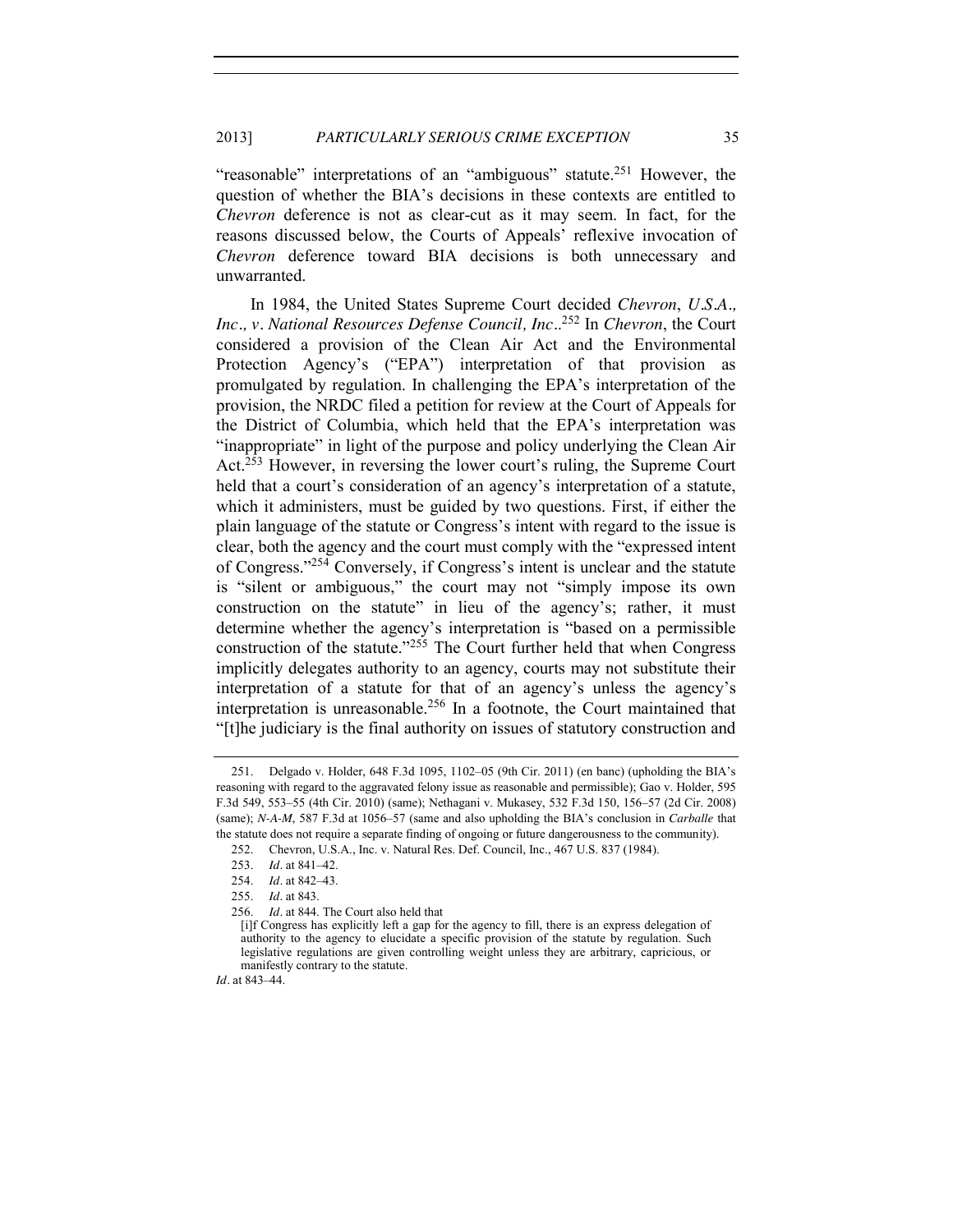"reasonable" interpretations of an "ambiguous" statute.[251] However, the question of whether the BIA's decisions in these contexts are entitled to *Chevron* deference is not as clear-cut as it may seem. In fact, for the reasons discussed below, the Courts of Appeals' reflexive invocation of *Chevron* deference toward BIA decisions is both unnecessary and unwarranted.

In 1984, the United States Supreme Court decided *Chevron, U.S.A., Inc., v. National Resources Defense Council, Inc.*.[252] In *Chevron*, the Court considered a provision of the Clean Air Act and the Environmental Protection Agency's ("EPA") interpretation of that provision as promulgated by regulation. In challenging the EPA's interpretation of the provision, the NRDC filed a petition for review at the Court of Appeals for the District of Columbia, which held that the EPA's interpretation was "inappropriate" in light of the purpose and policy underlying the Clean Air Act.[253] However, in reversing the lower court's ruling, the Supreme Court held that a court's consideration of an agency's interpretation of a statute, which it administers, must be guided by two questions. First, if either the plain language of the statute or Congress's intent with regard to the issue is clear, both the agency and the court must comply with the "expressed intent of Congress."[254] Conversely, if Congress's intent is unclear and the statute is "silent or ambiguous," the court may not "simply impose its own construction on the statute" in lieu of the agency's; rather, it must determine whether the agency's interpretation is "based on a permissible construction of the statute."[255] The Court further held that when Congress implicitly delegates authority to an agency, courts may not substitute their interpretation of a statute for that of an agency's unless the agency's interpretation is unreasonable.[256] In a footnote, the Court maintained that "[t]he judiciary is the final authority on issues of statutory construction and

---

251. Delgado v. Holder, 648 F.3d 1095, 1102–05 (9th Cir. 2011) (en banc) (upholding the BIA's reasoning with regard to the aggravated felony issue as reasonable and permissible); Gao v. Holder, 595 F.3d 549, 553–55 (4th Cir. 2010) (same); Nethagani v. Mukasey, 532 F.3d 150, 156–57 (2d Cir. 2008) (same); *N-A-M*, 587 F.3d at 1056–57 (same and also upholding the BIA's conclusion in *Carballe* that the statute does not require a separate finding of ongoing or future dangerousness to the community).

252. Chevron, U.S.A., Inc. v. Natural Res. Def. Council, Inc., 467 U.S. 837 (1984).

253. *Id*. at 841–42.

254. *Id*. at 842–43.

255. *Id*. at 843.

256. *Id*. at 844. The Court also held that

> [i]f Congress has explicitly left a gap for the agency to fill, there is an express delegation of authority to the agency to elucidate a specific provision of the statute by regulation. Such legislative regulations are given controlling weight unless they are arbitrary, capricious, or manifestly contrary to the statute.

*Id*. at 843–44.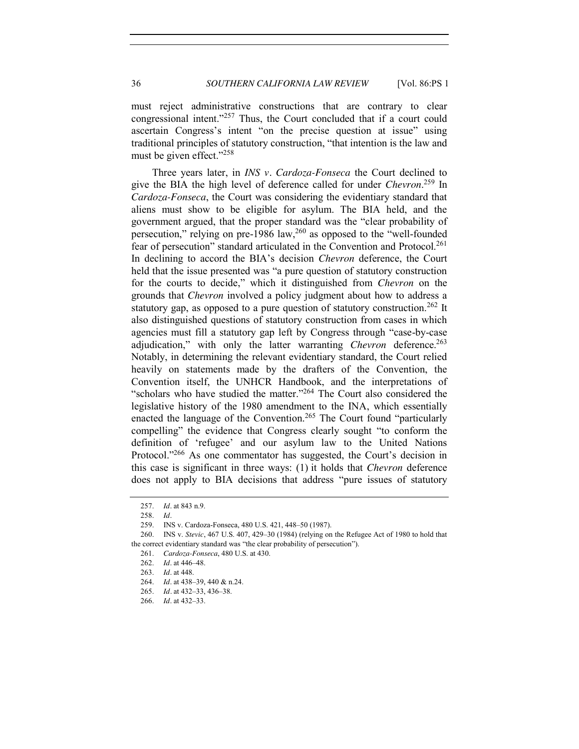must reject administrative constructions that are contrary to clear congressional intent."[257] Thus, the Court concluded that if a court could ascertain Congress's intent "on the precise question at issue" using traditional principles of statutory construction, "that intention is the law and must be given effect."[258]

Three years later, in *INS v. Cardoza-Fonseca* the Court declined to give the BIA the high level of deference called for under *Chevron*.[259] In *Cardoza-Fonseca*, the Court was considering the evidentiary standard that aliens must show to be eligible for asylum. The BIA held, and the government argued, that the proper standard was the "clear probability of persecution," relying on pre-1986 law,[260] as opposed to the "well-founded fear of persecution" standard articulated in the Convention and Protocol.[261] In declining to accord the BIA's decision *Chevron* deference, the Court held that the issue presented was "a pure question of statutory construction for the courts to decide," which it distinguished from *Chevron* on the grounds that *Chevron* involved a policy judgment about how to address a statutory gap, as opposed to a pure question of statutory construction.[262] It also distinguished questions of statutory construction from cases in which agencies must fill a statutory gap left by Congress through "case-by-case adjudication," with only the latter warranting *Chevron* deference.[263] Notably, in determining the relevant evidentiary standard, the Court relied heavily on statements made by the drafters of the Convention, the Convention itself, the UNHCR Handbook, and the interpretations of "scholars who have studied the matter."[264] The Court also considered the legislative history of the 1980 amendment to the INA, which essentially enacted the language of the Convention.[265] The Court found "particularly compelling" the evidence that Congress clearly sought "to conform the definition of 'refugee' and our asylum law to the United Nations Protocol."[266] As one commentator has suggested, the Court's decision in this case is significant in three ways: (1) it holds that *Chevron* deference does not apply to BIA decisions that address "pure issues of statutory

257. *Id*. at 843 n.9.

258. *Id*.

259. INS v. Cardoza-Fonseca, 480 U.S. 421, 448–50 (1987).

260. INS v. *Stevic*, 467 U.S. 407, 429–30 (1984) (relying on the Refugee Act of 1980 to hold that the correct evidentiary standard was "the clear probability of persecution").

261. *Cardoza-Fonseca*, 480 U.S. at 430.

262. *Id*. at 446–48.

263. *Id*. at 448.

264. *Id*. at 438–39, 440 & n.24.

265. *Id*. at 432–33, 436–38.

266. *Id*. at 432–33.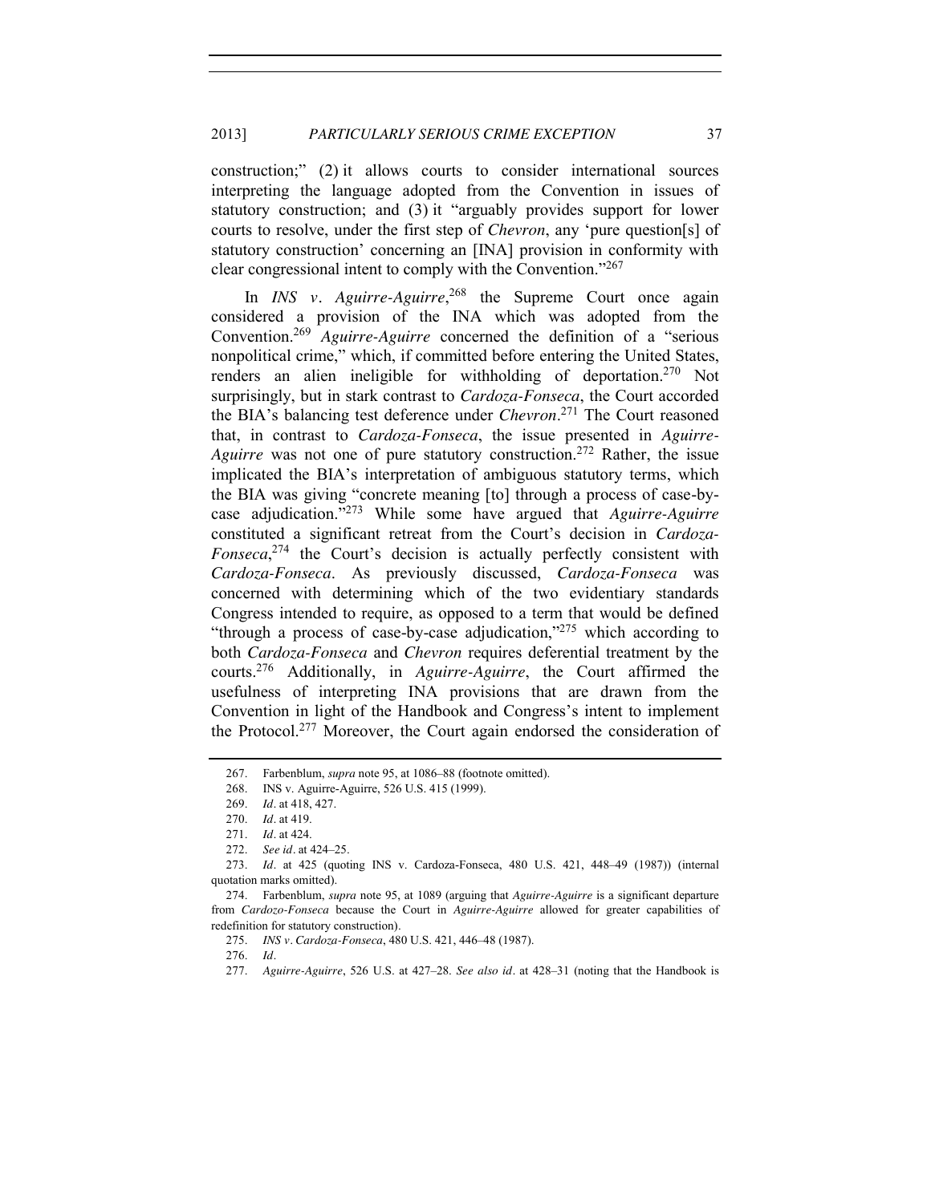construction;" (2) it allows courts to consider international sources interpreting the language adopted from the Convention in issues of statutory construction; and (3) it "arguably provides support for lower courts to resolve, under the first step of *Chevron*, any 'pure question[s] of statutory construction' concerning an [INA] provision in conformity with clear congressional intent to comply with the Convention."[267]

In *INS v. Aguirre-Aguirre*,[268] the Supreme Court once again considered a provision of the INA which was adopted from the Convention.[269] *Aguirre-Aguirre* concerned the definition of a "serious nonpolitical crime," which, if committed before entering the United States, renders an alien ineligible for withholding of deportation.[270] Not surprisingly, but in stark contrast to *Cardoza-Fonseca*, the Court accorded the BIA's balancing test deference under *Chevron*.[271] The Court reasoned that, in contrast to *Cardoza-Fonseca*, the issue presented in *Aguirre-Aguirre* was not one of pure statutory construction.[272] Rather, the issue implicated the BIA's interpretation of ambiguous statutory terms, which the BIA was giving "concrete meaning [to] through a process of case-by-case adjudication."[273] While some have argued that *Aguirre-Aguirre* constituted a significant retreat from the Court's decision in *Cardoza-Fonseca*,[274] the Court's decision is actually perfectly consistent with *Cardoza-Fonseca*. As previously discussed, *Cardoza-Fonseca* was concerned with determining which of the two evidentiary standards Congress intended to require, as opposed to a term that would be defined "through a process of case-by-case adjudication,"[275] which according to both *Cardoza-Fonseca* and *Chevron* requires deferential treatment by the courts.[276] Additionally, in *Aguirre-Aguirre*, the Court affirmed the usefulness of interpreting INA provisions that are drawn from the Convention in light of the Handbook and Congress's intent to implement the Protocol.[277] Moreover, the Court again endorsed the consideration of

267. Farbenblum, *supra* note 95, at 1086–88 (footnote omitted).

268. INS v. Aguirre-Aguirre, 526 U.S. 415 (1999).

269. *Id*. at 418, 427.

270. *Id*. at 419.

271. *Id*. at 424.

272. *See id*. at 424–25.

273. *Id*. at 425 (quoting INS v. Cardoza-Fonseca, 480 U.S. 421, 448–49 (1987)) (internal quotation marks omitted).

274. Farbenblum, *supra* note 95, at 1089 (arguing that *Aguirre-Aguirre* is a significant departure from *Cardozo-Fonseca* because the Court in *Aguirre-Aguirre* allowed for greater capabilities of redefinition for statutory construction).

275. *INS v. Cardoza-Fonseca*, 480 U.S. 421, 446–48 (1987).

276. *Id*.

277. *Aguirre-Aguirre*, 526 U.S. at 427–28. *See also id*. at 428–31 (noting that the Handbook is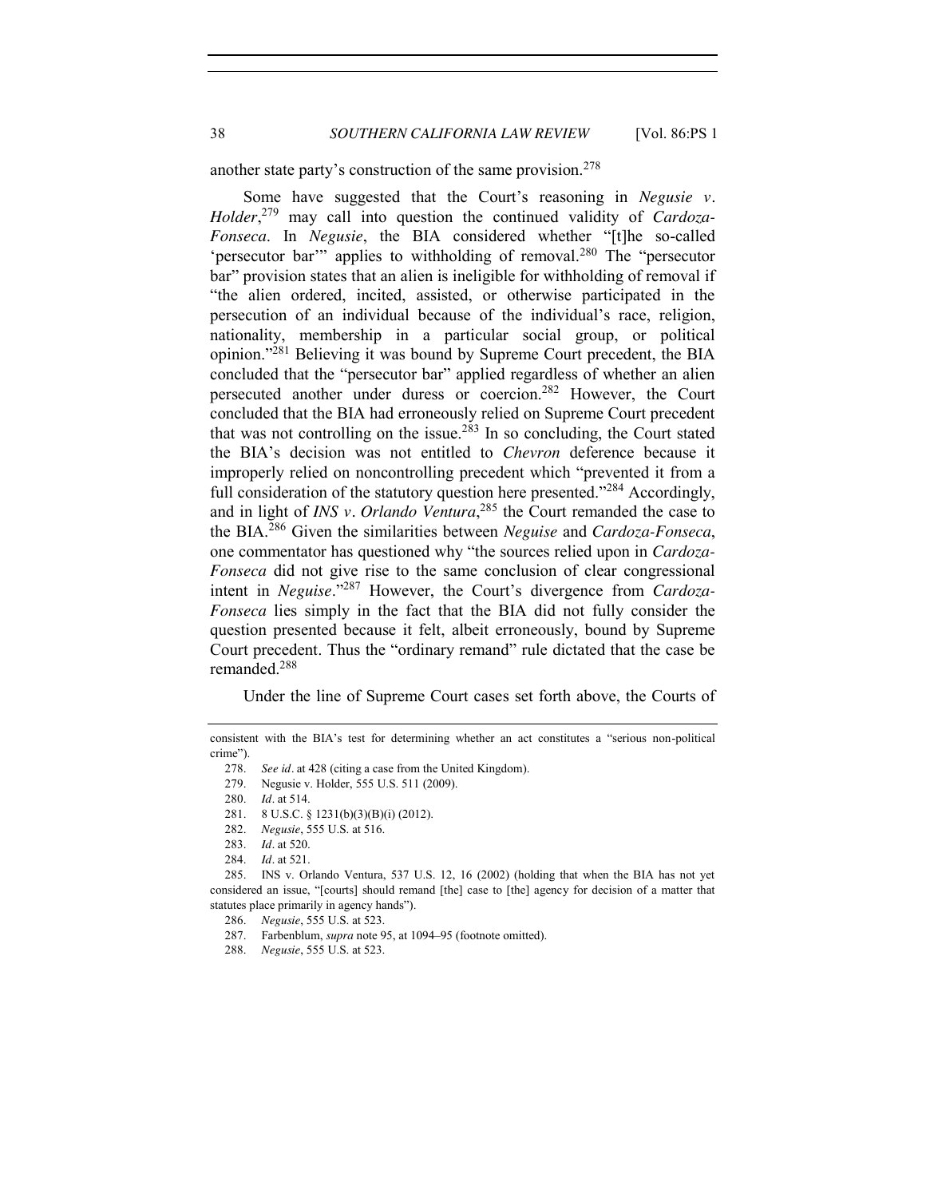another state party's construction of the same provision.[278]

Some have suggested that the Court's reasoning in *Negusie v. Holder*,[279] may call into question the continued validity of *Cardoza-Fonseca*. In *Negusie*, the BIA considered whether "[t]he so-called 'persecutor bar'" applies to withholding of removal.[280] The "persecutor bar" provision states that an alien is ineligible for withholding of removal if "the alien ordered, incited, assisted, or otherwise participated in the persecution of an individual because of the individual's race, religion, nationality, membership in a particular social group, or political opinion."[281] Believing it was bound by Supreme Court precedent, the BIA concluded that the "persecutor bar" applied regardless of whether an alien persecuted another under duress or coercion.[282] However, the Court concluded that the BIA had erroneously relied on Supreme Court precedent that was not controlling on the issue.[283] In so concluding, the Court stated the BIA's decision was not entitled to *Chevron* deference because it improperly relied on noncontrolling precedent which "prevented it from a full consideration of the statutory question here presented."[284] Accordingly, and in light of *INS v. Orlando Ventura*,[285] the Court remanded the case to the BIA.[286] Given the similarities between *Neguise* and *Cardoza-Fonseca*, one commentator has questioned why "the sources relied upon in *Cardoza-Fonseca* did not give rise to the same conclusion of clear congressional intent in *Neguise*."[287] However, the Court's divergence from *Cardoza-Fonseca* lies simply in the fact that the BIA did not fully consider the question presented because it felt, albeit erroneously, bound by Supreme Court precedent. Thus the "ordinary remand" rule dictated that the case be remanded.[288]

Under the line of Supreme Court cases set forth above, the Courts of

---

consistent with the BIA's test for determining whether an act constitutes a "serious non-political crime").

278. *See id*. at 428 (citing a case from the United Kingdom).

279. Negusie v. Holder, 555 U.S. 511 (2009).

280. *Id*. at 514.

281. 8 U.S.C. § 1231(b)(3)(B)(i) (2012).

282. *Negusie*, 555 U.S. at 516.

283. *Id*. at 520.

284. *Id*. at 521.

285. INS v. Orlando Ventura, 537 U.S. 12, 16 (2002) (holding that when the BIA has not yet considered an issue, "[courts] should remand [the] case to [the] agency for decision of a matter that statutes place primarily in agency hands").

286. *Negusie*, 555 U.S. at 523.

287. Farbenblum, *supra* note 95, at 1094–95 (footnote omitted).

288. *Negusie*, 555 U.S. at 523.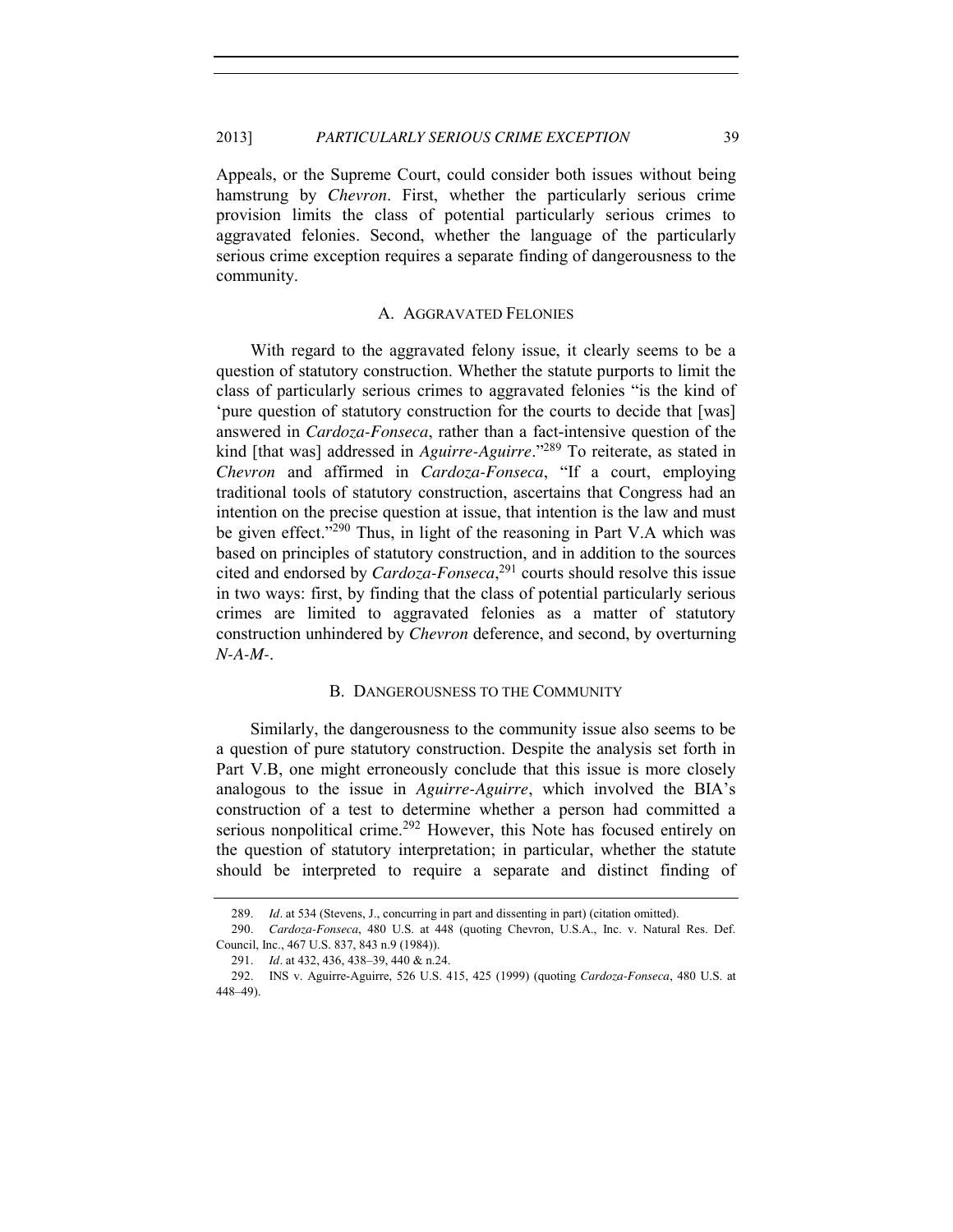Appeals, or the Supreme Court, could consider both issues without being hamstrung by *Chevron*. First, whether the particularly serious crime provision limits the class of potential particularly serious crimes to aggravated felonies. Second, whether the language of the particularly serious crime exception requires a separate finding of dangerousness to the community.

### A. AGGRAVATED FELONIES

With regard to the aggravated felony issue, it clearly seems to be a question of statutory construction. Whether the statute purports to limit the class of particularly serious crimes to aggravated felonies "is the kind of 'pure question of statutory construction for the courts to decide that [was] answered in *Cardoza-Fonseca*, rather than a fact-intensive question of the kind [that was] addressed in *Aguirre-Aguirre*."[289] To reiterate, as stated in *Chevron* and affirmed in *Cardoza-Fonseca*, "If a court, employing traditional tools of statutory construction, ascertains that Congress had an intention on the precise question at issue, that intention is the law and must be given effect."[290] Thus, in light of the reasoning in Part V.A which was based on principles of statutory construction, and in addition to the sources cited and endorsed by *Cardoza-Fonseca*,[291] courts should resolve this issue in two ways: first, by finding that the class of potential particularly serious crimes are limited to aggravated felonies as a matter of statutory construction unhindered by *Chevron* deference, and second, by overturning *N-A-M-*.

### B. DANGEROUSNESS TO THE COMMUNITY

Similarly, the dangerousness to the community issue also seems to be a question of pure statutory construction. Despite the analysis set forth in Part V.B, one might erroneously conclude that this issue is more closely analogous to the issue in *Aguirre-Aguirre*, which involved the BIA's construction of a test to determine whether a person had committed a serious nonpolitical crime.[292] However, this Note has focused entirely on the question of statutory interpretation; in particular, whether the statute should be interpreted to require a separate and distinct finding of

---

289. *Id*. at 534 (Stevens, J., concurring in part and dissenting in part) (citation omitted).

290. *Cardoza-Fonseca*, 480 U.S. at 448 (quoting Chevron, U.S.A., Inc. v. Natural Res. Def. Council, Inc., 467 U.S. 837, 843 n.9 (1984)).

291. *Id*. at 432, 436, 438–39, 440 & n.24.

292. INS v. Aguirre-Aguirre, 526 U.S. 415, 425 (1999) (quoting *Cardoza-Fonseca*, 480 U.S. at 448–49).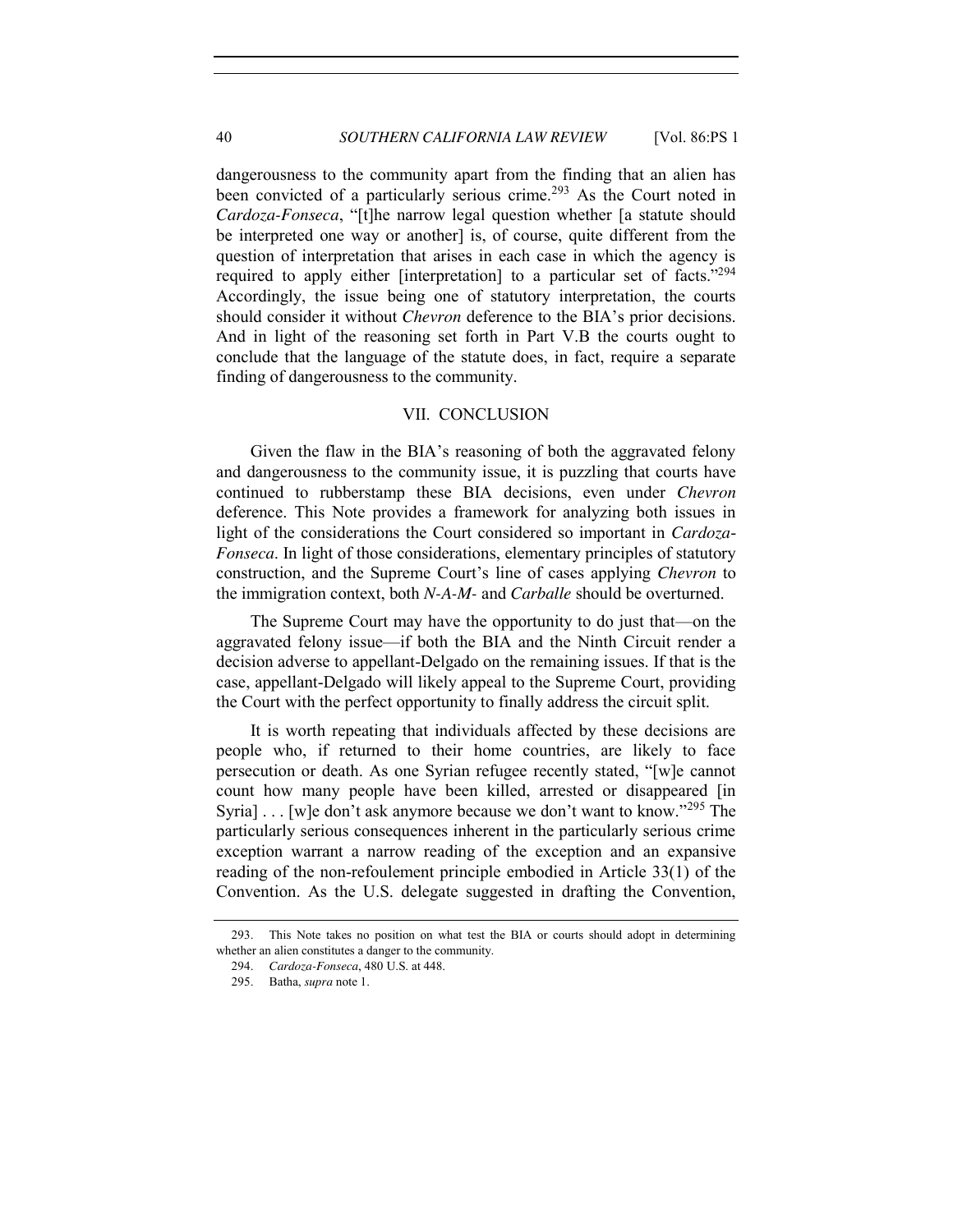dangerousness to the community apart from the finding that an alien has been convicted of a particularly serious crime.[293] As the Court noted in *Cardoza-Fonseca*, "[t]he narrow legal question whether [a statute should be interpreted one way or another] is, of course, quite different from the question of interpretation that arises in each case in which the agency is required to apply either [interpretation] to a particular set of facts."[294] Accordingly, the issue being one of statutory interpretation, the courts should consider it without *Chevron* deference to the BIA's prior decisions. And in light of the reasoning set forth in Part V.B the courts ought to conclude that the language of the statute does, in fact, require a separate finding of dangerousness to the community.

## VII. CONCLUSION

Given the flaw in the BIA's reasoning of both the aggravated felony and dangerousness to the community issue, it is puzzling that courts have continued to rubberstamp these BIA decisions, even under *Chevron* deference. This Note provides a framework for analyzing both issues in light of the considerations the Court considered so important in *Cardoza-Fonseca*. In light of those considerations, elementary principles of statutory construction, and the Supreme Court's line of cases applying *Chevron* to the immigration context, both *N-A-M-* and *Carballe* should be overturned.

The Supreme Court may have the opportunity to do just that—on the aggravated felony issue—if both the BIA and the Ninth Circuit render a decision adverse to appellant-Delgado on the remaining issues. If that is the case, appellant-Delgado will likely appeal to the Supreme Court, providing the Court with the perfect opportunity to finally address the circuit split.

It is worth repeating that individuals affected by these decisions are people who, if returned to their home countries, are likely to face persecution or death. As one Syrian refugee recently stated, "[w]e cannot count how many people have been killed, arrested or disappeared [in Syria] . . . [w]e don't ask anymore because we don't want to know."[295] The particularly serious consequences inherent in the particularly serious crime exception warrant a narrow reading of the exception and an expansive reading of the non-refoulement principle embodied in Article 33(1) of the Convention. As the U.S. delegate suggested in drafting the Convention,

---

293. This Note takes no position on what test the BIA or courts should adopt in determining whether an alien constitutes a danger to the community.

294. *Cardoza-Fonseca*, 480 U.S. at 448.

295. Batha, *supra* note 1.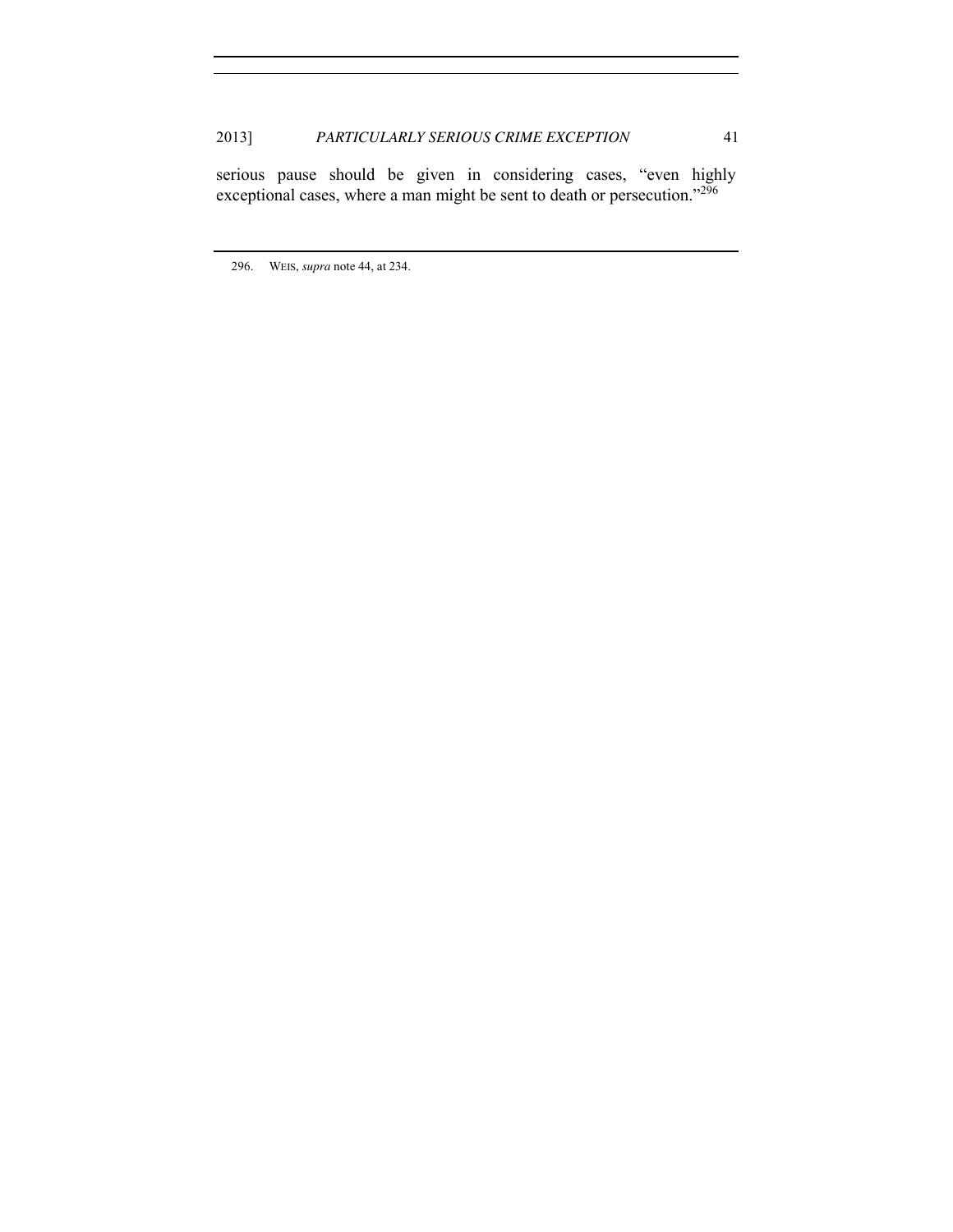serious pause should be given in considering cases, "even highly exceptional cases, where a man might be sent to death or persecution."[296]

---

296. WEIS, *supra* note 44, at 234.